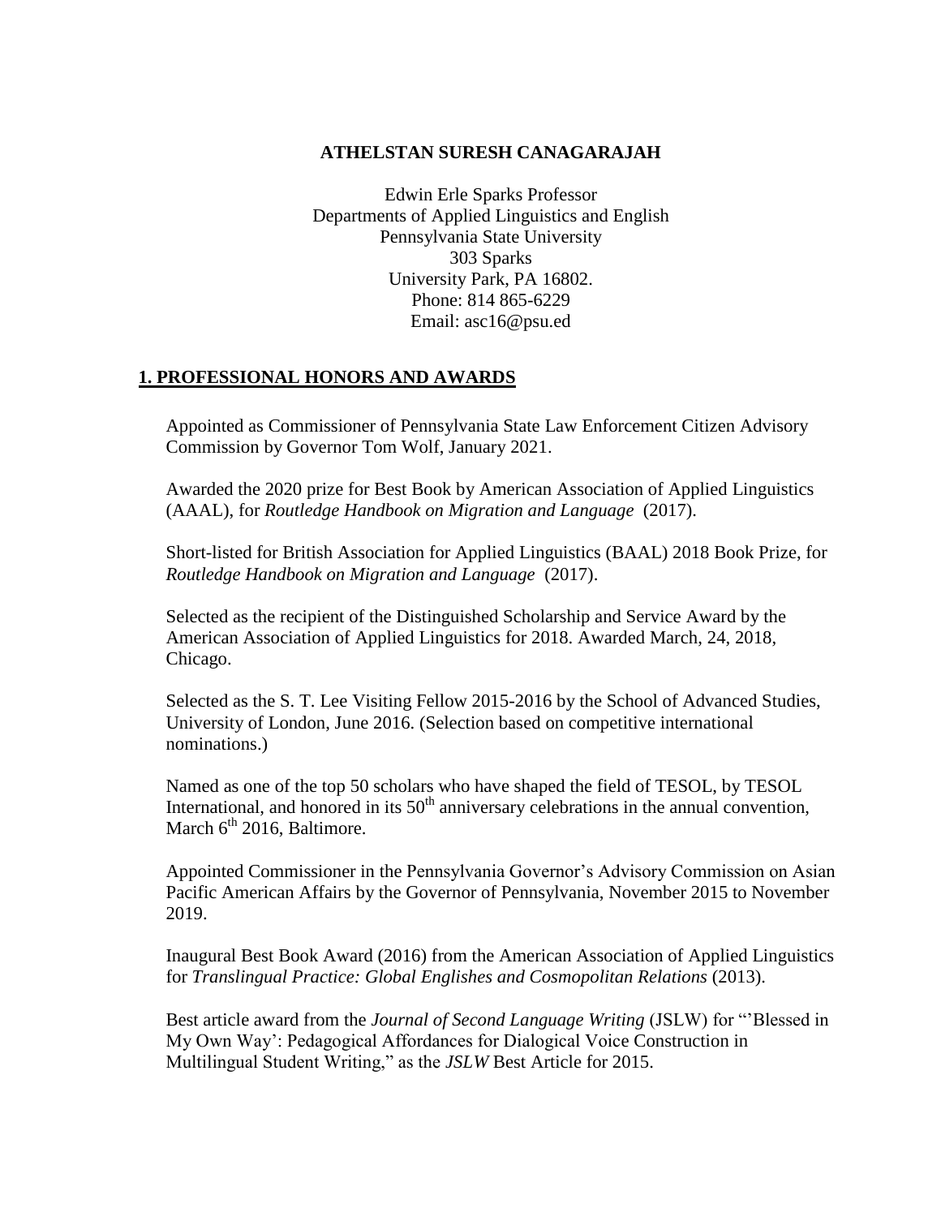# ATHELSTAN SURESH CANAGARAJAH

Edwin Erle Sparks Professor
Departments of Applied Linguistics and English
Pennsylvania State University
303 Sparks
University Park, PA 16802.
Phone: 814 865-6229
Email: asc16@psu.ed

## 1. PROFESSIONAL HONORS AND AWARDS

Appointed as Commissioner of Pennsylvania State Law Enforcement Citizen Advisory Commission by Governor Tom Wolf, January 2021.

Awarded the 2020 prize for Best Book by American Association of Applied Linguistics (AAAL), for *Routledge Handbook on Migration and Language* (2017).

Short-listed for British Association for Applied Linguistics (BAAL) 2018 Book Prize, for *Routledge Handbook on Migration and Language* (2017).

Selected as the recipient of the Distinguished Scholarship and Service Award by the American Association of Applied Linguistics for 2018. Awarded March, 24, 2018, Chicago.

Selected as the S. T. Lee Visiting Fellow 2015-2016 by the School of Advanced Studies, University of London, June 2016. (Selection based on competitive international nominations.)

Named as one of the top 50 scholars who have shaped the field of TESOL, by TESOL International, and honored in its 50th anniversary celebrations in the annual convention, March 6th 2016, Baltimore.

Appointed Commissioner in the Pennsylvania Governor's Advisory Commission on Asian Pacific American Affairs by the Governor of Pennsylvania, November 2015 to November 2019.

Inaugural Best Book Award (2016) from the American Association of Applied Linguistics for *Translingual Practice: Global Englishes and Cosmopolitan Relations* (2013).

Best article award from the *Journal of Second Language Writing* (JSLW) for "'Blessed in My Own Way': Pedagogical Affordances for Dialogical Voice Construction in Multilingual Student Writing," as the *JSLW* Best Article for 2015.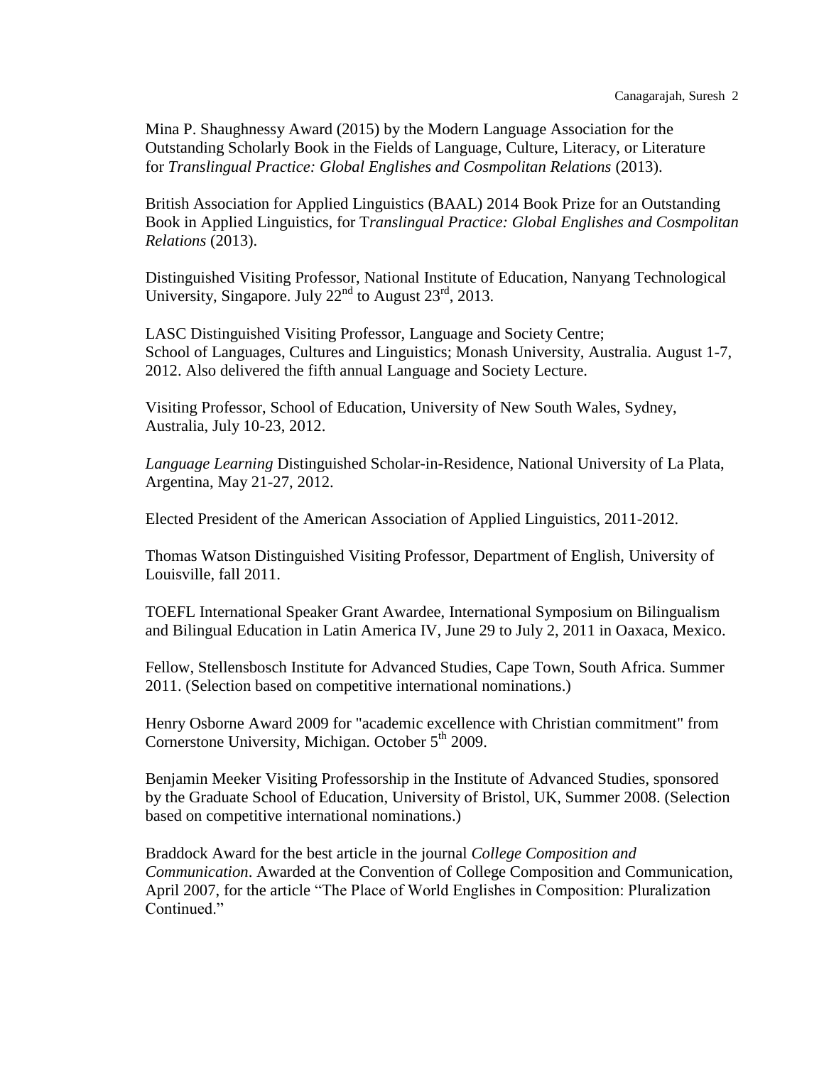Mina P. Shaughnessy Award (2015) by the Modern Language Association for the Outstanding Scholarly Book in the Fields of Language, Culture, Literacy, or Literature for *Translingual Practice: Global Englishes and Cosmpolitan Relations* (2013).

British Association for Applied Linguistics (BAAL) 2014 Book Prize for an Outstanding Book in Applied Linguistics, for T*ranslingual Practice: Global Englishes and Cosmpolitan Relations* (2013).

Distinguished Visiting Professor, National Institute of Education, Nanyang Technological University, Singapore. July 22nd to August 23rd, 2013.

LASC Distinguished Visiting Professor, Language and Society Centre; School of Languages, Cultures and Linguistics; Monash University, Australia. August 1-7, 2012. Also delivered the fifth annual Language and Society Lecture.

Visiting Professor, School of Education, University of New South Wales, Sydney, Australia, July 10-23, 2012.

*Language Learning* Distinguished Scholar-in-Residence, National University of La Plata, Argentina, May 21-27, 2012.

Elected President of the American Association of Applied Linguistics, 2011-2012.

Thomas Watson Distinguished Visiting Professor, Department of English, University of Louisville, fall 2011.

TOEFL International Speaker Grant Awardee, International Symposium on Bilingualism and Bilingual Education in Latin America IV, June 29 to July 2, 2011 in Oaxaca, Mexico.

Fellow, Stellensbosch Institute for Advanced Studies, Cape Town, South Africa. Summer 2011. (Selection based on competitive international nominations.)

Henry Osborne Award 2009 for "academic excellence with Christian commitment" from Cornerstone University, Michigan. October 5th 2009.

Benjamin Meeker Visiting Professorship in the Institute of Advanced Studies, sponsored by the Graduate School of Education, University of Bristol, UK, Summer 2008. (Selection based on competitive international nominations.)

Braddock Award for the best article in the journal *College Composition and Communication*. Awarded at the Convention of College Composition and Communication, April 2007, for the article "The Place of World Englishes in Composition: Pluralization Continued."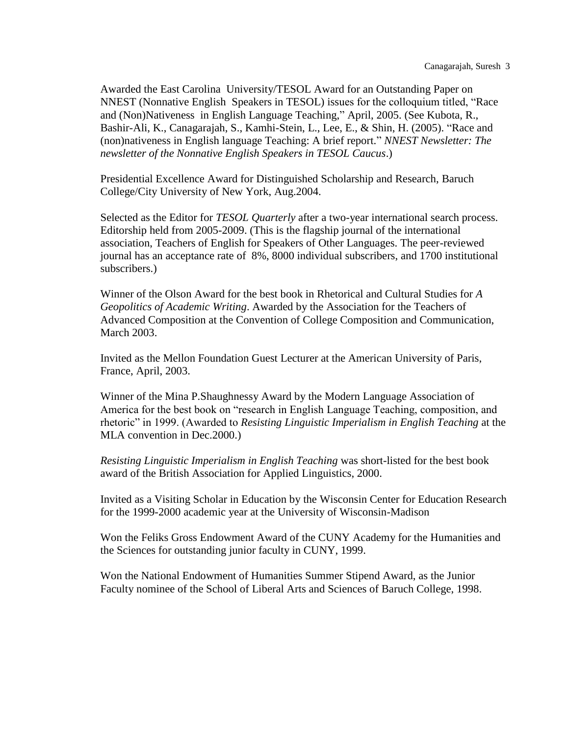Awarded the East Carolina University/TESOL Award for an Outstanding Paper on NNEST (Nonnative English Speakers in TESOL) issues for the colloquium titled, "Race and (Non)Nativeness in English Language Teaching," April, 2005. (See Kubota, R., Bashir-Ali, K., Canagarajah, S., Kamhi-Stein, L., Lee, E., & Shin, H. (2005). "Race and (non)nativeness in English language Teaching: A brief report." *NNEST Newsletter: The newsletter of the Nonnative English Speakers in TESOL Caucus*.)

Presidential Excellence Award for Distinguished Scholarship and Research, Baruch College/City University of New York, Aug.2004.

Selected as the Editor for *TESOL Quarterly* after a two-year international search process. Editorship held from 2005-2009. (This is the flagship journal of the international association, Teachers of English for Speakers of Other Languages. The peer-reviewed journal has an acceptance rate of 8%, 8000 individual subscribers, and 1700 institutional subscribers.)

Winner of the Olson Award for the best book in Rhetorical and Cultural Studies for *A Geopolitics of Academic Writing*. Awarded by the Association for the Teachers of Advanced Composition at the Convention of College Composition and Communication, March 2003.

Invited as the Mellon Foundation Guest Lecturer at the American University of Paris, France, April, 2003.

Winner of the Mina P.Shaughnessy Award by the Modern Language Association of America for the best book on "research in English Language Teaching, composition, and rhetoric" in 1999. (Awarded to *Resisting Linguistic Imperialism in English Teaching* at the MLA convention in Dec.2000.)

*Resisting Linguistic Imperialism in English Teaching* was short-listed for the best book award of the British Association for Applied Linguistics, 2000.

Invited as a Visiting Scholar in Education by the Wisconsin Center for Education Research for the 1999-2000 academic year at the University of Wisconsin-Madison

Won the Feliks Gross Endowment Award of the CUNY Academy for the Humanities and the Sciences for outstanding junior faculty in CUNY, 1999.

Won the National Endowment of Humanities Summer Stipend Award, as the Junior Faculty nominee of the School of Liberal Arts and Sciences of Baruch College, 1998.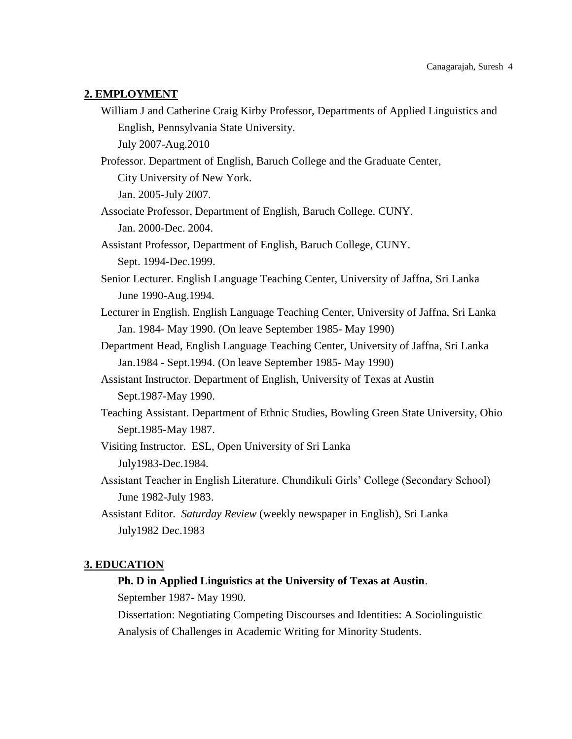## 2. EMPLOYMENT

William J and Catherine Craig Kirby Professor, Departments of Applied Linguistics and English, Pennsylvania State University.
July 2007-Aug.2010

Professor. Department of English, Baruch College and the Graduate Center, City University of New York.
Jan. 2005-July 2007.

Associate Professor, Department of English, Baruch College. CUNY.
Jan. 2000-Dec. 2004.

Assistant Professor, Department of English, Baruch College, CUNY.
Sept. 1994-Dec.1999.

Senior Lecturer. English Language Teaching Center, University of Jaffna, Sri Lanka
June 1990-Aug.1994.

Lecturer in English. English Language Teaching Center, University of Jaffna, Sri Lanka
Jan. 1984- May 1990. (On leave September 1985- May 1990)

Department Head, English Language Teaching Center, University of Jaffna, Sri Lanka
Jan.1984 - Sept.1994. (On leave September 1985- May 1990)

Assistant Instructor. Department of English, University of Texas at Austin
Sept.1987-May 1990.

Teaching Assistant. Department of Ethnic Studies, Bowling Green State University, Ohio
Sept.1985-May 1987.

Visiting Instructor. ESL, Open University of Sri Lanka
July1983-Dec.1984.

Assistant Teacher in English Literature. Chundikuli Girls' College (Secondary School)
June 1982-July 1983.

Assistant Editor. *Saturday Review* (weekly newspaper in English), Sri Lanka
July1982 Dec.1983

## 3. EDUCATION

**Ph. D in Applied Linguistics at the University of Texas at Austin**.
September 1987- May 1990.
Dissertation: Negotiating Competing Discourses and Identities: A Sociolinguistic Analysis of Challenges in Academic Writing for Minority Students.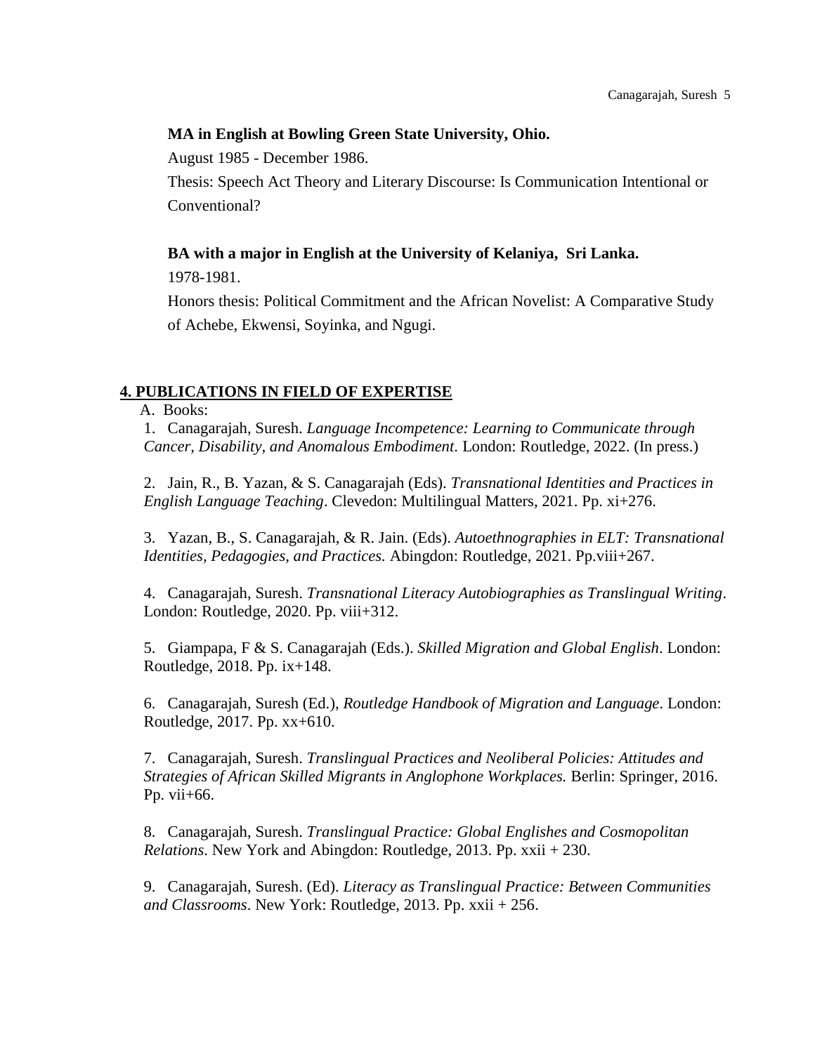**MA in English at Bowling Green State University, Ohio.**

August 1985 - December 1986.

Thesis: Speech Act Theory and Literary Discourse: Is Communication Intentional or Conventional?

**BA with a major in English at the University of Kelaniya, Sri Lanka.**

1978-1981.

Honors thesis: Political Commitment and the African Novelist: A Comparative Study of Achebe, Ekwensi, Soyinka, and Ngugi.

## 4. PUBLICATIONS IN FIELD OF EXPERTISE

A. Books:

1. Canagarajah, Suresh. *Language Incompetence: Learning to Communicate through Cancer, Disability, and Anomalous Embodiment*. London: Routledge, 2022. (In press.)

2. Jain, R., B. Yazan, & S. Canagarajah (Eds). *Transnational Identities and Practices in English Language Teaching*. Clevedon: Multilingual Matters, 2021. Pp. xi+276.

3. Yazan, B., S. Canagarajah, & R. Jain. (Eds). *Autoethnographies in ELT: Transnational Identities, Pedagogies, and Practices.* Abingdon: Routledge, 2021. Pp.viii+267.

4. Canagarajah, Suresh. *Transnational Literacy Autobiographies as Translingual Writing*. London: Routledge, 2020. Pp. viii+312.

5. Giampapa, F & S. Canagarajah (Eds.). *Skilled Migration and Global English*. London: Routledge, 2018. Pp. ix+148.

6. Canagarajah, Suresh (Ed.), *Routledge Handbook of Migration and Language*. London: Routledge, 2017. Pp. xx+610.

7. Canagarajah, Suresh. *Translingual Practices and Neoliberal Policies: Attitudes and Strategies of African Skilled Migrants in Anglophone Workplaces.* Berlin: Springer, 2016. Pp. vii+66.

8. Canagarajah, Suresh. *Translingual Practice: Global Englishes and Cosmopolitan Relations*. New York and Abingdon: Routledge, 2013. Pp. xxii + 230.

9. Canagarajah, Suresh. (Ed). *Literacy as Translingual Practice: Between Communities and Classrooms*. New York: Routledge, 2013. Pp. xxii + 256.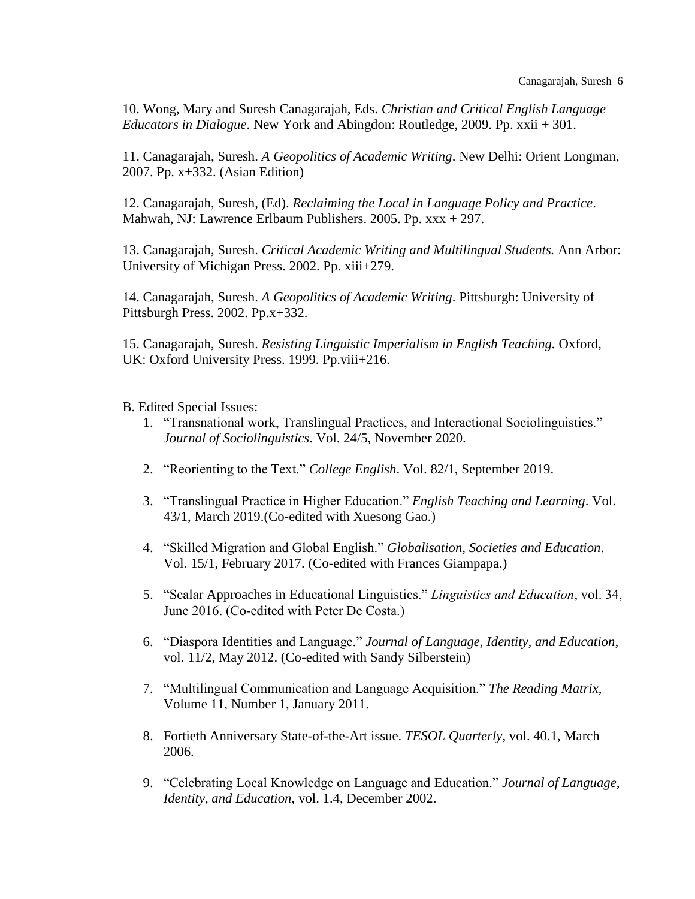10. Wong, Mary and Suresh Canagarajah, Eds. *Christian and Critical English Language Educators in Dialogue*. New York and Abingdon: Routledge, 2009. Pp. xxii + 301.

11. Canagarajah, Suresh. *A Geopolitics of Academic Writing*. New Delhi: Orient Longman, 2007. Pp. x+332. (Asian Edition)

12. Canagarajah, Suresh, (Ed). *Reclaiming the Local in Language Policy and Practice*. Mahwah, NJ: Lawrence Erlbaum Publishers. 2005. Pp. xxx + 297.

13. Canagarajah, Suresh. *Critical Academic Writing and Multilingual Students.* Ann Arbor: University of Michigan Press. 2002. Pp. xiii+279.

14. Canagarajah, Suresh. *A Geopolitics of Academic Writing*. Pittsburgh: University of Pittsburgh Press. 2002. Pp.x+332.

15. Canagarajah, Suresh. *Resisting Linguistic Imperialism in English Teaching.* Oxford, UK: Oxford University Press. 1999. Pp.viii+216.

B. Edited Special Issues:

1. "Transnational work, Translingual Practices, and Interactional Sociolinguistics." *Journal of Sociolinguistics*. Vol. 24/5, November 2020.

2. "Reorienting to the Text." *College English*. Vol. 82/1, September 2019.

3. "Translingual Practice in Higher Education." *English Teaching and Learning*. Vol. 43/1, March 2019.(Co-edited with Xuesong Gao.)

4. "Skilled Migration and Global English." *Globalisation, Societies and Education*. Vol. 15/1, February 2017. (Co-edited with Frances Giampapa.)

5. "Scalar Approaches in Educational Linguistics." *Linguistics and Education*, vol. 34, June 2016. (Co-edited with Peter De Costa.)

6. "Diaspora Identities and Language." *Journal of Language, Identity, and Education*, vol. 11/2, May 2012. (Co-edited with Sandy Silberstein)

7. "Multilingual Communication and Language Acquisition." *The Reading Matrix*, Volume 11, Number 1, January 2011.

8. Fortieth Anniversary State-of-the-Art issue. *TESOL Quarterly*, vol. 40.1, March 2006.

9. "Celebrating Local Knowledge on Language and Education." *Journal of Language, Identity, and Education*, vol. 1.4, December 2002.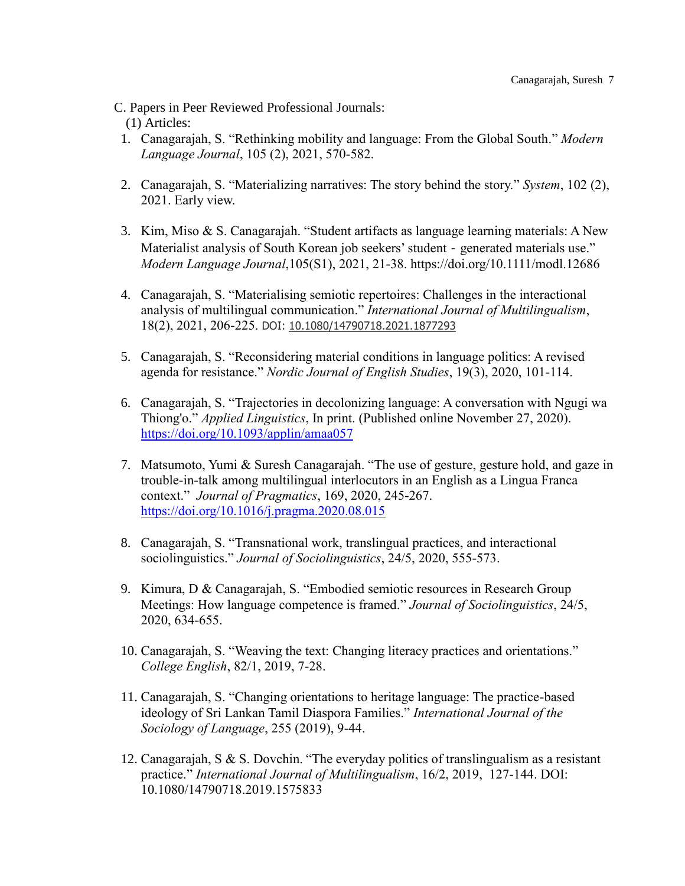C. Papers in Peer Reviewed Professional Journals:

(1) Articles:

1. Canagarajah, S. "Rethinking mobility and language: From the Global South." *Modern Language Journal*, 105 (2), 2021, 570-582.

2. Canagarajah, S. "Materializing narratives: The story behind the story." *System*, 102 (2), 2021. Early view.

3. Kim, Miso & S. Canagarajah. "Student artifacts as language learning materials: A New Materialist analysis of South Korean job seekers' student‐generated materials use." *Modern Language Journal*,105(S1), 2021, 21-38. https://doi.org/10.1111/modl.12686

4. Canagarajah, S. "Materialising semiotic repertoires: Challenges in the interactional analysis of multilingual communication." *International Journal of Multilingualism*, 18(2), 2021, 206-225. DOI: 10.1080/14790718.2021.1877293

5. Canagarajah, S. "Reconsidering material conditions in language politics: A revised agenda for resistance." *Nordic Journal of English Studies*, 19(3), 2020, 101-114.

6. Canagarajah, S. "Trajectories in decolonizing language: A conversation with Ngugi wa Thiong'o." *Applied Linguistics*, In print. (Published online November 27, 2020). https://doi.org/10.1093/applin/amaa057

7. Matsumoto, Yumi & Suresh Canagarajah. "The use of gesture, gesture hold, and gaze in trouble-in-talk among multilingual interlocutors in an English as a Lingua Franca context." *Journal of Pragmatics*, 169, 2020, 245-267. https://doi.org/10.1016/j.pragma.2020.08.015

8. Canagarajah, S. "Transnational work, translingual practices, and interactional sociolinguistics." *Journal of Sociolinguistics*, 24/5, 2020, 555-573.

9. Kimura, D & Canagarajah, S. "Embodied semiotic resources in Research Group Meetings: How language competence is framed." *Journal of Sociolinguistics*, 24/5, 2020, 634-655.

10. Canagarajah, S. "Weaving the text: Changing literacy practices and orientations." *College English*, 82/1, 2019, 7-28.

11. Canagarajah, S. "Changing orientations to heritage language: The practice-based ideology of Sri Lankan Tamil Diaspora Families." *International Journal of the Sociology of Language*, 255 (2019), 9-44.

12. Canagarajah, S & S. Dovchin. "The everyday politics of translingualism as a resistant practice." *International Journal of Multilingualism*, 16/2, 2019, 127-144. DOI: 10.1080/14790718.2019.1575833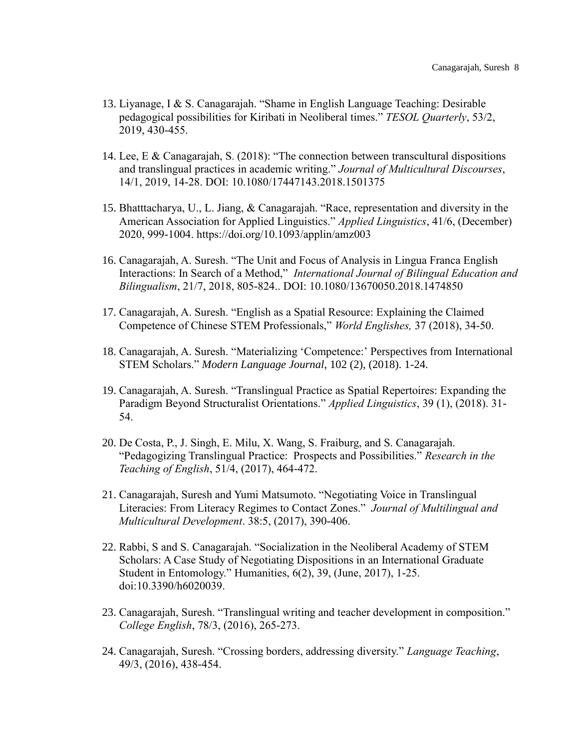13. Liyanage, I & S. Canagarajah. “Shame in English Language Teaching: Desirable pedagogical possibilities for Kiribati in Neoliberal times.” *TESOL Quarterly*, 53/2, 2019, 430-455.

14. Lee, E & Canagarajah, S. (2018): “The connection between transcultural dispositions and translingual practices in academic writing.” *Journal of Multicultural Discourses*, 14/1, 2019, 14-28. DOI: 10.1080/17447143.2018.1501375

15. Bhatttacharya, U., L. Jiang, & Canagarajah. “Race, representation and diversity in the American Association for Applied Linguistics.” *Applied Linguistics*, 41/6, (December) 2020, 999-1004. https://doi.org/10.1093/applin/amz003

16. Canagarajah, A. Suresh. “The Unit and Focus of Analysis in Lingua Franca English Interactions: In Search of a Method,” *International Journal of Bilingual Education and Bilingualism*, 21/7, 2018, 805-824.. DOI: 10.1080/13670050.2018.1474850

17. Canagarajah, A. Suresh. “English as a Spatial Resource: Explaining the Claimed Competence of Chinese STEM Professionals,” *World Englishes,* 37 (2018), 34-50.

18. Canagarajah, A. Suresh. “Materializing ‘Competence:’ Perspectives from International STEM Scholars.” *Modern Language Journal*, 102 (2), (2018). 1-24.

19. Canagarajah, A. Suresh. “Translingual Practice as Spatial Repertoires: Expanding the Paradigm Beyond Structuralist Orientations.” *Applied Linguistics*, 39 (1), (2018). 31-54.

20. De Costa, P., J. Singh, E. Milu, X. Wang, S. Fraiburg, and S. Canagarajah. “Pedagogizing Translingual Practice: Prospects and Possibilities.” *Research in the Teaching of English*, 51/4, (2017), 464-472.

21. Canagarajah, Suresh and Yumi Matsumoto. “Negotiating Voice in Translingual Literacies: From Literacy Regimes to Contact Zones.” *Journal of Multilingual and Multicultural Development*. 38:5, (2017), 390-406.

22. Rabbi, S and S. Canagarajah. “Socialization in the Neoliberal Academy of STEM Scholars: A Case Study of Negotiating Dispositions in an International Graduate Student in Entomology.” Humanities, 6(2), 39, (June, 2017), 1-25. doi:10.3390/h6020039.

23. Canagarajah, Suresh. “Translingual writing and teacher development in composition.” *College English*, 78/3, (2016), 265-273.

24. Canagarajah, Suresh. “Crossing borders, addressing diversity.” *Language Teaching*, 49/3, (2016), 438-454.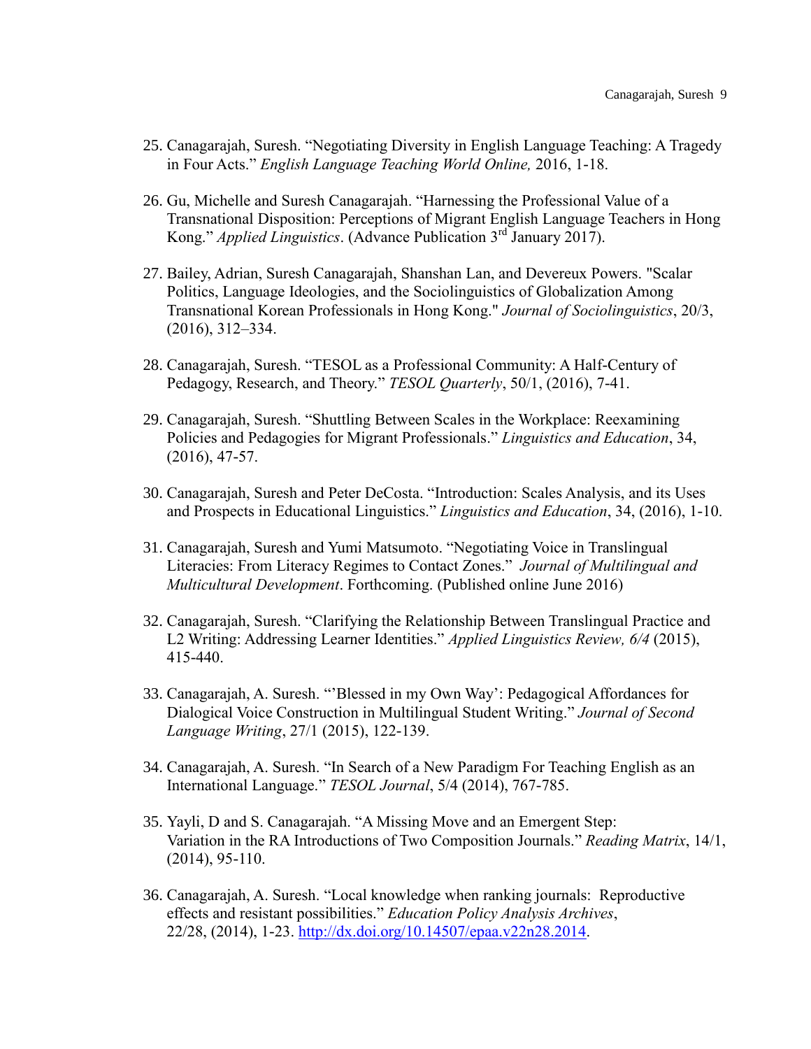25. Canagarajah, Suresh. "Negotiating Diversity in English Language Teaching: A Tragedy in Four Acts." *English Language Teaching World Online,* 2016, 1-18.

26. Gu, Michelle and Suresh Canagarajah. "Harnessing the Professional Value of a Transnational Disposition: Perceptions of Migrant English Language Teachers in Hong Kong." *Applied Linguistics*. (Advance Publication 3rd January 2017).

27. Bailey, Adrian, Suresh Canagarajah, Shanshan Lan, and Devereux Powers. "Scalar Politics, Language Ideologies, and the Sociolinguistics of Globalization Among Transnational Korean Professionals in Hong Kong." *Journal of Sociolinguistics*, 20/3, (2016), 312–334.

28. Canagarajah, Suresh. "TESOL as a Professional Community: A Half-Century of Pedagogy, Research, and Theory." *TESOL Quarterly*, 50/1, (2016), 7-41.

29. Canagarajah, Suresh. "Shuttling Between Scales in the Workplace: Reexamining Policies and Pedagogies for Migrant Professionals." *Linguistics and Education*, 34, (2016), 47-57.

30. Canagarajah, Suresh and Peter DeCosta. "Introduction: Scales Analysis, and its Uses and Prospects in Educational Linguistics." *Linguistics and Education*, 34, (2016), 1-10.

31. Canagarajah, Suresh and Yumi Matsumoto. "Negotiating Voice in Translingual Literacies: From Literacy Regimes to Contact Zones." *Journal of Multilingual and Multicultural Development*. Forthcoming. (Published online June 2016)

32. Canagarajah, Suresh. "Clarifying the Relationship Between Translingual Practice and L2 Writing: Addressing Learner Identities." *Applied Linguistics Review, 6/4* (2015), 415-440.

33. Canagarajah, A. Suresh. "'Blessed in my Own Way': Pedagogical Affordances for Dialogical Voice Construction in Multilingual Student Writing." *Journal of Second Language Writing*, 27/1 (2015), 122-139.

34. Canagarajah, A. Suresh. "In Search of a New Paradigm For Teaching English as an International Language." *TESOL Journal*, 5/4 (2014), 767-785.

35. Yayli, D and S. Canagarajah. "A Missing Move and an Emergent Step: Variation in the RA Introductions of Two Composition Journals." *Reading Matrix*, 14/1, (2014), 95-110.

36. Canagarajah, A. Suresh. "Local knowledge when ranking journals: Reproductive effects and resistant possibilities." *Education Policy Analysis Archives*, 22/28, (2014), 1-23. http://dx.doi.org/10.14507/epaa.v22n28.2014.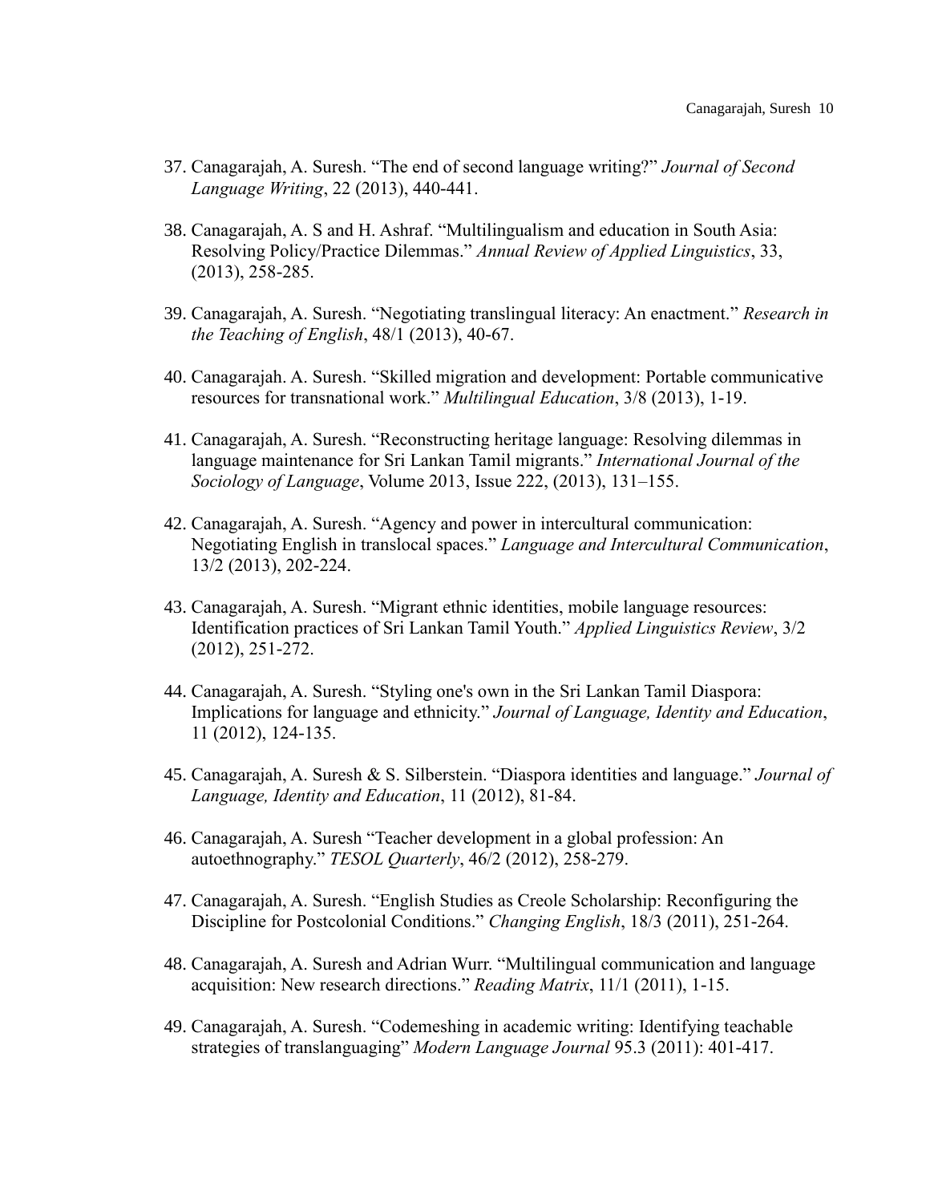37. Canagarajah, A. Suresh. "The end of second language writing?" *Journal of Second Language Writing*, 22 (2013), 440-441.

38. Canagarajah, A. S and H. Ashraf. "Multilingualism and education in South Asia: Resolving Policy/Practice Dilemmas." *Annual Review of Applied Linguistics*, 33, (2013), 258-285.

39. Canagarajah, A. Suresh. "Negotiating translingual literacy: An enactment." *Research in the Teaching of English*, 48/1 (2013), 40-67.

40. Canagarajah. A. Suresh. "Skilled migration and development: Portable communicative resources for transnational work." *Multilingual Education*, 3/8 (2013), 1-19.

41. Canagarajah, A. Suresh. "Reconstructing heritage language: Resolving dilemmas in language maintenance for Sri Lankan Tamil migrants." *International Journal of the Sociology of Language*, Volume 2013, Issue 222, (2013), 131–155.

42. Canagarajah, A. Suresh. "Agency and power in intercultural communication: Negotiating English in translocal spaces." *Language and Intercultural Communication*, 13/2 (2013), 202-224.

43. Canagarajah, A. Suresh. "Migrant ethnic identities, mobile language resources: Identification practices of Sri Lankan Tamil Youth." *Applied Linguistics Review*, 3/2 (2012), 251-272.

44. Canagarajah, A. Suresh. "Styling one's own in the Sri Lankan Tamil Diaspora: Implications for language and ethnicity." *Journal of Language, Identity and Education*, 11 (2012), 124-135.

45. Canagarajah, A. Suresh & S. Silberstein. "Diaspora identities and language." *Journal of Language, Identity and Education*, 11 (2012), 81-84.

46. Canagarajah, A. Suresh "Teacher development in a global profession: An autoethnography." *TESOL Quarterly*, 46/2 (2012), 258-279.

47. Canagarajah, A. Suresh. "English Studies as Creole Scholarship: Reconfiguring the Discipline for Postcolonial Conditions." *Changing English*, 18/3 (2011), 251-264.

48. Canagarajah, A. Suresh and Adrian Wurr. "Multilingual communication and language acquisition: New research directions." *Reading Matrix*, 11/1 (2011), 1-15.

49. Canagarajah, A. Suresh. "Codemeshing in academic writing: Identifying teachable strategies of translanguaging" *Modern Language Journal* 95.3 (2011): 401-417.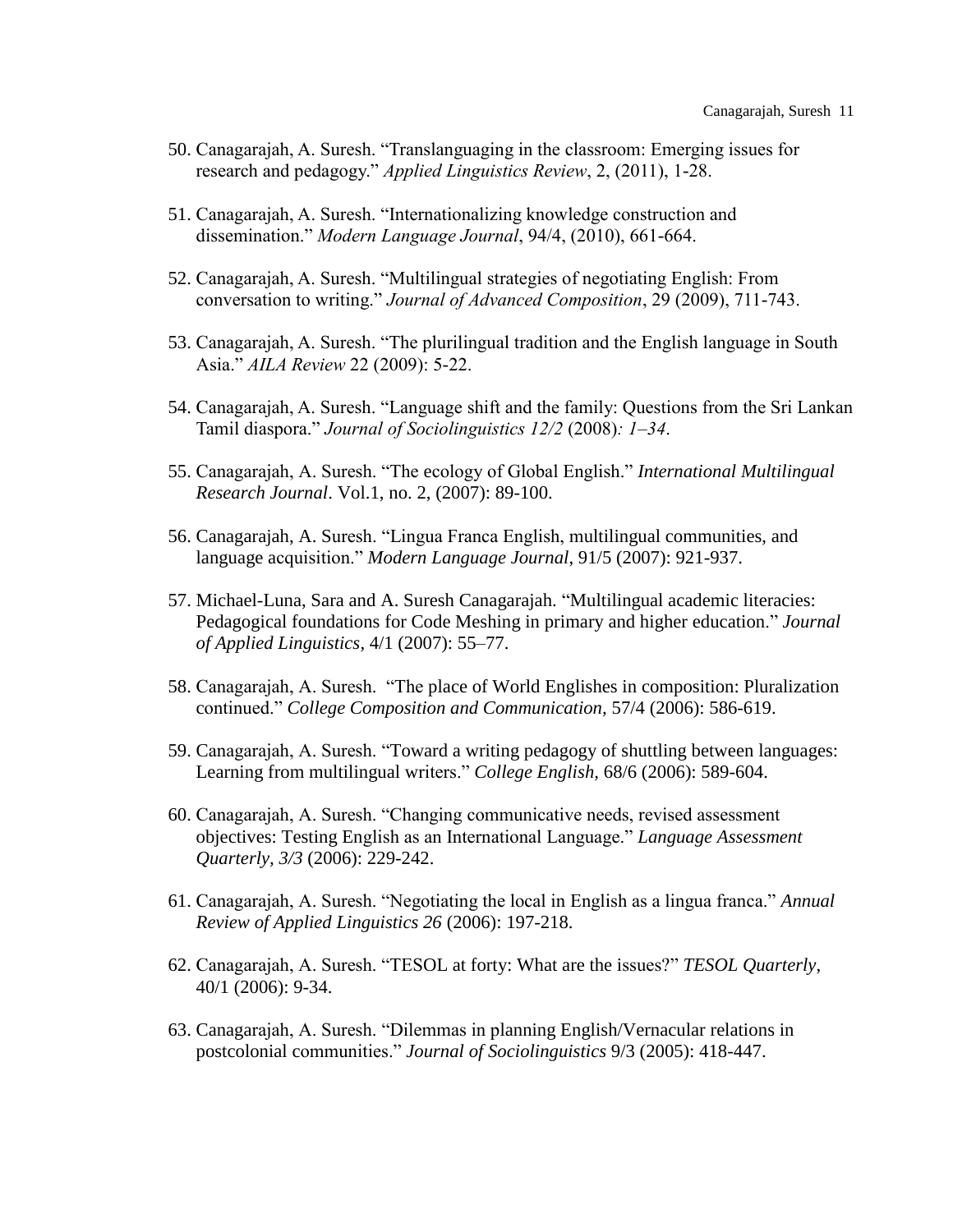50. Canagarajah, A. Suresh. “Translanguaging in the classroom: Emerging issues for research and pedagogy.” *Applied Linguistics Review*, 2, (2011), 1-28.

51. Canagarajah, A. Suresh. “Internationalizing knowledge construction and dissemination.” *Modern Language Journal*, 94/4, (2010), 661-664.

52. Canagarajah, A. Suresh. “Multilingual strategies of negotiating English: From conversation to writing.” *Journal of Advanced Composition*, 29 (2009), 711-743.

53. Canagarajah, A. Suresh. “The plurilingual tradition and the English language in South Asia.” *AILA Review* 22 (2009): 5-22.

54. Canagarajah, A. Suresh. “Language shift and the family: Questions from the Sri Lankan Tamil diaspora.” *Journal of Sociolinguistics 12/2* (2008)*: 1–34*.

55. Canagarajah, A. Suresh. “The ecology of Global English.” *International Multilingual Research Journal*. Vol.1, no. 2, (2007): 89-100.

56. Canagarajah, A. Suresh. “Lingua Franca English, multilingual communities, and language acquisition.” *Modern Language Journal,* 91/5 (2007): 921-937.

57. Michael-Luna, Sara and A. Suresh Canagarajah. “Multilingual academic literacies: Pedagogical foundations for Code Meshing in primary and higher education.” *Journal of Applied Linguistics,* 4/1 (2007): 55–77.

58. Canagarajah, A. Suresh. “The place of World Englishes in composition: Pluralization continued.” *College Composition and Communication,* 57/4 (2006): 586-619.

59. Canagarajah, A. Suresh. “Toward a writing pedagogy of shuttling between languages: Learning from multilingual writers.” *College English,* 68/6 (2006): 589-604.

60. Canagarajah, A. Suresh. “Changing communicative needs, revised assessment objectives: Testing English as an International Language.” *Language Assessment Quarterly, 3/3* (2006): 229-242.

61. Canagarajah, A. Suresh. “Negotiating the local in English as a lingua franca.” *Annual Review of Applied Linguistics 26* (2006): 197-218.

62. Canagarajah, A. Suresh. “TESOL at forty: What are the issues?” *TESOL Quarterly*, 40/1 (2006): 9-34.

63. Canagarajah, A. Suresh. “Dilemmas in planning English/Vernacular relations in postcolonial communities.” *Journal of Sociolinguistics* 9/3 (2005): 418-447.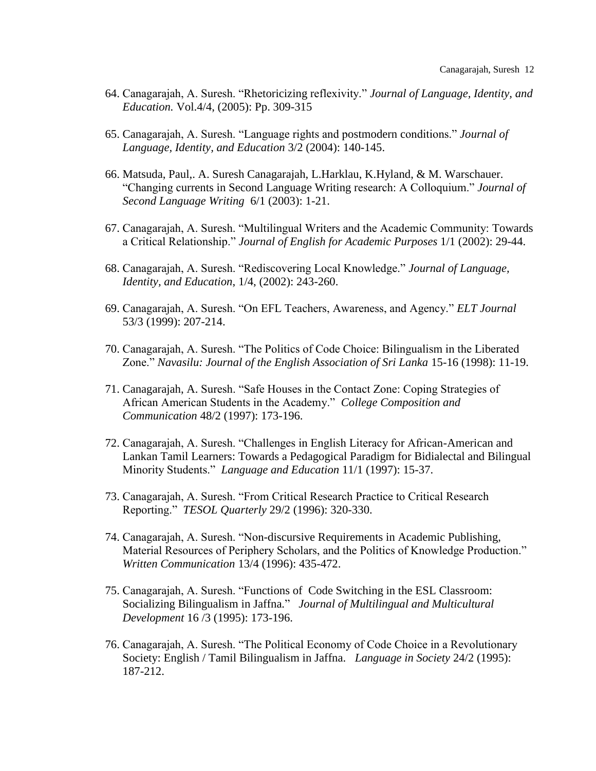64. Canagarajah, A. Suresh. "Rhetoricizing reflexivity." *Journal of Language, Identity, and Education.* Vol.4/4, (2005): Pp. 309-315

65. Canagarajah, A. Suresh. "Language rights and postmodern conditions." *Journal of Language, Identity, and Education* 3/2 (2004): 140-145.

66. Matsuda, Paul,. A. Suresh Canagarajah, L.Harklau, K.Hyland, & M. Warschauer. "Changing currents in Second Language Writing research: A Colloquium." *Journal of Second Language Writing* 6/1 (2003): 1-21.

67. Canagarajah, A. Suresh. "Multilingual Writers and the Academic Community: Towards a Critical Relationship." *Journal of English for Academic Purposes* 1/1 (2002): 29-44.

68. Canagarajah, A. Suresh. "Rediscovering Local Knowledge." *Journal of Language, Identity, and Education*, 1/4, (2002): 243-260.

69. Canagarajah, A. Suresh. "On EFL Teachers, Awareness, and Agency." *ELT Journal* 53/3 (1999): 207-214.

70. Canagarajah, A. Suresh. "The Politics of Code Choice: Bilingualism in the Liberated Zone." *Navasilu: Journal of the English Association of Sri Lanka* 15-16 (1998): 11-19.

71. Canagarajah, A. Suresh. "Safe Houses in the Contact Zone: Coping Strategies of African American Students in the Academy." *College Composition and Communication* 48/2 (1997): 173-196.

72. Canagarajah, A. Suresh. "Challenges in English Literacy for African-American and Lankan Tamil Learners: Towards a Pedagogical Paradigm for Bidialectal and Bilingual Minority Students." *Language and Education* 11/1 (1997): 15-37.

73. Canagarajah, A. Suresh. "From Critical Research Practice to Critical Research Reporting." *TESOL Quarterly* 29/2 (1996): 320-330.

74. Canagarajah, A. Suresh. "Non-discursive Requirements in Academic Publishing, Material Resources of Periphery Scholars, and the Politics of Knowledge Production." *Written Communication* 13/4 (1996): 435-472.

75. Canagarajah, A. Suresh. "Functions of Code Switching in the ESL Classroom: Socializing Bilingualism in Jaffna." *Journal of Multilingual and Multicultural Development* 16 /3 (1995): 173-196.

76. Canagarajah, A. Suresh. "The Political Economy of Code Choice in a Revolutionary Society: English / Tamil Bilingualism in Jaffna. *Language in Society* 24/2 (1995): 187-212.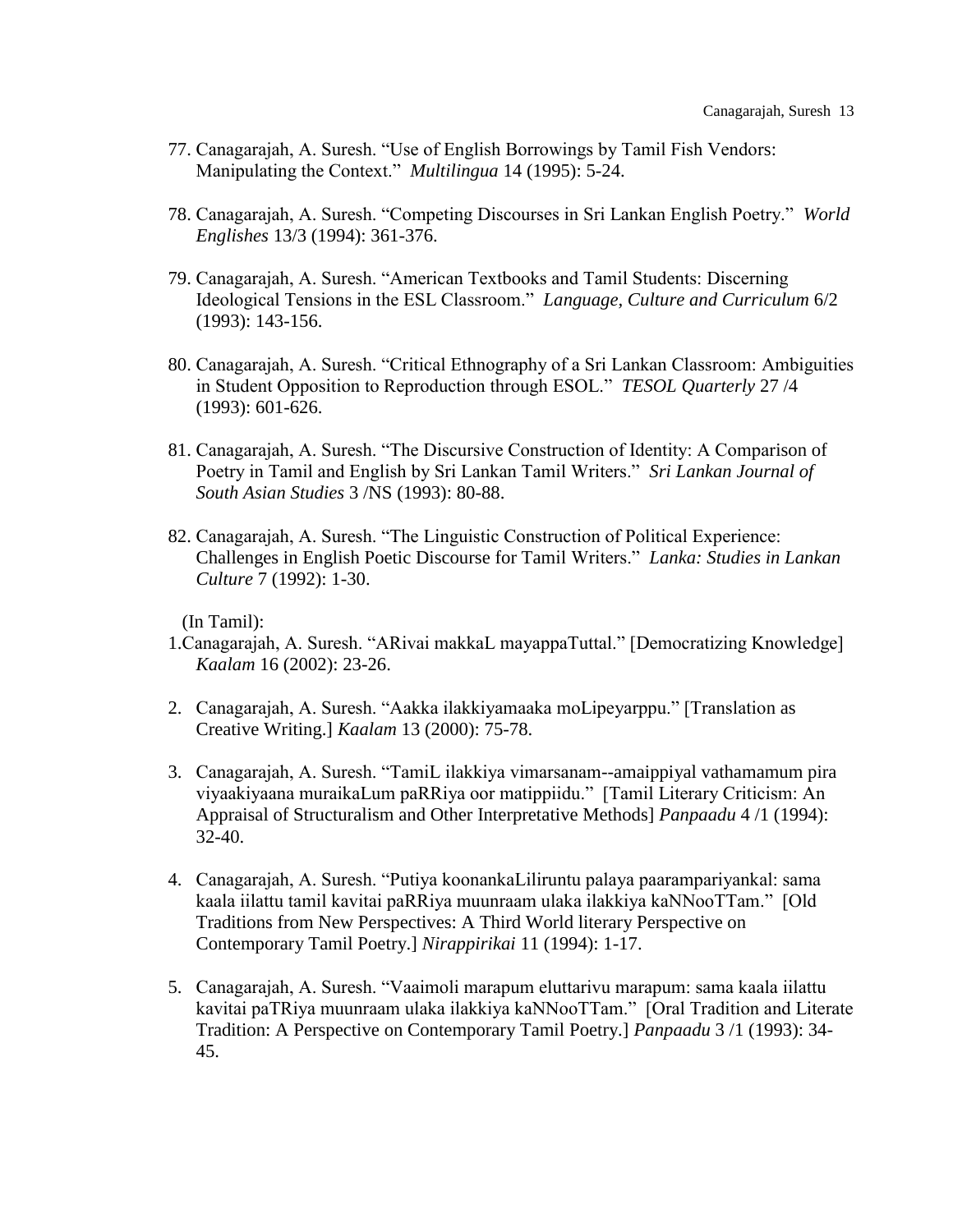77. Canagarajah, A. Suresh. "Use of English Borrowings by Tamil Fish Vendors: Manipulating the Context." *Multilingua* 14 (1995): 5-24.

78. Canagarajah, A. Suresh. "Competing Discourses in Sri Lankan English Poetry." *World Englishes* 13/3 (1994): 361-376.

79. Canagarajah, A. Suresh. "American Textbooks and Tamil Students: Discerning Ideological Tensions in the ESL Classroom." *Language, Culture and Curriculum* 6/2 (1993): 143-156.

80. Canagarajah, A. Suresh. "Critical Ethnography of a Sri Lankan Classroom: Ambiguities in Student Opposition to Reproduction through ESOL." *TESOL Quarterly* 27 /4 (1993): 601-626.

81. Canagarajah, A. Suresh. "The Discursive Construction of Identity: A Comparison of Poetry in Tamil and English by Sri Lankan Tamil Writers." *Sri Lankan Journal of South Asian Studies* 3 /NS (1993): 80-88.

82. Canagarajah, A. Suresh. "The Linguistic Construction of Political Experience: Challenges in English Poetic Discourse for Tamil Writers." *Lanka: Studies in Lankan Culture* 7 (1992): 1-30.

(In Tamil):

1. Canagarajah, A. Suresh. "ARivai makkaL mayappaTuttal." [Democratizing Knowledge] *Kaalam* 16 (2002): 23-26.

2. Canagarajah, A. Suresh. "Aakka ilakkiyamaaka moLipeyarppu." [Translation as Creative Writing.] *Kaalam* 13 (2000): 75-78.

3. Canagarajah, A. Suresh. "TamiL ilakkiya vimarsanam--amaippiyal vathamamum pira viyaakiyaana muraikaLum paRRiya oor matippiidu." [Tamil Literary Criticism: An Appraisal of Structuralism and Other Interpretative Methods] *Panpaadu* 4 /1 (1994): 32-40.

4. Canagarajah, A. Suresh. "Putiya koonankaLiliruntu palaya paarampariyankal: sama kaala iilattu tamil kavitai paRRiya muunraam ulaka ilakkiya kaNNooTTam." [Old Traditions from New Perspectives: A Third World literary Perspective on Contemporary Tamil Poetry.] *Nirappirikai* 11 (1994): 1-17.

5. Canagarajah, A. Suresh. "Vaaimoli marapum eluttarivu marapum: sama kaala iilattu kavitai paTRiya muunraam ulaka ilakkiya kaNNooTTam." [Oral Tradition and Literate Tradition: A Perspective on Contemporary Tamil Poetry.] *Panpaadu* 3 /1 (1993): 34-45.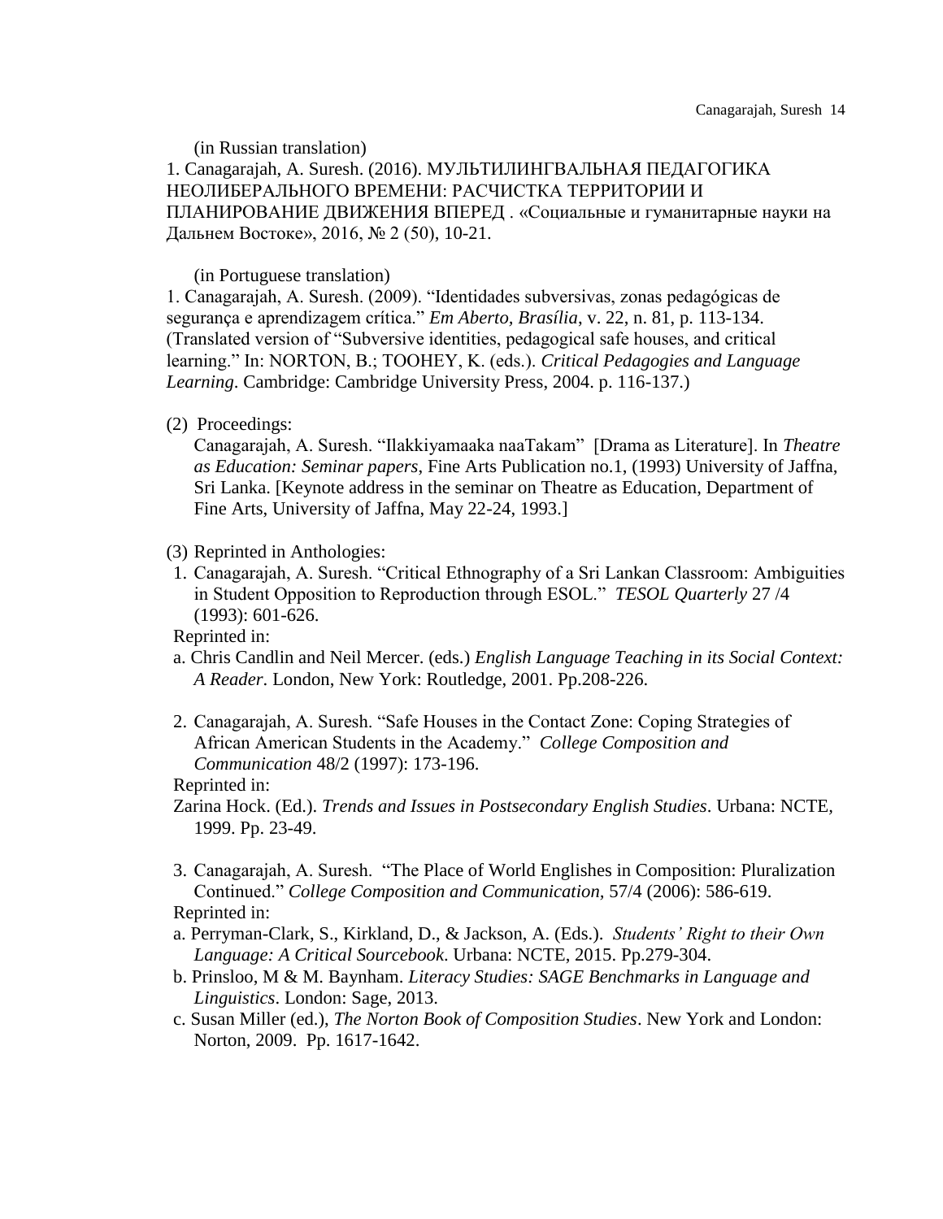(in Russian translation)

1. Canagarajah, A. Suresh. (2016). МУЛЬТИЛИНГВАЛЬНАЯ ПЕДАГОГИКА НЕОЛИБЕРАЛЬНОГО ВРЕМЕНИ: РАСЧИСТКА ТЕРРИТОРИИ И ПЛАНИРОВАНИЕ ДВИЖЕНИЯ ВПЕРЕД . «Социальные и гуманитарные науки на Дальнем Востоке», 2016, № 2 (50), 10-21.

(in Portuguese translation)

1. Canagarajah, A. Suresh. (2009). "Identidades subversivas, zonas pedagógicas de segurança e aprendizagem crítica." *Em Aberto, Brasília*, v. 22, n. 81, p. 113-134. (Translated version of "Subversive identities, pedagogical safe houses, and critical learning." In: NORTON, B.; TOOHEY, K. (eds.). *Critical Pedagogies and Language Learning*. Cambridge: Cambridge University Press, 2004. p. 116-137.)

(2) Proceedings:

Canagarajah, A. Suresh. "Ilakkiyamaaka naaTakam" [Drama as Literature]. In *Theatre as Education: Seminar papers*, Fine Arts Publication no.1, (1993) University of Jaffna, Sri Lanka. [Keynote address in the seminar on Theatre as Education, Department of Fine Arts, University of Jaffna, May 22-24, 1993.]

(3) Reprinted in Anthologies:

1. Canagarajah, A. Suresh. "Critical Ethnography of a Sri Lankan Classroom: Ambiguities in Student Opposition to Reproduction through ESOL." *TESOL Quarterly* 27 /4 (1993): 601-626.

Reprinted in:

a. Chris Candlin and Neil Mercer. (eds.) *English Language Teaching in its Social Context: A Reader*. London, New York: Routledge, 2001. Pp.208-226.

2. Canagarajah, A. Suresh. "Safe Houses in the Contact Zone: Coping Strategies of African American Students in the Academy." *College Composition and Communication* 48/2 (1997): 173-196.

Reprinted in:

Zarina Hock. (Ed.). *Trends and Issues in Postsecondary English Studies*. Urbana: NCTE, 1999. Pp. 23-49.

3. Canagarajah, A. Suresh. "The Place of World Englishes in Composition: Pluralization Continued." *College Composition and Communication*, 57/4 (2006): 586-619.

Reprinted in:

a. Perryman-Clark, S., Kirkland, D., & Jackson, A. (Eds.). *Students' Right to their Own Language: A Critical Sourcebook*. Urbana: NCTE, 2015. Pp.279-304.

b. Prinsloo, M & M. Baynham. *Literacy Studies: SAGE Benchmarks in Language and Linguistics*. London: Sage, 2013.

c. Susan Miller (ed.), *The Norton Book of Composition Studies*. New York and London: Norton, 2009. Pp. 1617-1642.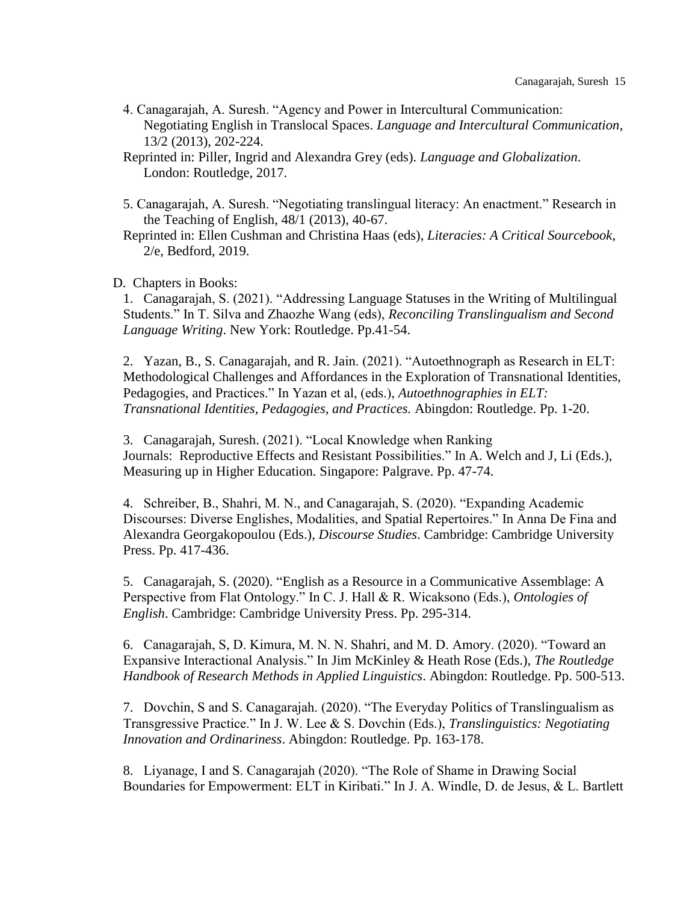4. Canagarajah, A. Suresh. "Agency and Power in Intercultural Communication: Negotiating English in Translocal Spaces. *Language and Intercultural Communication*, 13/2 (2013), 202-224.
   Reprinted in: Piller, Ingrid and Alexandra Grey (eds). *Language and Globalization*. London: Routledge, 2017.

5. Canagarajah, A. Suresh. "Negotiating translingual literacy: An enactment." Research in the Teaching of English, 48/1 (2013), 40-67.
   Reprinted in: Ellen Cushman and Christina Haas (eds), *Literacies: A Critical Sourcebook*, 2/e, Bedford, 2019.

D. Chapters in Books:

1. Canagarajah, S. (2021). "Addressing Language Statuses in the Writing of Multilingual Students." In T. Silva and Zhaozhe Wang (eds), *Reconciling Translingualism and Second Language Writing*. New York: Routledge. Pp.41-54.

2. Yazan, B., S. Canagarajah, and R. Jain. (2021). "Autoethnograph as Research in ELT: Methodological Challenges and Affordances in the Exploration of Transnational Identities, Pedagogies, and Practices." In Yazan et al, (eds.), *Autoethnographies in ELT: Transnational Identities, Pedagogies, and Practices.* Abingdon: Routledge. Pp. 1-20.

3. Canagarajah, Suresh. (2021). "Local Knowledge when Ranking Journals: Reproductive Effects and Resistant Possibilities." In A. Welch and J, Li (Eds.), Measuring up in Higher Education. Singapore: Palgrave. Pp. 47-74.

4. Schreiber, B., Shahri, M. N., and Canagarajah, S. (2020). "Expanding Academic Discourses: Diverse Englishes, Modalities, and Spatial Repertoires." In Anna De Fina and Alexandra Georgakopoulou (Eds.), *Discourse Studies*. Cambridge: Cambridge University Press. Pp. 417-436.

5. Canagarajah, S. (2020). "English as a Resource in a Communicative Assemblage: A Perspective from Flat Ontology." In C. J. Hall & R. Wicaksono (Eds.), *Ontologies of English*. Cambridge: Cambridge University Press. Pp. 295-314.

6. Canagarajah, S, D. Kimura, M. N. N. Shahri, and M. D. Amory. (2020). "Toward an Expansive Interactional Analysis." In Jim McKinley & Heath Rose (Eds.), *The Routledge Handbook of Research Methods in Applied Linguistics*. Abingdon: Routledge. Pp. 500-513.

7. Dovchin, S and S. Canagarajah. (2020). "The Everyday Politics of Translingualism as Transgressive Practice." In J. W. Lee & S. Dovchin (Eds.), *Translinguistics: Negotiating Innovation and Ordinariness*. Abingdon: Routledge. Pp. 163-178.

8. Liyanage, I and S. Canagarajah (2020). "The Role of Shame in Drawing Social Boundaries for Empowerment: ELT in Kiribati." In J. A. Windle, D. de Jesus, & L. Bartlett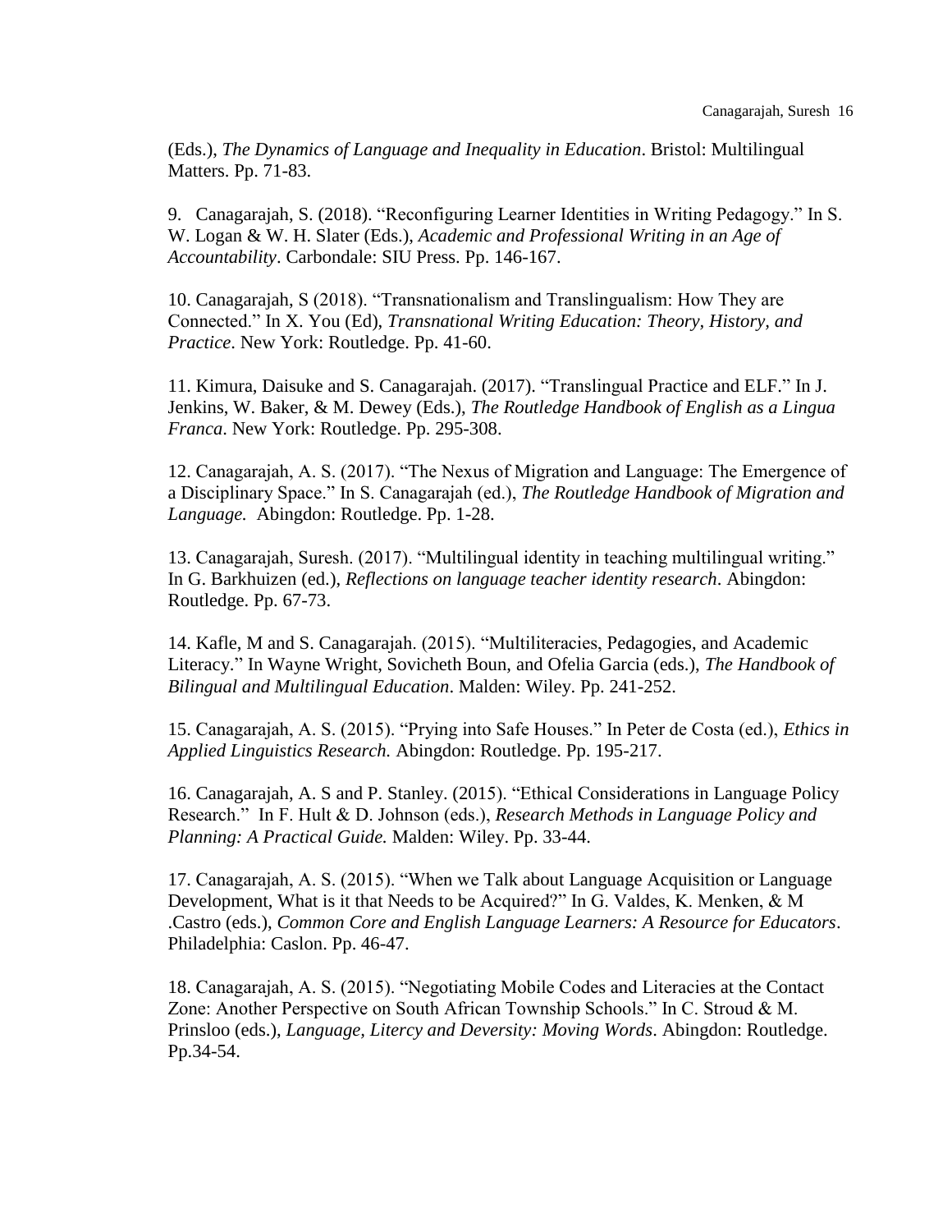(Eds.), *The Dynamics of Language and Inequality in Education*. Bristol: Multilingual Matters. Pp. 71-83.

9. Canagarajah, S. (2018). "Reconfiguring Learner Identities in Writing Pedagogy." In S. W. Logan & W. H. Slater (Eds.), *Academic and Professional Writing in an Age of Accountability*. Carbondale: SIU Press. Pp. 146-167.

10. Canagarajah, S (2018). "Transnationalism and Translingualism: How They are Connected." In X. You (Ed), *Transnational Writing Education: Theory, History, and Practice*. New York: Routledge. Pp. 41-60.

11. Kimura, Daisuke and S. Canagarajah. (2017). "Translingual Practice and ELF." In J. Jenkins, W. Baker, & M. Dewey (Eds.), *The Routledge Handbook of English as a Lingua Franca*. New York: Routledge. Pp. 295-308.

12. Canagarajah, A. S. (2017). "The Nexus of Migration and Language: The Emergence of a Disciplinary Space." In S. Canagarajah (ed.), *The Routledge Handbook of Migration and Language.* Abingdon: Routledge. Pp. 1-28.

13. Canagarajah, Suresh. (2017). "Multilingual identity in teaching multilingual writing." In G. Barkhuizen (ed.), *Reflections on language teacher identity research*. Abingdon: Routledge. Pp. 67-73.

14. Kafle, M and S. Canagarajah. (2015). "Multiliteracies, Pedagogies, and Academic Literacy." In Wayne Wright, Sovicheth Boun, and Ofelia Garcia (eds.), *The Handbook of Bilingual and Multilingual Education*. Malden: Wiley. Pp. 241-252.

15. Canagarajah, A. S. (2015). "Prying into Safe Houses." In Peter de Costa (ed.), *Ethics in Applied Linguistics Research.* Abingdon: Routledge. Pp. 195-217.

16. Canagarajah, A. S and P. Stanley. (2015). "Ethical Considerations in Language Policy Research." In F. Hult & D. Johnson (eds.), *Research Methods in Language Policy and Planning: A Practical Guide.* Malden: Wiley. Pp. 33-44.

17. Canagarajah, A. S. (2015). "When we Talk about Language Acquisition or Language Development, What is it that Needs to be Acquired?" In G. Valdes, K. Menken, & M .Castro (eds.), *Common Core and English Language Learners: A Resource for Educators*. Philadelphia: Caslon. Pp. 46-47.

18. Canagarajah, A. S. (2015). "Negotiating Mobile Codes and Literacies at the Contact Zone: Another Perspective on South African Township Schools." In C. Stroud & M. Prinsloo (eds.), *Language, Litercy and Deversity: Moving Words*. Abingdon: Routledge. Pp.34-54.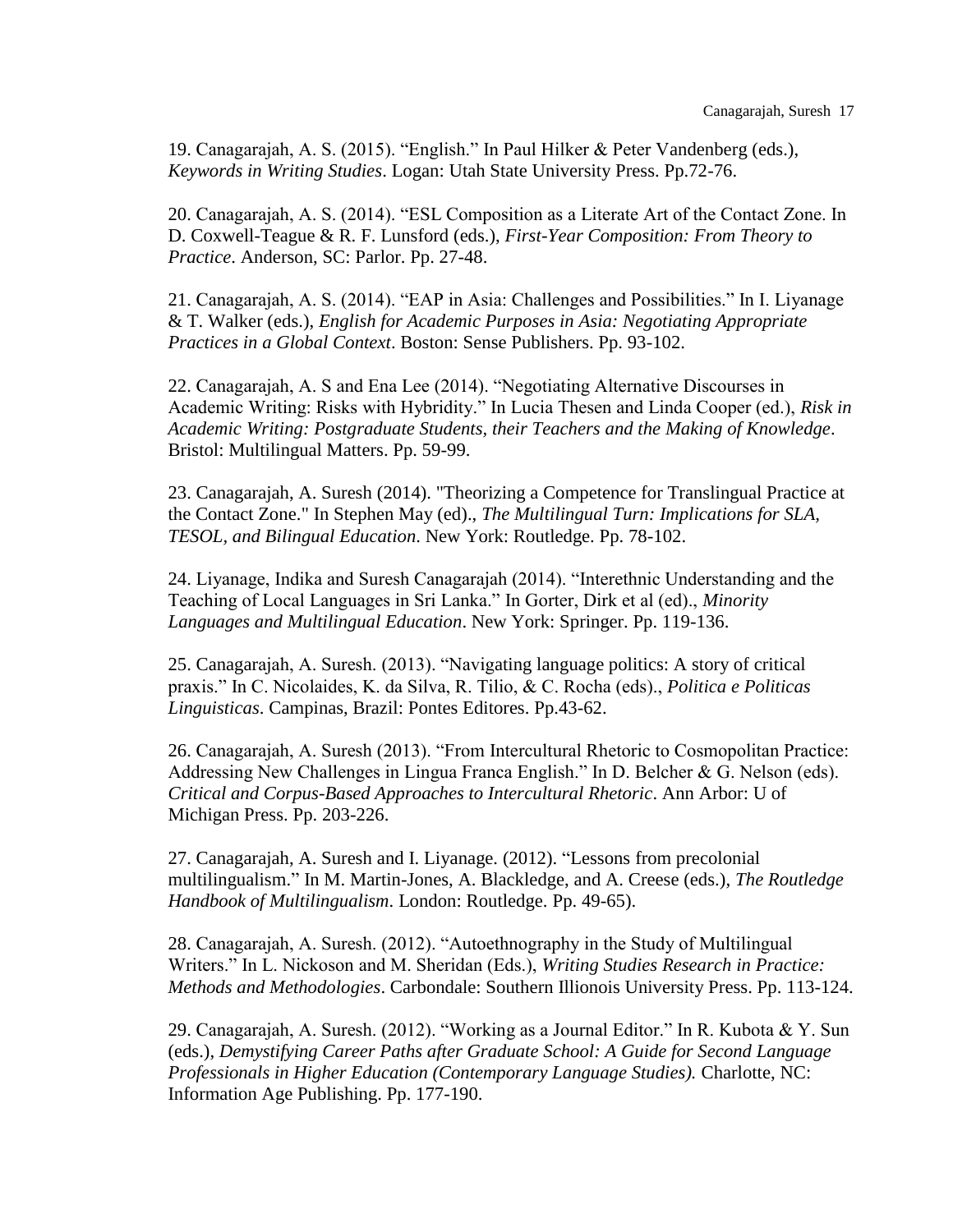19. Canagarajah, A. S. (2015). “English.” In Paul Hilker & Peter Vandenberg (eds.), *Keywords in Writing Studies*. Logan: Utah State University Press. Pp.72-76.

20. Canagarajah, A. S. (2014). “ESL Composition as a Literate Art of the Contact Zone. In D. Coxwell-Teague & R. F. Lunsford (eds.), *First-Year Composition: From Theory to Practice*. Anderson, SC: Parlor. Pp. 27-48.

21. Canagarajah, A. S. (2014). “EAP in Asia: Challenges and Possibilities.” In I. Liyanage & T. Walker (eds.), *English for Academic Purposes in Asia: Negotiating Appropriate Practices in a Global Context*. Boston: Sense Publishers. Pp. 93-102.

22. Canagarajah, A. S and Ena Lee (2014). “Negotiating Alternative Discourses in Academic Writing: Risks with Hybridity.” In Lucia Thesen and Linda Cooper (ed.), *Risk in Academic Writing: Postgraduate Students, their Teachers and the Making of Knowledge*. Bristol: Multilingual Matters. Pp. 59-99.

23. Canagarajah, A. Suresh (2014). "Theorizing a Competence for Translingual Practice at the Contact Zone." In Stephen May (ed)., *The Multilingual Turn: Implications for SLA, TESOL, and Bilingual Education*. New York: Routledge. Pp. 78-102.

24. Liyanage, Indika and Suresh Canagarajah (2014). “Interethnic Understanding and the Teaching of Local Languages in Sri Lanka.” In Gorter, Dirk et al (ed)., *Minority Languages and Multilingual Education*. New York: Springer. Pp. 119-136.

25. Canagarajah, A. Suresh. (2013). “Navigating language politics: A story of critical praxis.” In C. Nicolaides, K. da Silva, R. Tilio, & C. Rocha (eds)., *Politica e Politicas Linguisticas*. Campinas, Brazil: Pontes Editores. Pp.43-62.

26. Canagarajah, A. Suresh (2013). “From Intercultural Rhetoric to Cosmopolitan Practice: Addressing New Challenges in Lingua Franca English.” In D. Belcher & G. Nelson (eds). *Critical and Corpus-Based Approaches to Intercultural Rhetoric*. Ann Arbor: U of Michigan Press. Pp. 203-226.

27. Canagarajah, A. Suresh and I. Liyanage. (2012). “Lessons from precolonial multilingualism.” In M. Martin-Jones, A. Blackledge, and A. Creese (eds.), *The Routledge Handbook of Multilingualism*. London: Routledge. Pp. 49-65).

28. Canagarajah, A. Suresh. (2012). “Autoethnography in the Study of Multilingual Writers.” In L. Nickoson and M. Sheridan (Eds.), *Writing Studies Research in Practice: Methods and Methodologies*. Carbondale: Southern Illionois University Press. Pp. 113-124.

29. Canagarajah, A. Suresh. (2012). “Working as a Journal Editor.” In R. Kubota & Y. Sun (eds.), *Demystifying Career Paths after Graduate School: A Guide for Second Language Professionals in Higher Education (Contemporary Language Studies).* Charlotte, NC: Information Age Publishing. Pp. 177-190.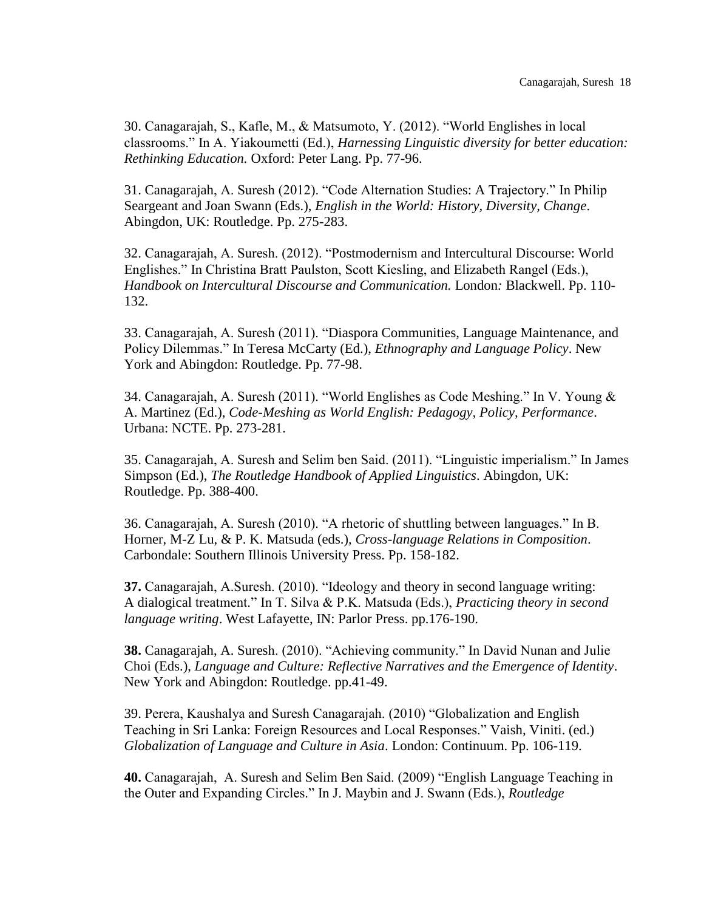30. Canagarajah, S., Kafle, M., & Matsumoto, Y. (2012). "World Englishes in local classrooms." In A. Yiakoumetti (Ed.), *Harnessing Linguistic diversity for better education: Rethinking Education.* Oxford: Peter Lang. Pp. 77-96.

31. Canagarajah, A. Suresh (2012). "Code Alternation Studies: A Trajectory." In Philip Seargeant and Joan Swann (Eds.), *English in the World: History, Diversity, Change*. Abingdon, UK: Routledge. Pp. 275-283.

32. Canagarajah, A. Suresh. (2012). "Postmodernism and Intercultural Discourse: World Englishes." In Christina Bratt Paulston, Scott Kiesling, and Elizabeth Rangel (Eds.), *Handbook on Intercultural Discourse and Communication.* London*:* Blackwell. Pp. 110-132.

33. Canagarajah, A. Suresh (2011). "Diaspora Communities, Language Maintenance, and Policy Dilemmas." In Teresa McCarty (Ed.), *Ethnography and Language Policy*. New York and Abingdon: Routledge. Pp. 77-98.

34. Canagarajah, A. Suresh (2011). "World Englishes as Code Meshing." In V. Young & A. Martinez (Ed.), *Code-Meshing as World English: Pedagogy, Policy, Performance*. Urbana: NCTE. Pp. 273-281.

35. Canagarajah, A. Suresh and Selim ben Said. (2011). "Linguistic imperialism." In James Simpson (Ed.), *The Routledge Handbook of Applied Linguistics*. Abingdon, UK: Routledge. Pp. 388-400.

36. Canagarajah, A. Suresh (2010). "A rhetoric of shuttling between languages." In B. Horner, M-Z Lu, & P. K. Matsuda (eds.), *Cross-language Relations in Composition*. Carbondale: Southern Illinois University Press. Pp. 158-182.

**37.** Canagarajah, A.Suresh. (2010). "Ideology and theory in second language writing: A dialogical treatment." In T. Silva & P.K. Matsuda (Eds.), *Practicing theory in second language writing*. West Lafayette, IN: Parlor Press. pp.176-190.

**38.** Canagarajah, A. Suresh. (2010). "Achieving community." In David Nunan and Julie Choi (Eds.), *Language and Culture: Reflective Narratives and the Emergence of Identity*. New York and Abingdon: Routledge. pp.41-49.

39. Perera, Kaushalya and Suresh Canagarajah. (2010) "Globalization and English Teaching in Sri Lanka: Foreign Resources and Local Responses." Vaish, Viniti. (ed.) *Globalization of Language and Culture in Asia*. London: Continuum. Pp. 106-119.

**40.** Canagarajah, A. Suresh and Selim Ben Said. (2009) "English Language Teaching in the Outer and Expanding Circles." In J. Maybin and J. Swann (Eds.), *Routledge*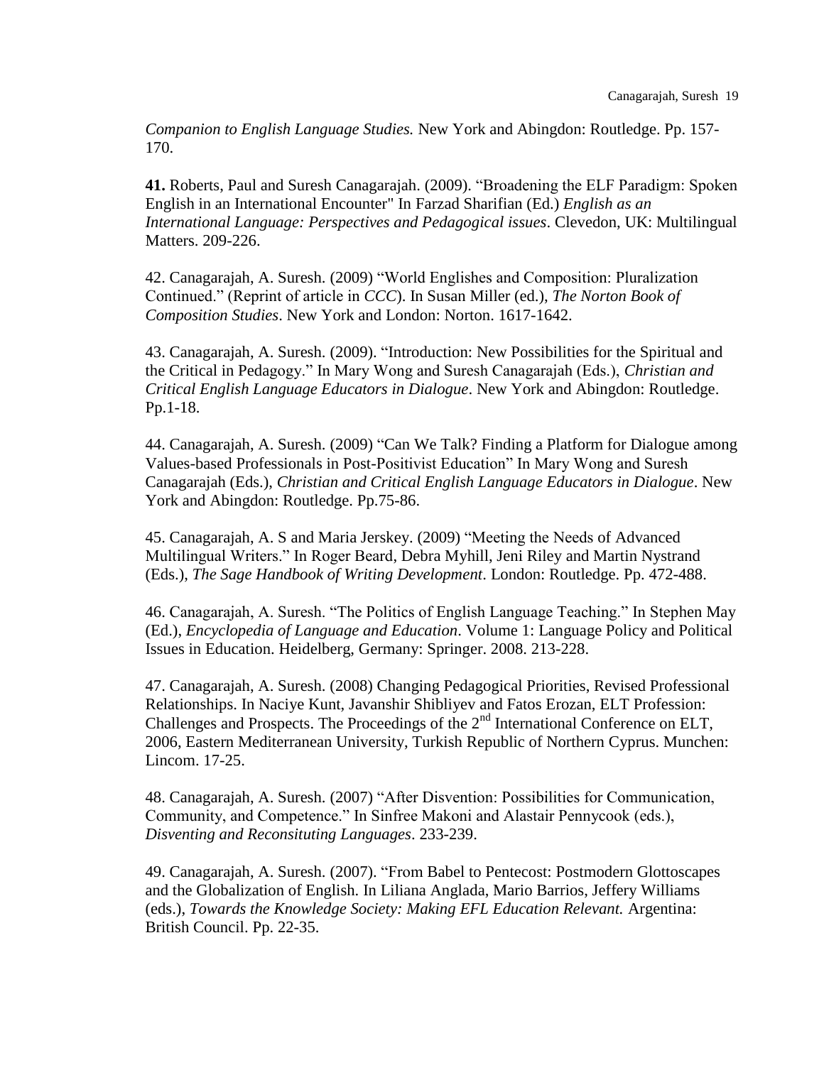*Companion to English Language Studies.* New York and Abingdon: Routledge. Pp. 157-170.

**41.** Roberts, Paul and Suresh Canagarajah. (2009). "Broadening the ELF Paradigm: Spoken English in an International Encounter" In Farzad Sharifian (Ed.) *English as an International Language: Perspectives and Pedagogical issues*. Clevedon, UK: Multilingual Matters. 209-226.

42. Canagarajah, A. Suresh. (2009) "World Englishes and Composition: Pluralization Continued." (Reprint of article in *CCC*). In Susan Miller (ed.), *The Norton Book of Composition Studies*. New York and London: Norton. 1617-1642.

43. Canagarajah, A. Suresh. (2009). "Introduction: New Possibilities for the Spiritual and the Critical in Pedagogy." In Mary Wong and Suresh Canagarajah (Eds.), *Christian and Critical English Language Educators in Dialogue*. New York and Abingdon: Routledge. Pp.1-18.

44. Canagarajah, A. Suresh. (2009) "Can We Talk? Finding a Platform for Dialogue among Values-based Professionals in Post-Positivist Education" In Mary Wong and Suresh Canagarajah (Eds.), *Christian and Critical English Language Educators in Dialogue*. New York and Abingdon: Routledge. Pp.75-86.

45. Canagarajah, A. S and Maria Jerskey. (2009) "Meeting the Needs of Advanced Multilingual Writers." In Roger Beard, Debra Myhill, Jeni Riley and Martin Nystrand (Eds.), *The Sage Handbook of Writing Development*. London: Routledge. Pp. 472-488.

46. Canagarajah, A. Suresh. "The Politics of English Language Teaching." In Stephen May (Ed.), *Encyclopedia of Language and Education*. Volume 1: Language Policy and Political Issues in Education. Heidelberg, Germany: Springer. 2008. 213-228.

47. Canagarajah, A. Suresh. (2008) Changing Pedagogical Priorities, Revised Professional Relationships. In Naciye Kunt, Javanshir Shibliyev and Fatos Erozan, ELT Profession: Challenges and Prospects. The Proceedings of the 2nd International Conference on ELT, 2006, Eastern Mediterranean University, Turkish Republic of Northern Cyprus. Munchen: Lincom. 17-25.

48. Canagarajah, A. Suresh. (2007) "After Disvention: Possibilities for Communication, Community, and Competence." In Sinfree Makoni and Alastair Pennycook (eds.), *Disventing and Reconsituting Languages*. 233-239.

49. Canagarajah, A. Suresh. (2007). "From Babel to Pentecost: Postmodern Glottoscapes and the Globalization of English. In Liliana Anglada, Mario Barrios, Jeffery Williams (eds.), *Towards the Knowledge Society: Making EFL Education Relevant.* Argentina: British Council. Pp. 22-35.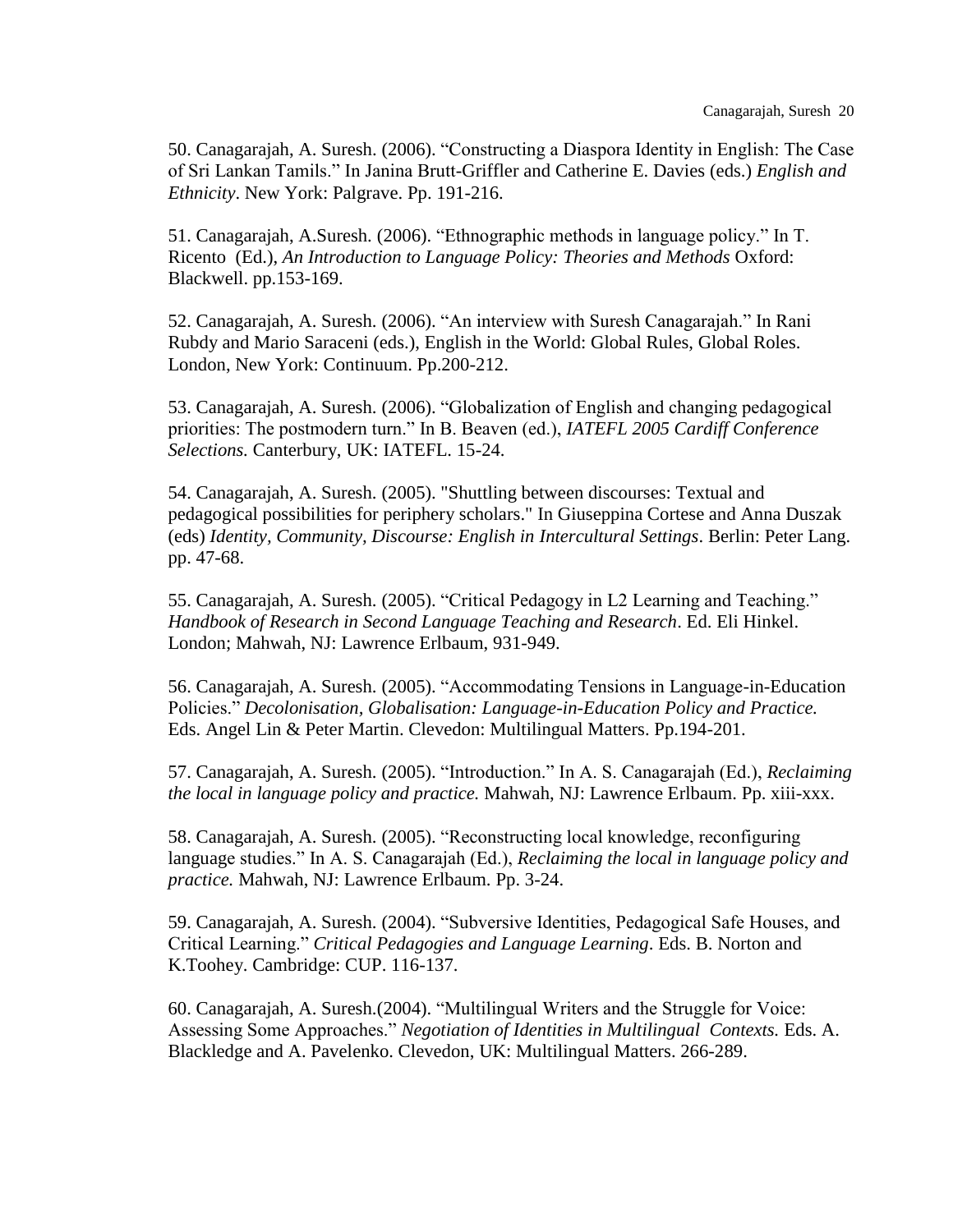50. Canagarajah, A. Suresh. (2006). "Constructing a Diaspora Identity in English: The Case of Sri Lankan Tamils." In Janina Brutt-Griffler and Catherine E. Davies (eds.) *English and Ethnicity*. New York: Palgrave. Pp. 191-216.

51. Canagarajah, A.Suresh. (2006). "Ethnographic methods in language policy." In T. Ricento (Ed.), *An Introduction to Language Policy: Theories and Methods* Oxford: Blackwell. pp.153-169.

52. Canagarajah, A. Suresh. (2006). "An interview with Suresh Canagarajah." In Rani Rubdy and Mario Saraceni (eds.), English in the World: Global Rules, Global Roles. London, New York: Continuum. Pp.200-212.

53. Canagarajah, A. Suresh. (2006). "Globalization of English and changing pedagogical priorities: The postmodern turn." In B. Beaven (ed.), *IATEFL 2005 Cardiff Conference Selections.* Canterbury, UK: IATEFL. 15-24.

54. Canagarajah, A. Suresh. (2005). "Shuttling between discourses: Textual and pedagogical possibilities for periphery scholars." In Giuseppina Cortese and Anna Duszak (eds) *Identity, Community, Discourse: English in Intercultural Settings*. Berlin: Peter Lang. pp. 47-68.

55. Canagarajah, A. Suresh. (2005). "Critical Pedagogy in L2 Learning and Teaching." *Handbook of Research in Second Language Teaching and Research*. Ed. Eli Hinkel. London; Mahwah, NJ: Lawrence Erlbaum, 931-949.

56. Canagarajah, A. Suresh. (2005). "Accommodating Tensions in Language-in-Education Policies." *Decolonisation, Globalisation: Language-in-Education Policy and Practice.* Eds. Angel Lin & Peter Martin. Clevedon: Multilingual Matters. Pp.194-201.

57. Canagarajah, A. Suresh. (2005). "Introduction." In A. S. Canagarajah (Ed.), *Reclaiming the local in language policy and practice.* Mahwah, NJ: Lawrence Erlbaum. Pp. xiii-xxx.

58. Canagarajah, A. Suresh. (2005). "Reconstructing local knowledge, reconfiguring language studies." In A. S. Canagarajah (Ed.), *Reclaiming the local in language policy and practice.* Mahwah, NJ: Lawrence Erlbaum. Pp. 3-24.

59. Canagarajah, A. Suresh. (2004). "Subversive Identities, Pedagogical Safe Houses, and Critical Learning." *Critical Pedagogies and Language Learning*. Eds. B. Norton and K.Toohey. Cambridge: CUP. 116-137.

60. Canagarajah, A. Suresh.(2004). "Multilingual Writers and the Struggle for Voice: Assessing Some Approaches." *Negotiation of Identities in Multilingual Contexts.* Eds. A. Blackledge and A. Pavelenko. Clevedon, UK: Multilingual Matters. 266-289.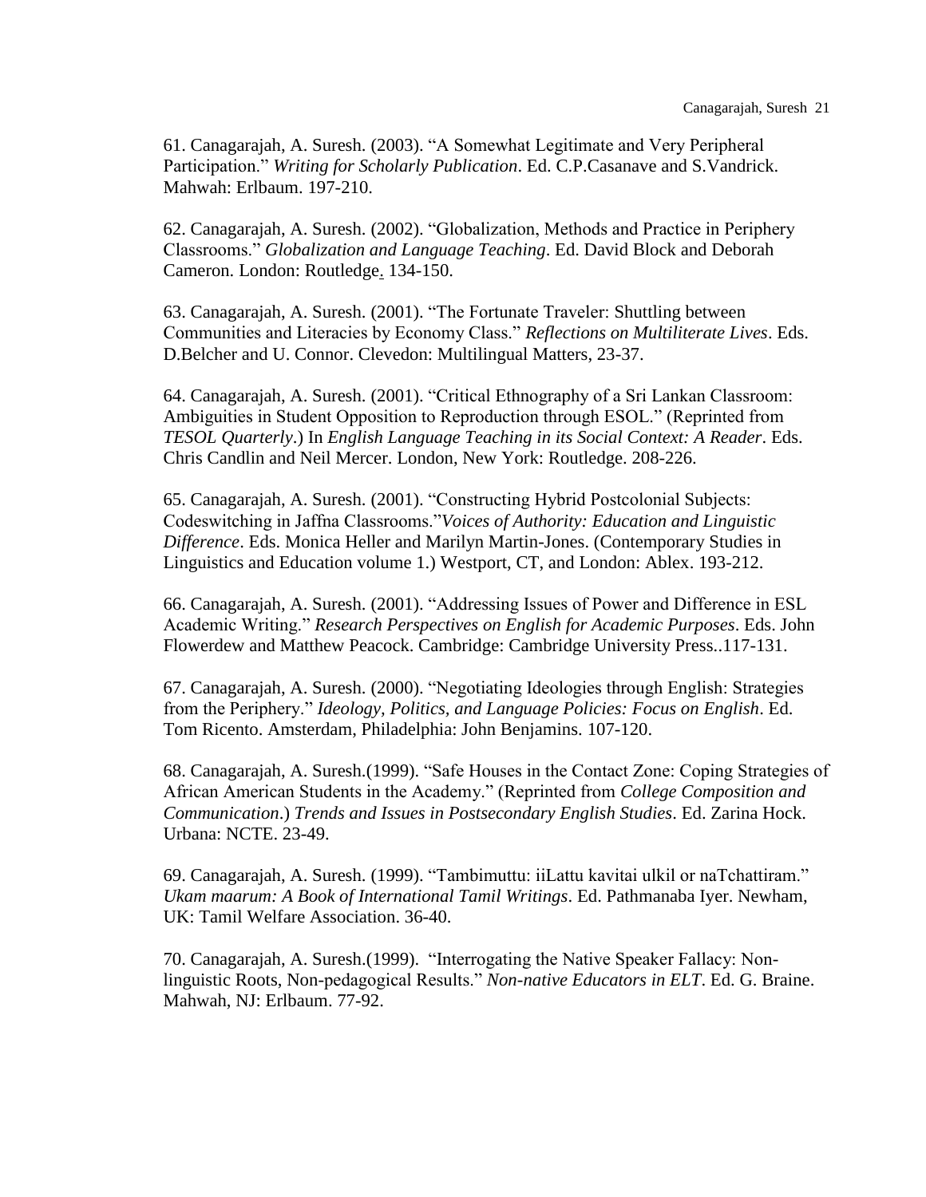61. Canagarajah, A. Suresh. (2003). "A Somewhat Legitimate and Very Peripheral Participation." *Writing for Scholarly Publication*. Ed. C.P.Casanave and S.Vandrick. Mahwah: Erlbaum. 197-210.

62. Canagarajah, A. Suresh. (2002). "Globalization, Methods and Practice in Periphery Classrooms." *Globalization and Language Teaching*. Ed. David Block and Deborah Cameron. London: Routledge. 134-150.

63. Canagarajah, A. Suresh. (2001). "The Fortunate Traveler: Shuttling between Communities and Literacies by Economy Class." *Reflections on Multiliterate Lives*. Eds. D.Belcher and U. Connor. Clevedon: Multilingual Matters, 23-37.

64. Canagarajah, A. Suresh. (2001). "Critical Ethnography of a Sri Lankan Classroom: Ambiguities in Student Opposition to Reproduction through ESOL." (Reprinted from *TESOL Quarterly*.) In *English Language Teaching in its Social Context: A Reader*. Eds. Chris Candlin and Neil Mercer. London, New York: Routledge. 208-226.

65. Canagarajah, A. Suresh. (2001). "Constructing Hybrid Postcolonial Subjects: Codeswitching in Jaffna Classrooms."*Voices of Authority: Education and Linguistic Difference*. Eds. Monica Heller and Marilyn Martin-Jones. (Contemporary Studies in Linguistics and Education volume 1.) Westport, CT, and London: Ablex. 193-212.

66. Canagarajah, A. Suresh. (2001). "Addressing Issues of Power and Difference in ESL Academic Writing." *Research Perspectives on English for Academic Purposes*. Eds. John Flowerdew and Matthew Peacock. Cambridge: Cambridge University Press..117-131.

67. Canagarajah, A. Suresh. (2000). "Negotiating Ideologies through English: Strategies from the Periphery." *Ideology, Politics, and Language Policies: Focus on English*. Ed. Tom Ricento. Amsterdam, Philadelphia: John Benjamins. 107-120.

68. Canagarajah, A. Suresh.(1999). "Safe Houses in the Contact Zone: Coping Strategies of African American Students in the Academy." (Reprinted from *College Composition and Communication*.) *Trends and Issues in Postsecondary English Studies*. Ed. Zarina Hock. Urbana: NCTE. 23-49.

69. Canagarajah, A. Suresh. (1999). "Tambimuttu: iiLattu kavitai ulkil or naTchattiram." *Ukam maarum: A Book of International Tamil Writings*. Ed. Pathmanaba Iyer. Newham, UK: Tamil Welfare Association. 36-40.

70. Canagarajah, A. Suresh.(1999). "Interrogating the Native Speaker Fallacy: Non-linguistic Roots, Non-pedagogical Results." *Non-native Educators in ELT*. Ed. G. Braine. Mahwah, NJ: Erlbaum. 77-92.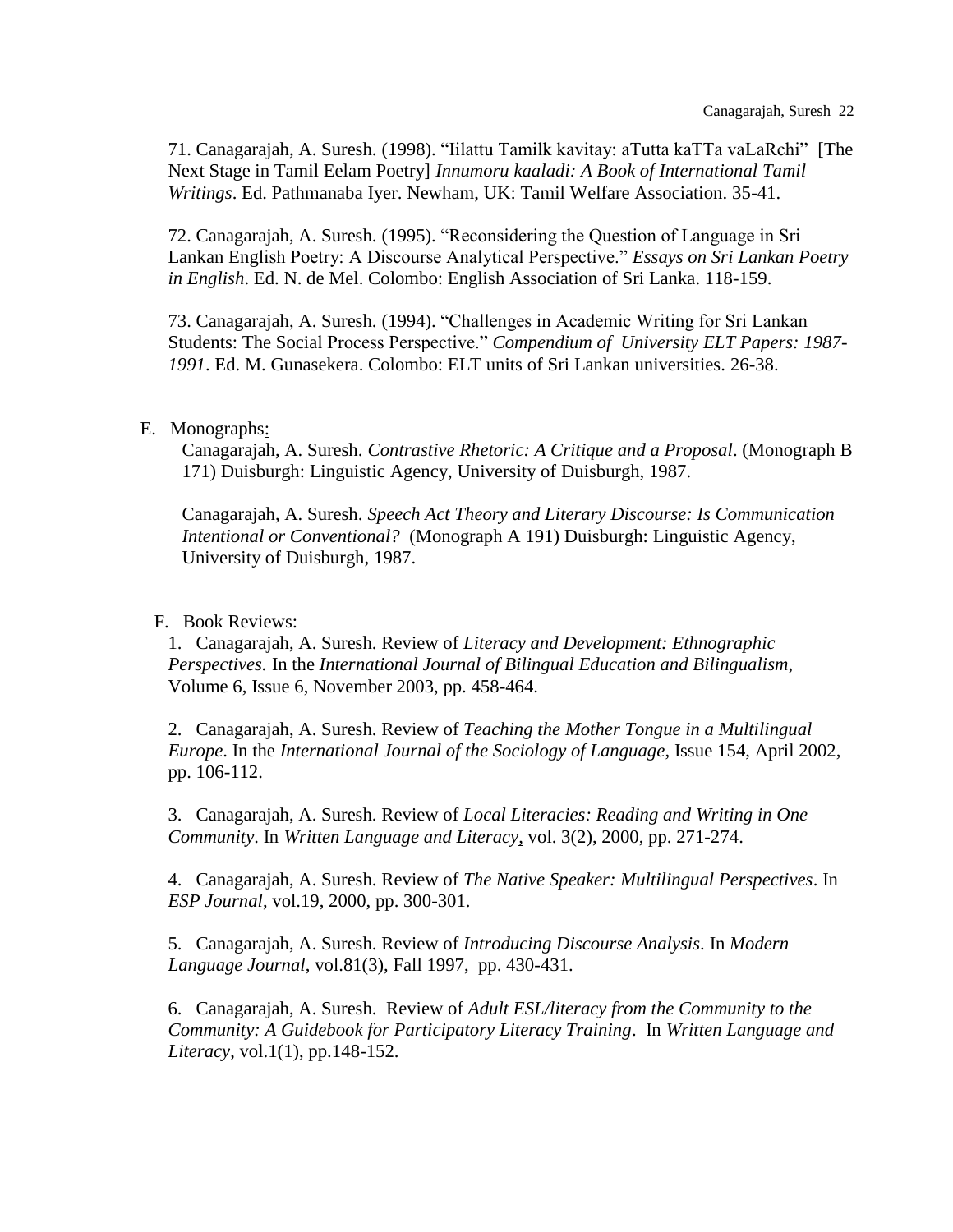71. Canagarajah, A. Suresh. (1998). "Iilattu Tamilk kavitay: aTutta kaTTa vaLaRchi" [The Next Stage in Tamil Eelam Poetry] *Innumoru kaaladi: A Book of International Tamil Writings*. Ed. Pathmanaba Iyer. Newham, UK: Tamil Welfare Association. 35-41.

72. Canagarajah, A. Suresh. (1995). "Reconsidering the Question of Language in Sri Lankan English Poetry: A Discourse Analytical Perspective." *Essays on Sri Lankan Poetry in English*. Ed. N. de Mel. Colombo: English Association of Sri Lanka. 118-159.

73. Canagarajah, A. Suresh. (1994). "Challenges in Academic Writing for Sri Lankan Students: The Social Process Perspective." *Compendium of University ELT Papers: 1987-1991*. Ed. M. Gunasekera. Colombo: ELT units of Sri Lankan universities. 26-38.

E. Monographs:

Canagarajah, A. Suresh. *Contrastive Rhetoric: A Critique and a Proposal*. (Monograph B 171) Duisburgh: Linguistic Agency, University of Duisburgh, 1987.

Canagarajah, A. Suresh. *Speech Act Theory and Literary Discourse: Is Communication Intentional or Conventional?* (Monograph A 191) Duisburgh: Linguistic Agency, University of Duisburgh, 1987.

F. Book Reviews:

1. Canagarajah, A. Suresh. Review of *Literacy and Development: Ethnographic Perspectives.* In the *International Journal of Bilingual Education and Bilingualism*, Volume 6, Issue 6, November 2003, pp. 458-464.

2. Canagarajah, A. Suresh. Review of *Teaching the Mother Tongue in a Multilingual Europe*. In the *International Journal of the Sociology of Language*, Issue 154, April 2002, pp. 106-112.

3. Canagarajah, A. Suresh. Review of *Local Literacies: Reading and Writing in One Community*. In *Written Language and Literacy*, vol. 3(2), 2000, pp. 271-274.

4. Canagarajah, A. Suresh. Review of *The Native Speaker: Multilingual Perspectives*. In *ESP Journal*, vol.19, 2000, pp. 300-301.

5. Canagarajah, A. Suresh. Review of *Introducing Discourse Analysis*. In *Modern Language Journal*, vol.81(3), Fall 1997, pp. 430-431.

6. Canagarajah, A. Suresh. Review of *Adult ESL/literacy from the Community to the Community: A Guidebook for Participatory Literacy Training*. In *Written Language and Literacy*, vol.1(1), pp.148-152.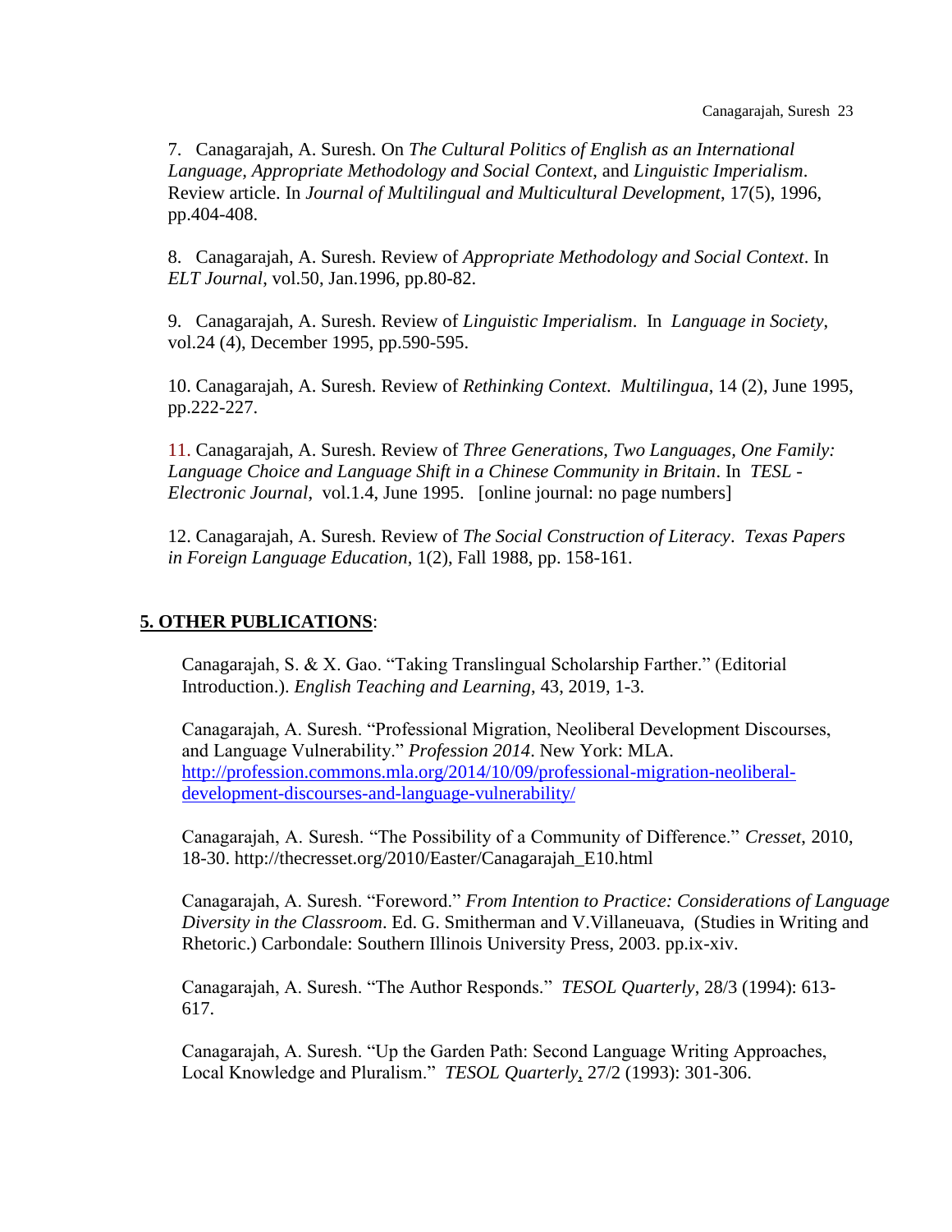7. Canagarajah, A. Suresh. On *The Cultural Politics of English as an International Language, Appropriate Methodology and Social Context*, and *Linguistic Imperialism*. Review article. In *Journal of Multilingual and Multicultural Development*, 17(5), 1996, pp.404-408.

8. Canagarajah, A. Suresh. Review of *Appropriate Methodology and Social Context*. In *ELT Journal*, vol.50, Jan.1996, pp.80-82.

9. Canagarajah, A. Suresh. Review of *Linguistic Imperialism*. In *Language in Society*, vol.24 (4), December 1995, pp.590-595.

10. Canagarajah, A. Suresh. Review of *Rethinking Context*. *Multilingua*, 14 (2), June 1995, pp.222-227.

11. Canagarajah, A. Suresh. Review of *Three Generations, Two Languages, One Family: Language Choice and Language Shift in a Chinese Community in Britain*. In *TESL - Electronic Journal*, vol.1.4, June 1995. [online journal: no page numbers]

12. Canagarajah, A. Suresh. Review of *The Social Construction of Literacy*. *Texas Papers in Foreign Language Education*, 1(2), Fall 1988, pp. 158-161.

## **5. OTHER PUBLICATIONS**:

Canagarajah, S. & X. Gao. "Taking Translingual Scholarship Farther." (Editorial Introduction.). *English Teaching and Learning*, 43, 2019, 1-3.

Canagarajah, A. Suresh. "Professional Migration, Neoliberal Development Discourses, and Language Vulnerability." *Profession 2014*. New York: MLA. http://profession.commons.mla.org/2014/10/09/professional-migration-neoliberal-development-discourses-and-language-vulnerability/

Canagarajah, A. Suresh. "The Possibility of a Community of Difference." *Cresset*, 2010, 18-30. http://thecresset.org/2010/Easter/Canagarajah_E10.html

Canagarajah, A. Suresh. "Foreword." *From Intention to Practice: Considerations of Language Diversity in the Classroom*. Ed. G. Smitherman and V.Villaneuava, (Studies in Writing and Rhetoric.) Carbondale: Southern Illinois University Press, 2003. pp.ix-xiv.

Canagarajah, A. Suresh. "The Author Responds." *TESOL Quarterly*, 28/3 (1994): 613-617.

Canagarajah, A. Suresh. "Up the Garden Path: Second Language Writing Approaches, Local Knowledge and Pluralism." *TESOL Quarterly*, 27/2 (1993): 301-306.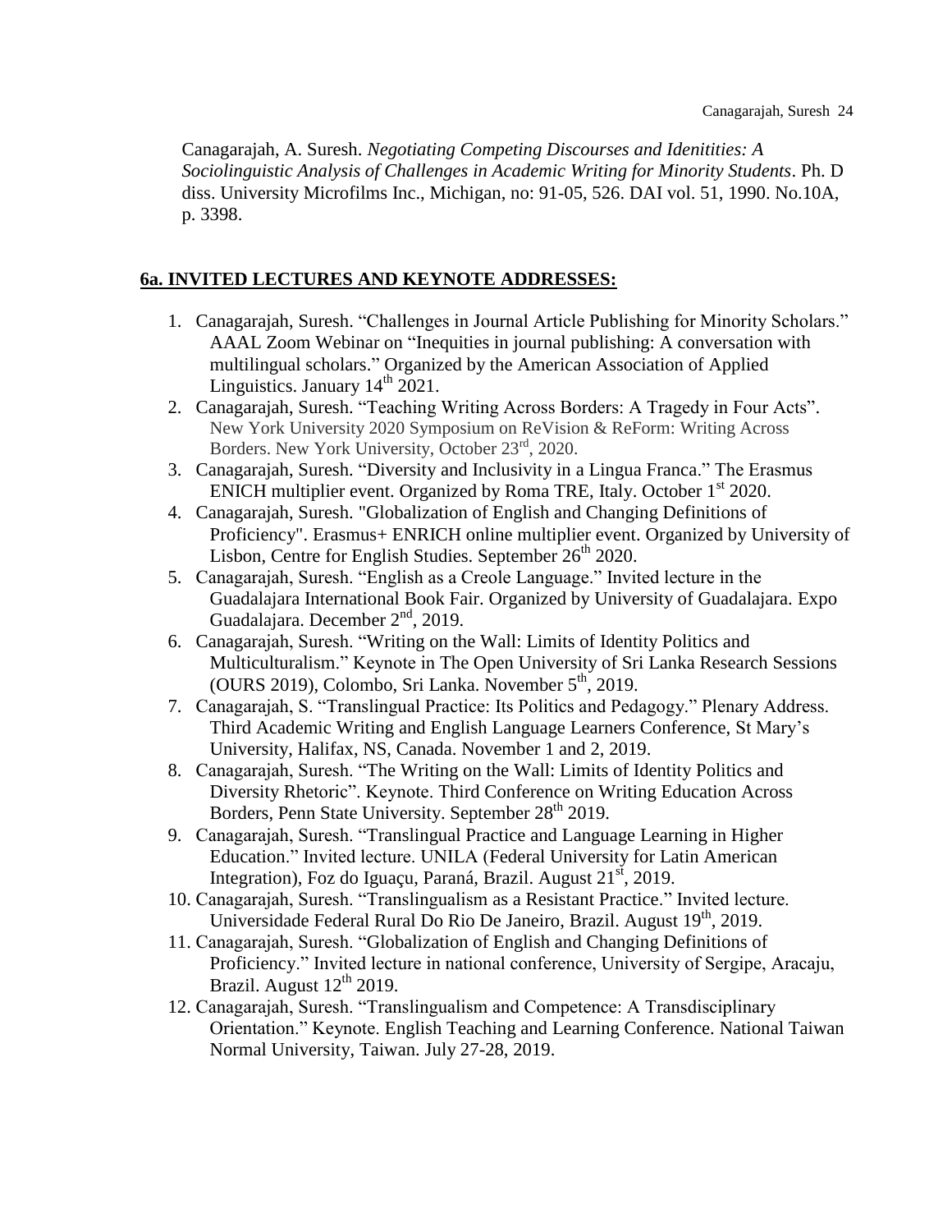Canagarajah, A. Suresh. *Negotiating Competing Discourses and Idenitities: A Sociolinguistic Analysis of Challenges in Academic Writing for Minority Students*. Ph. D diss. University Microfilms Inc., Michigan, no: 91-05, 526. DAI vol. 51, 1990. No.10A, p. 3398.

## 6a. INVITED LECTURES AND KEYNOTE ADDRESSES:

1. Canagarajah, Suresh. "Challenges in Journal Article Publishing for Minority Scholars." AAAL Zoom Webinar on "Inequities in journal publishing: A conversation with multilingual scholars." Organized by the American Association of Applied Linguistics. January 14th 2021.
2. Canagarajah, Suresh. "Teaching Writing Across Borders: A Tragedy in Four Acts". New York University 2020 Symposium on ReVision & ReForm: Writing Across Borders. New York University, October 23rd, 2020.
3. Canagarajah, Suresh. "Diversity and Inclusivity in a Lingua Franca." The Erasmus ENICH multiplier event. Organized by Roma TRE, Italy. October 1st 2020.
4. Canagarajah, Suresh. "Globalization of English and Changing Definitions of Proficiency". Erasmus+ ENRICH online multiplier event. Organized by University of Lisbon, Centre for English Studies. September 26th 2020.
5. Canagarajah, Suresh. "English as a Creole Language." Invited lecture in the Guadalajara International Book Fair. Organized by University of Guadalajara. Expo Guadalajara. December 2nd, 2019.
6. Canagarajah, Suresh. "Writing on the Wall: Limits of Identity Politics and Multiculturalism." Keynote in The Open University of Sri Lanka Research Sessions (OURS 2019), Colombo, Sri Lanka. November 5th, 2019.
7. Canagarajah, S. "Translingual Practice: Its Politics and Pedagogy." Plenary Address. Third Academic Writing and English Language Learners Conference, St Mary's University, Halifax, NS, Canada. November 1 and 2, 2019.
8. Canagarajah, Suresh. "The Writing on the Wall: Limits of Identity Politics and Diversity Rhetoric". Keynote. Third Conference on Writing Education Across Borders, Penn State University. September 28th 2019.
9. Canagarajah, Suresh. "Translingual Practice and Language Learning in Higher Education." Invited lecture. UNILA (Federal University for Latin American Integration), Foz do Iguaçu, Paraná, Brazil. August 21st, 2019.
10. Canagarajah, Suresh. "Translingualism as a Resistant Practice." Invited lecture. Universidade Federal Rural Do Rio De Janeiro, Brazil. August 19th, 2019.
11. Canagarajah, Suresh. "Globalization of English and Changing Definitions of Proficiency." Invited lecture in national conference, University of Sergipe, Aracaju, Brazil. August 12th 2019.
12. Canagarajah, Suresh. "Translingualism and Competence: A Transdisciplinary Orientation." Keynote. English Teaching and Learning Conference. National Taiwan Normal University, Taiwan. July 27-28, 2019.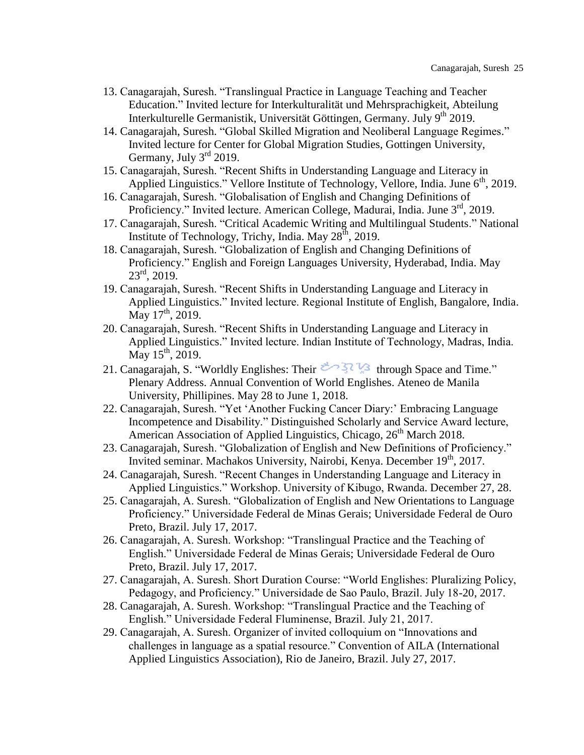13. Canagarajah, Suresh. “Translingual Practice in Language Teaching and Teacher Education.” Invited lecture for Interkulturalität und Mehrsprachigkeit, Abteilung Interkulturelle Germanistik, Universität Göttingen, Germany. July 9th 2019.
14. Canagarajah, Suresh. “Global Skilled Migration and Neoliberal Language Regimes.” Invited lecture for Center for Global Migration Studies, Gottingen University, Germany, July 3rd 2019.
15. Canagarajah, Suresh. “Recent Shifts in Understanding Language and Literacy in Applied Linguistics.” Vellore Institute of Technology, Vellore, India. June 6th, 2019.
16. Canagarajah, Suresh. “Globalisation of English and Changing Definitions of Proficiency.” Invited lecture. American College, Madurai, India. June 3rd, 2019.
17. Canagarajah, Suresh. “Critical Academic Writing and Multilingual Students.” National Institute of Technology, Trichy, India. May 28th, 2019.
18. Canagarajah, Suresh. “Globalization of English and Changing Definitions of Proficiency.” English and Foreign Languages University, Hyderabad, India. May 23rd, 2019.
19. Canagarajah, Suresh. “Recent Shifts in Understanding Language and Literacy in Applied Linguistics.” Invited lecture. Regional Institute of English, Bangalore, India. May 17th, 2019.
20. Canagarajah, Suresh. “Recent Shifts in Understanding Language and Literacy in Applied Linguistics.” Invited lecture. Indian Institute of Technology, Madras, India. May 15th, 2019.
21. Canagarajah, S. “Worldly Englishes: Their  through Space and Time.” Plenary Address. Annual Convention of World Englishes. Ateneo de Manila University, Phillipines. May 28 to June 1, 2018.
22. Canagarajah, Suresh. “Yet ‘Another Fucking Cancer Diary:’ Embracing Language Incompetence and Disability.” Distinguished Scholarly and Service Award lecture, American Association of Applied Linguistics, Chicago, 26th March 2018.
23. Canagarajah, Suresh. “Globalization of English and New Definitions of Proficiency.” Invited seminar. Machakos University, Nairobi, Kenya. December 19th, 2017.
24. Canagarajah, Suresh. “Recent Changes in Understanding Language and Literacy in Applied Linguistics.” Workshop. University of Kibugo, Rwanda. December 27, 28.
25. Canagarajah, A. Suresh. “Globalization of English and New Orientations to Language Proficiency.” Universidade Federal de Minas Gerais; Universidade Federal de Ouro Preto, Brazil. July 17, 2017.
26. Canagarajah, A. Suresh. Workshop: “Translingual Practice and the Teaching of English.” Universidade Federal de Minas Gerais; Universidade Federal de Ouro Preto, Brazil. July 17, 2017.
27. Canagarajah, A. Suresh. Short Duration Course: “World Englishes: Pluralizing Policy, Pedagogy, and Proficiency.” Universidade de Sao Paulo, Brazil. July 18-20, 2017.
28. Canagarajah, A. Suresh. Workshop: “Translingual Practice and the Teaching of English.” Universidade Federal Fluminense, Brazil. July 21, 2017.
29. Canagarajah, A. Suresh. Organizer of invited colloquium on “Innovations and challenges in language as a spatial resource.” Convention of AILA (International Applied Linguistics Association), Rio de Janeiro, Brazil. July 27, 2017.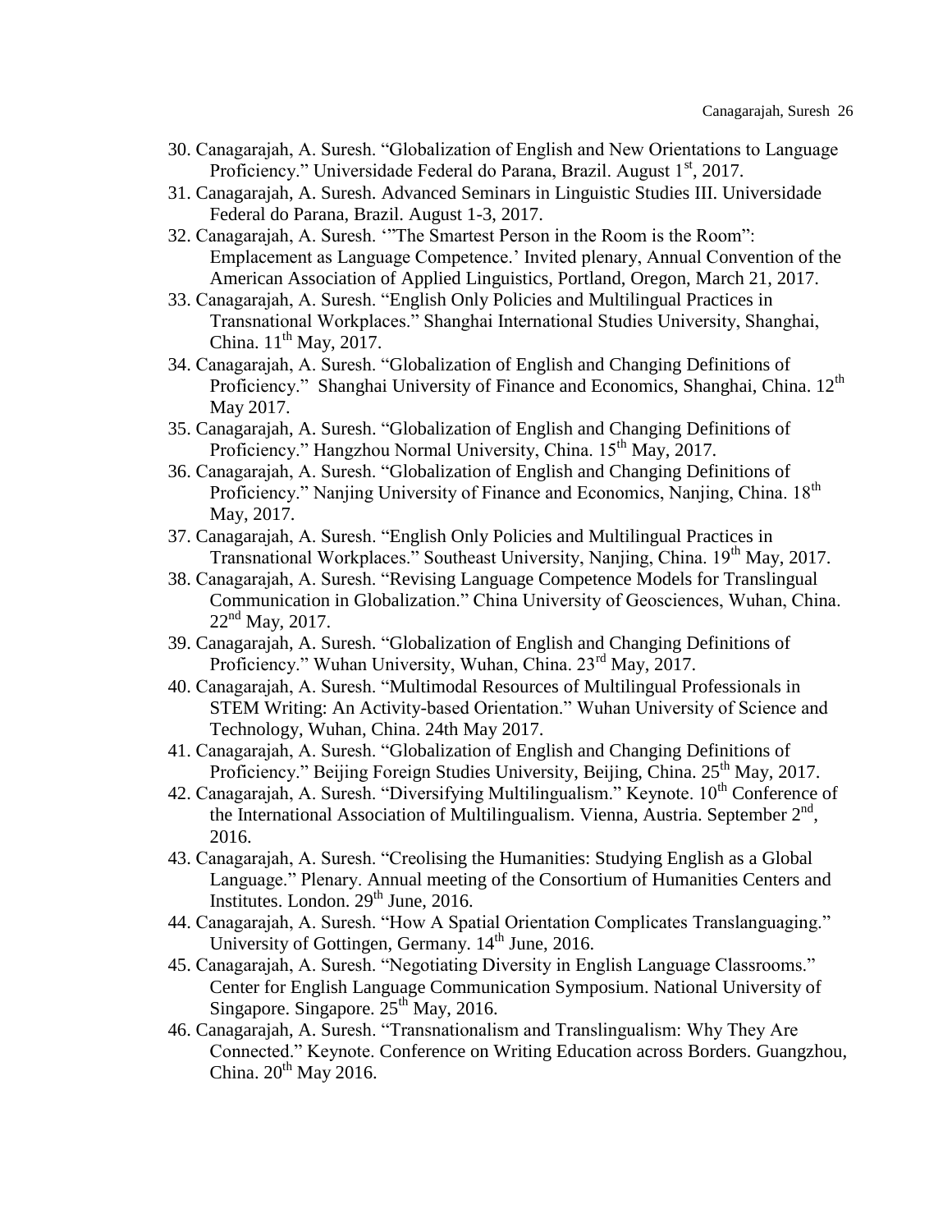30. Canagarajah, A. Suresh. "Globalization of English and New Orientations to Language Proficiency." Universidade Federal do Parana, Brazil. August 1st, 2017.
31. Canagarajah, A. Suresh. Advanced Seminars in Linguistic Studies III. Universidade Federal do Parana, Brazil. August 1-3, 2017.
32. Canagarajah, A. Suresh. '"The Smartest Person in the Room is the Room": Emplacement as Language Competence.' Invited plenary, Annual Convention of the American Association of Applied Linguistics, Portland, Oregon, March 21, 2017.
33. Canagarajah, A. Suresh. "English Only Policies and Multilingual Practices in Transnational Workplaces." Shanghai International Studies University, Shanghai, China. 11th May, 2017.
34. Canagarajah, A. Suresh. "Globalization of English and Changing Definitions of Proficiency." Shanghai University of Finance and Economics, Shanghai, China. 12th May 2017.
35. Canagarajah, A. Suresh. "Globalization of English and Changing Definitions of Proficiency." Hangzhou Normal University, China. 15th May, 2017.
36. Canagarajah, A. Suresh. "Globalization of English and Changing Definitions of Proficiency." Nanjing University of Finance and Economics, Nanjing, China. 18th May, 2017.
37. Canagarajah, A. Suresh. "English Only Policies and Multilingual Practices in Transnational Workplaces." Southeast University, Nanjing, China. 19th May, 2017.
38. Canagarajah, A. Suresh. "Revising Language Competence Models for Translingual Communication in Globalization." China University of Geosciences, Wuhan, China. 22nd May, 2017.
39. Canagarajah, A. Suresh. "Globalization of English and Changing Definitions of Proficiency." Wuhan University, Wuhan, China. 23rd May, 2017.
40. Canagarajah, A. Suresh. "Multimodal Resources of Multilingual Professionals in STEM Writing: An Activity-based Orientation." Wuhan University of Science and Technology, Wuhan, China. 24th May 2017.
41. Canagarajah, A. Suresh. "Globalization of English and Changing Definitions of Proficiency." Beijing Foreign Studies University, Beijing, China. 25th May, 2017.
42. Canagarajah, A. Suresh. "Diversifying Multilingualism." Keynote. 10th Conference of the International Association of Multilingualism. Vienna, Austria. September 2nd, 2016.
43. Canagarajah, A. Suresh. "Creolising the Humanities: Studying English as a Global Language." Plenary. Annual meeting of the Consortium of Humanities Centers and Institutes. London. 29th June, 2016.
44. Canagarajah, A. Suresh. "How A Spatial Orientation Complicates Translanguaging." University of Gottingen, Germany. 14th June, 2016.
45. Canagarajah, A. Suresh. "Negotiating Diversity in English Language Classrooms." Center for English Language Communication Symposium. National University of Singapore. Singapore. 25th May, 2016.
46. Canagarajah, A. Suresh. "Transnationalism and Translingualism: Why They Are Connected." Keynote. Conference on Writing Education across Borders. Guangzhou, China. 20th May 2016.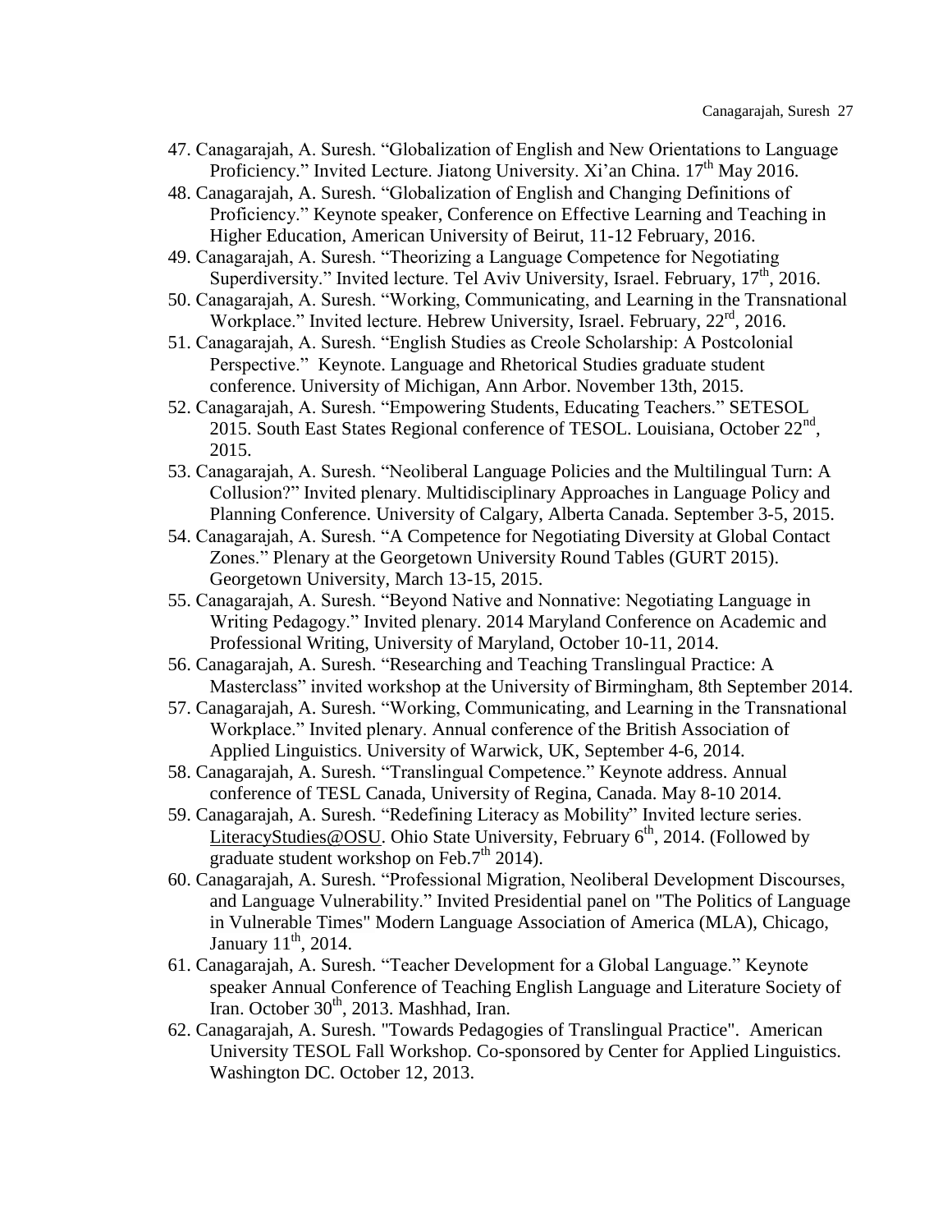47. Canagarajah, A. Suresh. “Globalization of English and New Orientations to Language Proficiency.” Invited Lecture. Jiatong University. Xi’an China. 17th May 2016.
48. Canagarajah, A. Suresh. “Globalization of English and Changing Definitions of Proficiency.” Keynote speaker, Conference on Effective Learning and Teaching in Higher Education, American University of Beirut, 11-12 February, 2016.
49. Canagarajah, A. Suresh. “Theorizing a Language Competence for Negotiating Superdiversity.” Invited lecture. Tel Aviv University, Israel. February, 17th, 2016.
50. Canagarajah, A. Suresh. “Working, Communicating, and Learning in the Transnational Workplace.” Invited lecture. Hebrew University, Israel. February, 22nd, 2016.
51. Canagarajah, A. Suresh. “English Studies as Creole Scholarship: A Postcolonial Perspective.” Keynote. Language and Rhetorical Studies graduate student conference. University of Michigan, Ann Arbor. November 13th, 2015.
52. Canagarajah, A. Suresh. “Empowering Students, Educating Teachers.” SETESOL 2015. South East States Regional conference of TESOL. Louisiana, October 22nd, 2015.
53. Canagarajah, A. Suresh. “Neoliberal Language Policies and the Multilingual Turn: A Collusion?” Invited plenary. Multidisciplinary Approaches in Language Policy and Planning Conference. University of Calgary, Alberta Canada. September 3-5, 2015.
54. Canagarajah, A. Suresh. “A Competence for Negotiating Diversity at Global Contact Zones.” Plenary at the Georgetown University Round Tables (GURT 2015). Georgetown University, March 13-15, 2015.
55. Canagarajah, A. Suresh. “Beyond Native and Nonnative: Negotiating Language in Writing Pedagogy.” Invited plenary. 2014 Maryland Conference on Academic and Professional Writing, University of Maryland, October 10-11, 2014.
56. Canagarajah, A. Suresh. “Researching and Teaching Translingual Practice: A Masterclass” invited workshop at the University of Birmingham, 8th September 2014.
57. Canagarajah, A. Suresh. “Working, Communicating, and Learning in the Transnational Workplace.” Invited plenary. Annual conference of the British Association of Applied Linguistics. University of Warwick, UK, September 4-6, 2014.
58. Canagarajah, A. Suresh. “Translingual Competence.” Keynote address. Annual conference of TESL Canada, University of Regina, Canada. May 8-10 2014.
59. Canagarajah, A. Suresh. “Redefining Literacy as Mobility” Invited lecture series. LiteracyStudies@OSU. Ohio State University, February 6th, 2014. (Followed by graduate student workshop on Feb.7th 2014).
60. Canagarajah, A. Suresh. “Professional Migration, Neoliberal Development Discourses, and Language Vulnerability.” Invited Presidential panel on "The Politics of Language in Vulnerable Times" Modern Language Association of America (MLA), Chicago, January 11th, 2014.
61. Canagarajah, A. Suresh. “Teacher Development for a Global Language.” Keynote speaker Annual Conference of Teaching English Language and Literature Society of Iran. October 30th, 2013. Mashhad, Iran.
62. Canagarajah, A. Suresh. "Towards Pedagogies of Translingual Practice". American University TESOL Fall Workshop. Co-sponsored by Center for Applied Linguistics. Washington DC. October 12, 2013.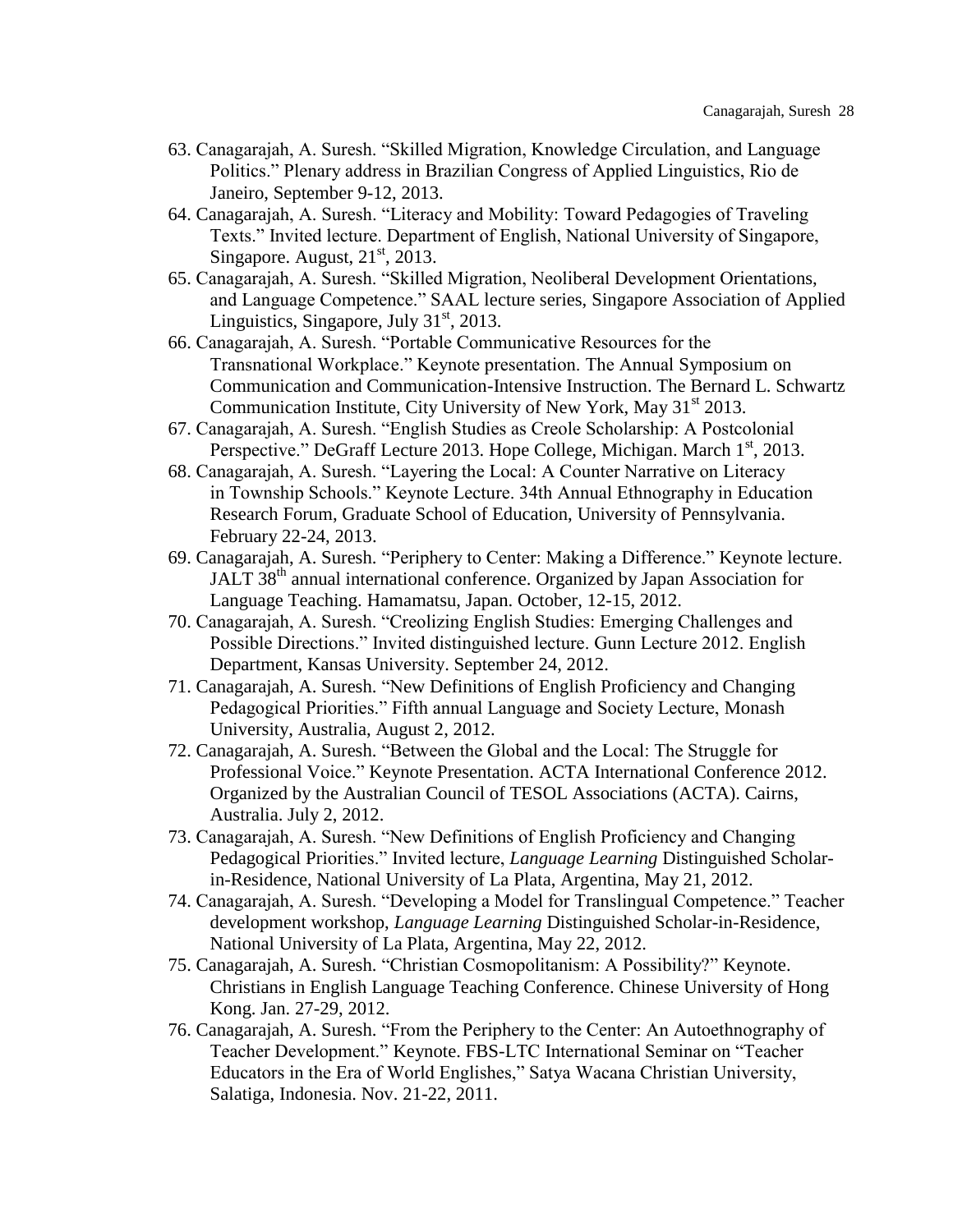63. Canagarajah, A. Suresh. "Skilled Migration, Knowledge Circulation, and Language Politics." Plenary address in Brazilian Congress of Applied Linguistics, Rio de Janeiro, September 9-12, 2013.
64. Canagarajah, A. Suresh. "Literacy and Mobility: Toward Pedagogies of Traveling Texts." Invited lecture. Department of English, National University of Singapore, Singapore. August, 21st, 2013.
65. Canagarajah, A. Suresh. "Skilled Migration, Neoliberal Development Orientations, and Language Competence." SAAL lecture series, Singapore Association of Applied Linguistics, Singapore, July 31st, 2013.
66. Canagarajah, A. Suresh. "Portable Communicative Resources for the Transnational Workplace." Keynote presentation. The Annual Symposium on Communication and Communication-Intensive Instruction. The Bernard L. Schwartz Communication Institute, City University of New York, May 31st 2013.
67. Canagarajah, A. Suresh. "English Studies as Creole Scholarship: A Postcolonial Perspective." DeGraff Lecture 2013. Hope College, Michigan. March 1st, 2013.
68. Canagarajah, A. Suresh. "Layering the Local: A Counter Narrative on Literacy in Township Schools." Keynote Lecture. 34th Annual Ethnography in Education Research Forum, Graduate School of Education, University of Pennsylvania. February 22-24, 2013.
69. Canagarajah, A. Suresh. "Periphery to Center: Making a Difference." Keynote lecture. JALT 38th annual international conference. Organized by Japan Association for Language Teaching. Hamamatsu, Japan. October, 12-15, 2012.
70. Canagarajah, A. Suresh. "Creolizing English Studies: Emerging Challenges and Possible Directions." Invited distinguished lecture. Gunn Lecture 2012. English Department, Kansas University. September 24, 2012.
71. Canagarajah, A. Suresh. "New Definitions of English Proficiency and Changing Pedagogical Priorities." Fifth annual Language and Society Lecture, Monash University, Australia, August 2, 2012.
72. Canagarajah, A. Suresh. "Between the Global and the Local: The Struggle for Professional Voice." Keynote Presentation. ACTA International Conference 2012. Organized by the Australian Council of TESOL Associations (ACTA). Cairns, Australia. July 2, 2012.
73. Canagarajah, A. Suresh. "New Definitions of English Proficiency and Changing Pedagogical Priorities." Invited lecture, *Language Learning* Distinguished Scholar-in-Residence, National University of La Plata, Argentina, May 21, 2012.
74. Canagarajah, A. Suresh. "Developing a Model for Translingual Competence." Teacher development workshop, *Language Learning* Distinguished Scholar-in-Residence, National University of La Plata, Argentina, May 22, 2012.
75. Canagarajah, A. Suresh. "Christian Cosmopolitanism: A Possibility?" Keynote. Christians in English Language Teaching Conference. Chinese University of Hong Kong. Jan. 27-29, 2012.
76. Canagarajah, A. Suresh. "From the Periphery to the Center: An Autoethnography of Teacher Development." Keynote. FBS-LTC International Seminar on "Teacher Educators in the Era of World Englishes," Satya Wacana Christian University, Salatiga, Indonesia. Nov. 21-22, 2011.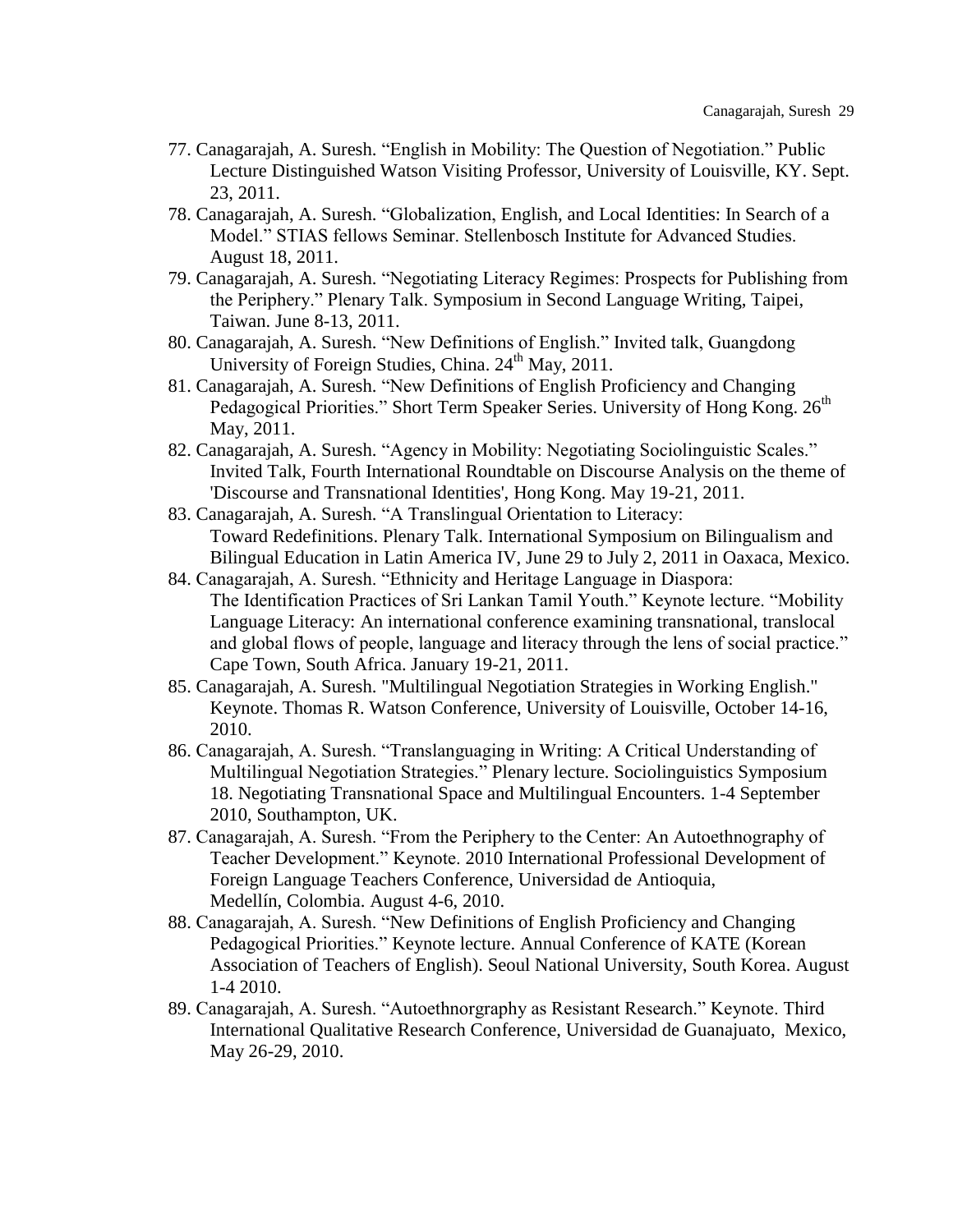77. Canagarajah, A. Suresh. “English in Mobility: The Question of Negotiation.” Public Lecture Distinguished Watson Visiting Professor, University of Louisville, KY. Sept. 23, 2011.
78. Canagarajah, A. Suresh. “Globalization, English, and Local Identities: In Search of a Model.” STIAS fellows Seminar. Stellenbosch Institute for Advanced Studies. August 18, 2011.
79. Canagarajah, A. Suresh. “Negotiating Literacy Regimes: Prospects for Publishing from the Periphery.” Plenary Talk. Symposium in Second Language Writing, Taipei, Taiwan. June 8-13, 2011.
80. Canagarajah, A. Suresh. “New Definitions of English.” Invited talk, Guangdong University of Foreign Studies, China. 24th May, 2011.
81. Canagarajah, A. Suresh. “New Definitions of English Proficiency and Changing Pedagogical Priorities.” Short Term Speaker Series. University of Hong Kong. 26th May, 2011.
82. Canagarajah, A. Suresh. “Agency in Mobility: Negotiating Sociolinguistic Scales.” Invited Talk, Fourth International Roundtable on Discourse Analysis on the theme of 'Discourse and Transnational Identities', Hong Kong. May 19-21, 2011.
83. Canagarajah, A. Suresh. “A Translingual Orientation to Literacy: Toward Redefinitions. Plenary Talk. International Symposium on Bilingualism and Bilingual Education in Latin America IV, June 29 to July 2, 2011 in Oaxaca, Mexico.
84. Canagarajah, A. Suresh. “Ethnicity and Heritage Language in Diaspora: The Identification Practices of Sri Lankan Tamil Youth.” Keynote lecture. “Mobility Language Literacy: An international conference examining transnational, translocal and global flows of people, language and literacy through the lens of social practice.” Cape Town, South Africa. January 19-21, 2011.
85. Canagarajah, A. Suresh. "Multilingual Negotiation Strategies in Working English." Keynote. Thomas R. Watson Conference, University of Louisville, October 14-16, 2010.
86. Canagarajah, A. Suresh. “Translanguaging in Writing: A Critical Understanding of Multilingual Negotiation Strategies.” Plenary lecture. Sociolinguistics Symposium 18. Negotiating Transnational Space and Multilingual Encounters. 1-4 September 2010, Southampton, UK.
87. Canagarajah, A. Suresh. “From the Periphery to the Center: An Autoethnography of Teacher Development.” Keynote. 2010 International Professional Development of Foreign Language Teachers Conference, Universidad de Antioquia, Medellín, Colombia. August 4-6, 2010.
88. Canagarajah, A. Suresh. “New Definitions of English Proficiency and Changing Pedagogical Priorities.” Keynote lecture. Annual Conference of KATE (Korean Association of Teachers of English). Seoul National University, South Korea. August 1-4 2010.
89. Canagarajah, A. Suresh. “Autoethnorgraphy as Resistant Research.” Keynote. Third International Qualitative Research Conference, Universidad de Guanajuato, Mexico, May 26-29, 2010.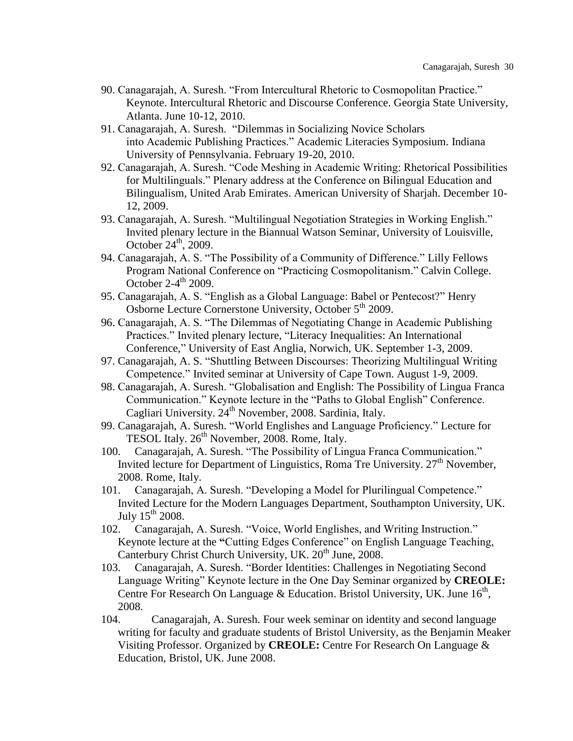90. Canagarajah, A. Suresh. "From Intercultural Rhetoric to Cosmopolitan Practice." Keynote. Intercultural Rhetoric and Discourse Conference. Georgia State University, Atlanta. June 10-12, 2010.
91. Canagarajah, A. Suresh. "Dilemmas in Socializing Novice Scholars into Academic Publishing Practices." Academic Literacies Symposium. Indiana University of Pennsylvania. February 19-20, 2010.
92. Canagarajah, A. Suresh. "Code Meshing in Academic Writing: Rhetorical Possibilities for Multilinguals." Plenary address at the Conference on Bilingual Education and Bilingualism, United Arab Emirates. American University of Sharjah. December 10-12, 2009.
93. Canagarajah, A. Suresh. "Multilingual Negotiation Strategies in Working English." Invited plenary lecture in the Biannual Watson Seminar, University of Louisville, October 24th, 2009.
94. Canagarajah, A. S. "The Possibility of a Community of Difference." Lilly Fellows Program National Conference on "Practicing Cosmopolitanism." Calvin College. October 2-4th 2009.
95. Canagarajah, A. S. "English as a Global Language: Babel or Pentecost?" Henry Osborne Lecture Cornerstone University, October 5th 2009.
96. Canagarajah, A. S. "The Dilemmas of Negotiating Change in Academic Publishing Practices." Invited plenary lecture, "Literacy Inequalities: An International Conference," University of East Anglia, Norwich, UK. September 1-3, 2009.
97. Canagarajah, A. S. "Shuttling Between Discourses: Theorizing Multilingual Writing Competence." Invited seminar at University of Cape Town. August 1-9, 2009.
98. Canagarajah, A. Suresh. "Globalisation and English: The Possibility of Lingua Franca Communication." Keynote lecture in the "Paths to Global English" Conference. Cagliari University. 24th November, 2008. Sardinia, Italy.
99. Canagarajah, A. Suresh. "World Englishes and Language Proficiency." Lecture for TESOL Italy. 26th November, 2008. Rome, Italy.
100. Canagarajah, A. Suresh. "The Possibility of Lingua Franca Communication." Invited lecture for Department of Linguistics, Roma Tre University. 27th November, 2008. Rome, Italy.
101. Canagarajah, A. Suresh. "Developing a Model for Plurilingual Competence." Invited Lecture for the Modern Languages Department, Southampton University, UK. July 15th 2008.
102. Canagarajah, A. Suresh. "Voice, World Englishes, and Writing Instruction." Keynote lecture at the "Cutting Edges Conference" on English Language Teaching, Canterbury Christ Church University, UK. 20th June, 2008.
103. Canagarajah, A. Suresh. "Border Identities: Challenges in Negotiating Second Language Writing" Keynote lecture in the One Day Seminar organized by **CREOLE:** Centre For Research On Language & Education. Bristol University, UK. June 16th, 2008.
104. Canagarajah, A. Suresh. Four week seminar on identity and second language writing for faculty and graduate students of Bristol University, as the Benjamin Meaker Visiting Professor. Organized by **CREOLE:** Centre For Research On Language & Education, Bristol, UK. June 2008.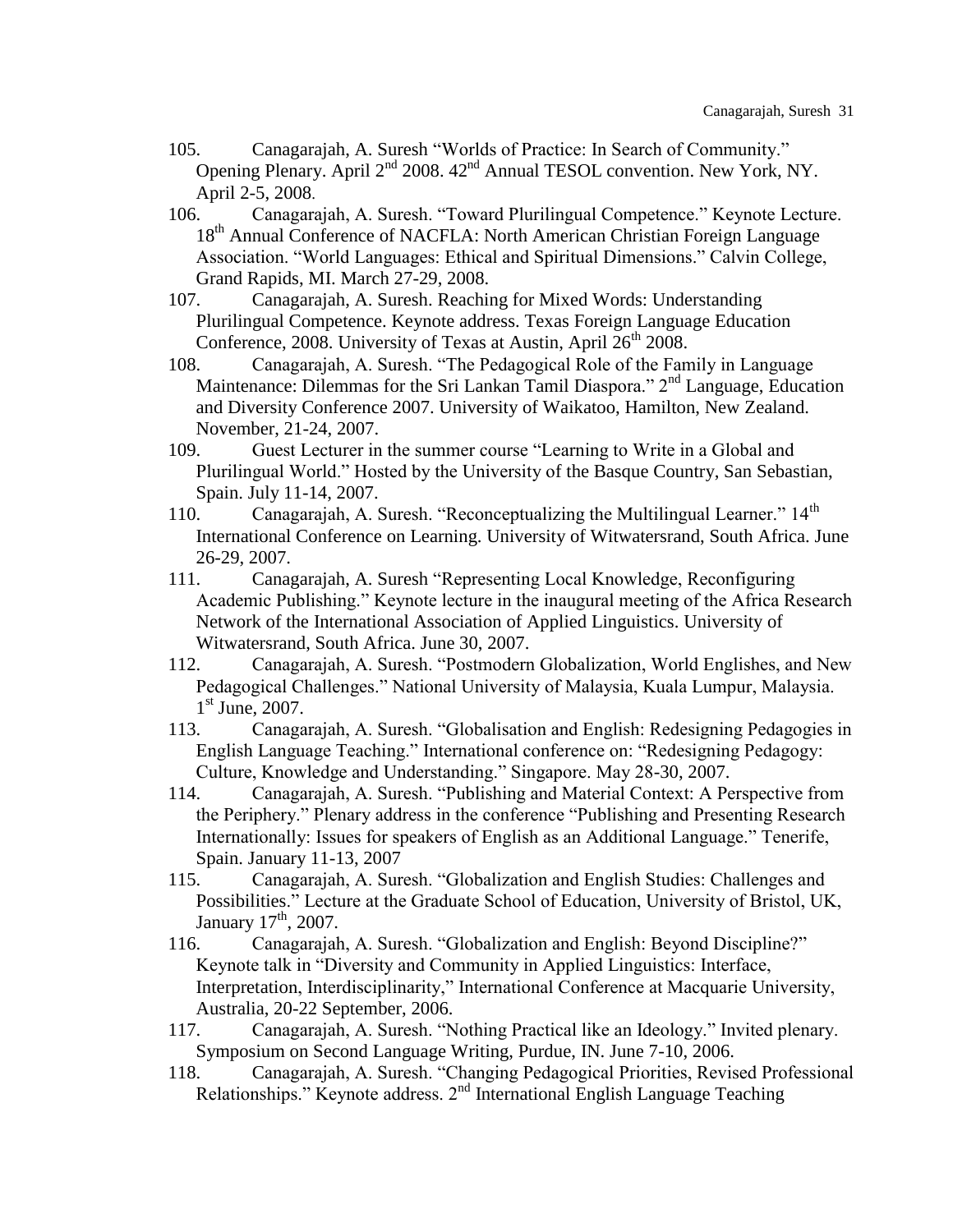105. Canagarajah, A. Suresh "Worlds of Practice: In Search of Community." Opening Plenary. April 2nd 2008. 42nd Annual TESOL convention. New York, NY. April 2-5, 2008.

106. Canagarajah, A. Suresh. "Toward Plurilingual Competence." Keynote Lecture. 18th Annual Conference of NACFLA: North American Christian Foreign Language Association. "World Languages: Ethical and Spiritual Dimensions." Calvin College, Grand Rapids, MI. March 27-29, 2008.

107. Canagarajah, A. Suresh. Reaching for Mixed Words: Understanding Plurilingual Competence. Keynote address. Texas Foreign Language Education Conference, 2008. University of Texas at Austin, April 26th 2008.

108. Canagarajah, A. Suresh. "The Pedagogical Role of the Family in Language Maintenance: Dilemmas for the Sri Lankan Tamil Diaspora." 2nd Language, Education and Diversity Conference 2007. University of Waikatoo, Hamilton, New Zealand. November, 21-24, 2007.

109. Guest Lecturer in the summer course "Learning to Write in a Global and Plurilingual World." Hosted by the University of the Basque Country, San Sebastian, Spain. July 11-14, 2007.

110. Canagarajah, A. Suresh. "Reconceptualizing the Multilingual Learner." 14th International Conference on Learning. University of Witwatersrand, South Africa. June 26-29, 2007.

111. Canagarajah, A. Suresh "Representing Local Knowledge, Reconfiguring Academic Publishing." Keynote lecture in the inaugural meeting of the Africa Research Network of the International Association of Applied Linguistics. University of Witwatersrand, South Africa. June 30, 2007.

112. Canagarajah, A. Suresh. "Postmodern Globalization, World Englishes, and New Pedagogical Challenges." National University of Malaysia, Kuala Lumpur, Malaysia. 1st June, 2007.

113. Canagarajah, A. Suresh. "Globalisation and English: Redesigning Pedagogies in English Language Teaching." International conference on: "Redesigning Pedagogy: Culture, Knowledge and Understanding." Singapore. May 28-30, 2007.

114. Canagarajah, A. Suresh. "Publishing and Material Context: A Perspective from the Periphery." Plenary address in the conference "Publishing and Presenting Research Internationally: Issues for speakers of English as an Additional Language." Tenerife, Spain. January 11-13, 2007

115. Canagarajah, A. Suresh. "Globalization and English Studies: Challenges and Possibilities." Lecture at the Graduate School of Education, University of Bristol, UK, January 17th, 2007.

116. Canagarajah, A. Suresh. "Globalization and English: Beyond Discipline?" Keynote talk in "Diversity and Community in Applied Linguistics: Interface, Interpretation, Interdisciplinarity," International Conference at Macquarie University, Australia, 20-22 September, 2006.

117. Canagarajah, A. Suresh. "Nothing Practical like an Ideology." Invited plenary. Symposium on Second Language Writing, Purdue, IN. June 7-10, 2006.

118. Canagarajah, A. Suresh. "Changing Pedagogical Priorities, Revised Professional Relationships." Keynote address. 2nd International English Language Teaching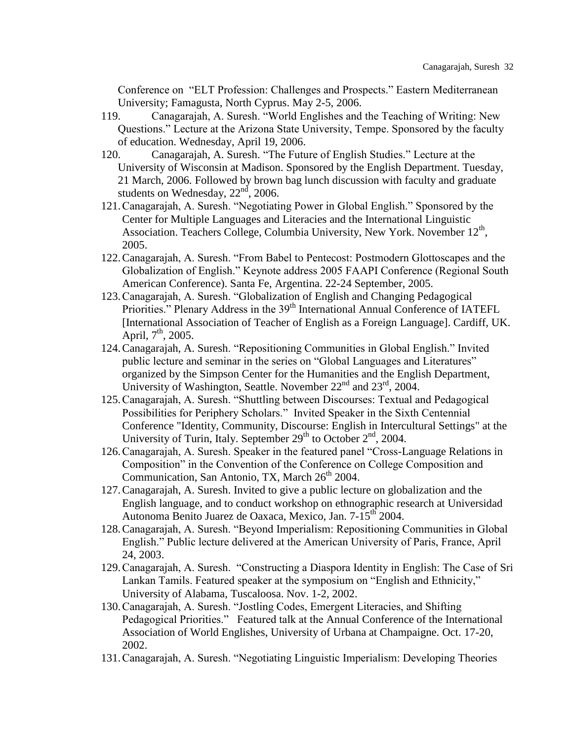Conference on "ELT Profession: Challenges and Prospects." Eastern Mediterranean University; Famagusta, North Cyprus. May 2-5, 2006.

119. Canagarajah, A. Suresh. "World Englishes and the Teaching of Writing: New Questions." Lecture at the Arizona State University, Tempe. Sponsored by the faculty of education. Wednesday, April 19, 2006.

120. Canagarajah, A. Suresh. "The Future of English Studies." Lecture at the University of Wisconsin at Madison. Sponsored by the English Department. Tuesday, 21 March, 2006. Followed by brown bag lunch discussion with faculty and graduate students on Wednesday, 22nd, 2006.

121. Canagarajah, A. Suresh. "Negotiating Power in Global English." Sponsored by the Center for Multiple Languages and Literacies and the International Linguistic Association. Teachers College, Columbia University, New York. November 12th, 2005.

122. Canagarajah, A. Suresh. "From Babel to Pentecost: Postmodern Glottoscapes and the Globalization of English." Keynote address 2005 FAAPI Conference (Regional South American Conference). Santa Fe, Argentina. 22-24 September, 2005.

123. Canagarajah, A. Suresh. "Globalization of English and Changing Pedagogical Priorities." Plenary Address in the 39th International Annual Conference of IATEFL [International Association of Teacher of English as a Foreign Language]. Cardiff, UK. April, 7th, 2005.

124. Canagarajah, A. Suresh. "Repositioning Communities in Global English." Invited public lecture and seminar in the series on "Global Languages and Literatures" organized by the Simpson Center for the Humanities and the English Department, University of Washington, Seattle. November 22nd and 23rd, 2004.

125. Canagarajah, A. Suresh. "Shuttling between Discourses: Textual and Pedagogical Possibilities for Periphery Scholars." Invited Speaker in the Sixth Centennial Conference "Identity, Community, Discourse: English in Intercultural Settings" at the University of Turin, Italy. September 29th to October 2nd, 2004.

126. Canagarajah, A. Suresh. Speaker in the featured panel "Cross-Language Relations in Composition" in the Convention of the Conference on College Composition and Communication, San Antonio, TX, March 26th 2004.

127. Canagarajah, A. Suresh. Invited to give a public lecture on globalization and the English language, and to conduct workshop on ethnographic research at Universidad Autonoma Benito Juarez de Oaxaca, Mexico, Jan. 7-15th 2004.

128. Canagarajah, A. Suresh. "Beyond Imperialism: Repositioning Communities in Global English." Public lecture delivered at the American University of Paris, France, April 24, 2003.

129. Canagarajah, A. Suresh. "Constructing a Diaspora Identity in English: The Case of Sri Lankan Tamils. Featured speaker at the symposium on "English and Ethnicity," University of Alabama, Tuscaloosa. Nov. 1-2, 2002.

130. Canagarajah, A. Suresh. "Jostling Codes, Emergent Literacies, and Shifting Pedagogical Priorities." Featured talk at the Annual Conference of the International Association of World Englishes, University of Urbana at Champaigne. Oct. 17-20, 2002.

131. Canagarajah, A. Suresh. "Negotiating Linguistic Imperialism: Developing Theories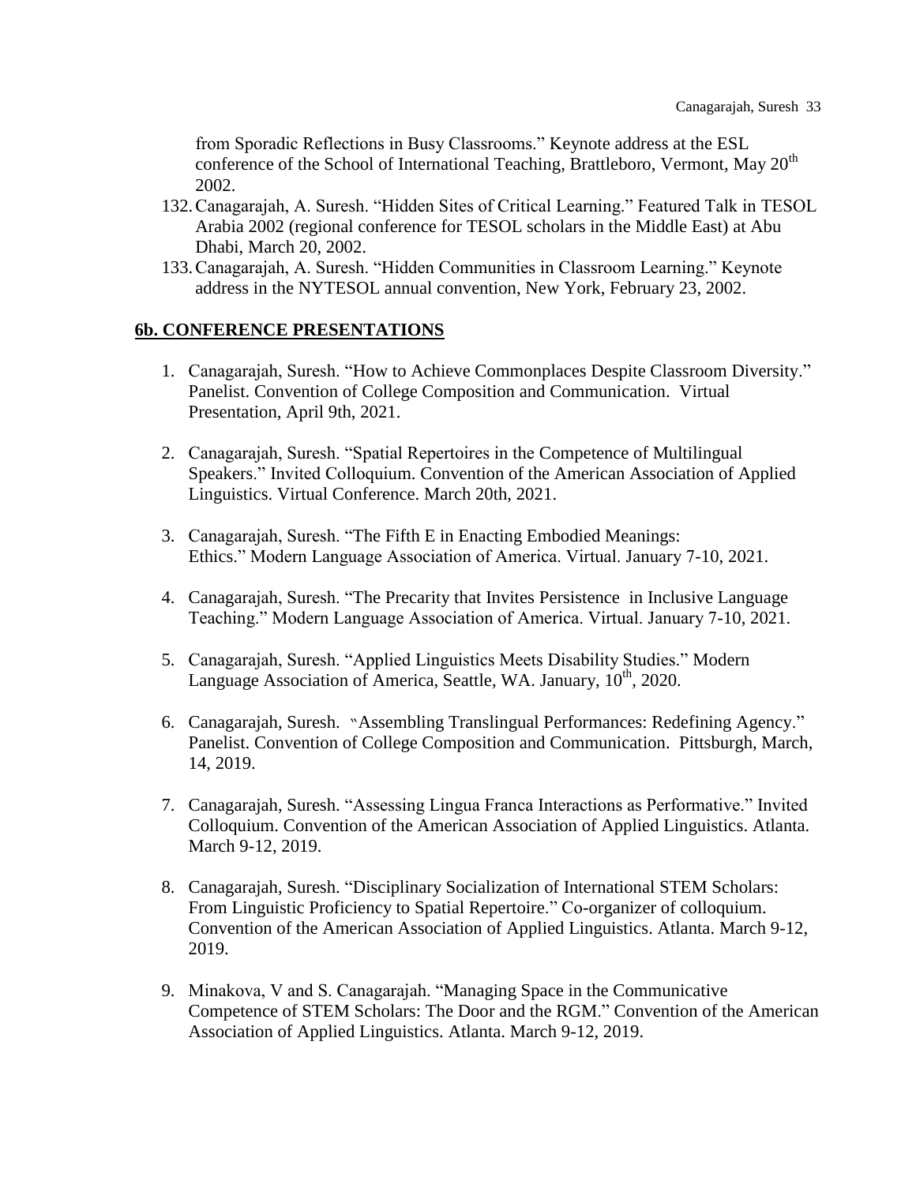from Sporadic Reflections in Busy Classrooms." Keynote address at the ESL conference of the School of International Teaching, Brattleboro, Vermont, May 20th 2002.

132. Canagarajah, A. Suresh. "Hidden Sites of Critical Learning." Featured Talk in TESOL Arabia 2002 (regional conference for TESOL scholars in the Middle East) at Abu Dhabi, March 20, 2002.
133. Canagarajah, A. Suresh. "Hidden Communities in Classroom Learning." Keynote address in the NYTESOL annual convention, New York, February 23, 2002.

## 6b. CONFERENCE PRESENTATIONS

1. Canagarajah, Suresh. "How to Achieve Commonplaces Despite Classroom Diversity." Panelist. Convention of College Composition and Communication. Virtual Presentation, April 9th, 2021.

2. Canagarajah, Suresh. "Spatial Repertoires in the Competence of Multilingual Speakers." Invited Colloquium. Convention of the American Association of Applied Linguistics. Virtual Conference. March 20th, 2021.

3. Canagarajah, Suresh. "The Fifth E in Enacting Embodied Meanings: Ethics." Modern Language Association of America. Virtual. January 7-10, 2021.

4. Canagarajah, Suresh. "The Precarity that Invites Persistence in Inclusive Language Teaching." Modern Language Association of America. Virtual. January 7-10, 2021.

5. Canagarajah, Suresh. "Applied Linguistics Meets Disability Studies." Modern Language Association of America, Seattle, WA. January, 10th, 2020.

6. Canagarajah, Suresh. "Assembling Translingual Performances: Redefining Agency." Panelist. Convention of College Composition and Communication. Pittsburgh, March, 14, 2019.

7. Canagarajah, Suresh. "Assessing Lingua Franca Interactions as Performative." Invited Colloquium. Convention of the American Association of Applied Linguistics. Atlanta. March 9-12, 2019.

8. Canagarajah, Suresh. "Disciplinary Socialization of International STEM Scholars: From Linguistic Proficiency to Spatial Repertoire." Co-organizer of colloquium. Convention of the American Association of Applied Linguistics. Atlanta. March 9-12, 2019.

9. Minakova, V and S. Canagarajah. "Managing Space in the Communicative Competence of STEM Scholars: The Door and the RGM." Convention of the American Association of Applied Linguistics. Atlanta. March 9-12, 2019.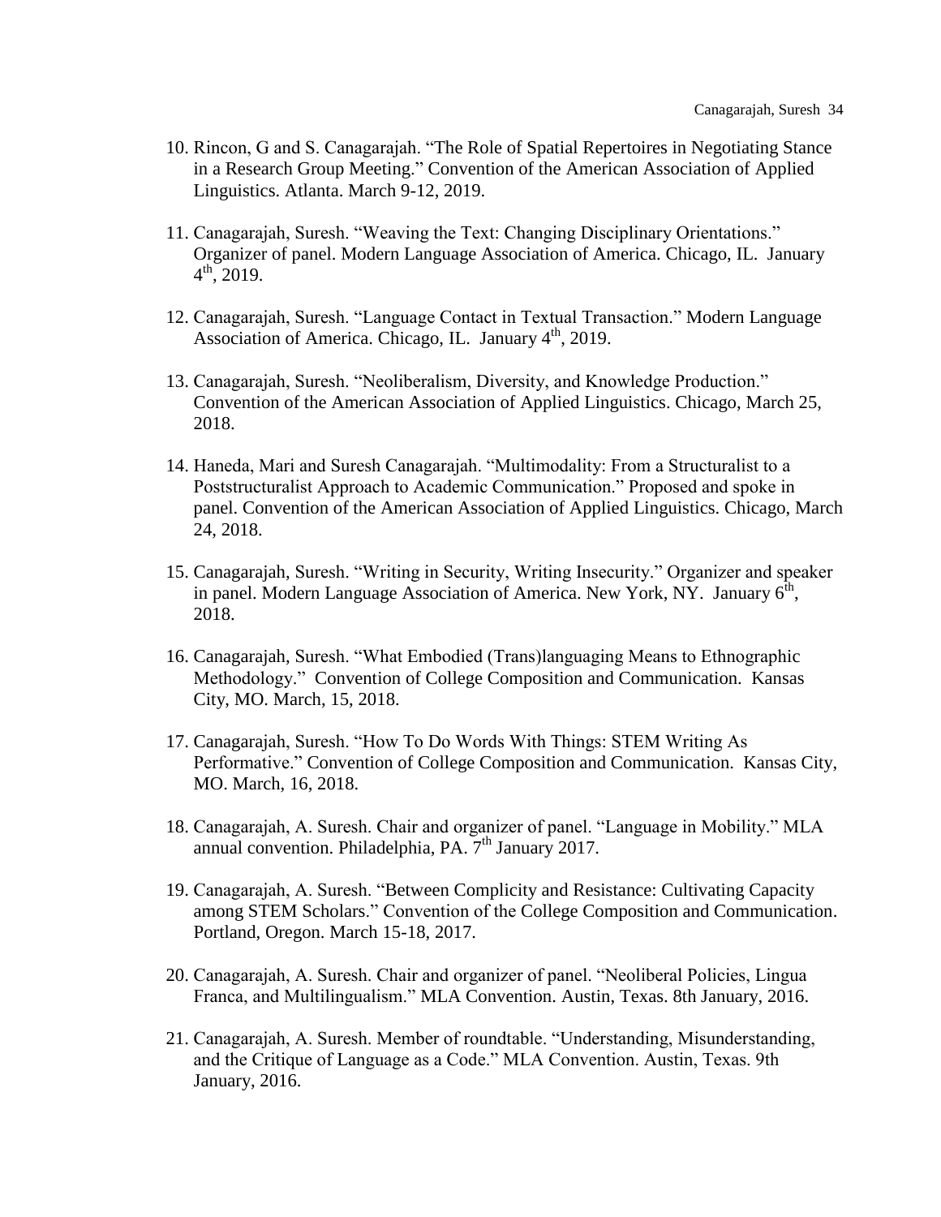10. Rincon, G and S. Canagarajah. "The Role of Spatial Repertoires in Negotiating Stance in a Research Group Meeting." Convention of the American Association of Applied Linguistics. Atlanta. March 9-12, 2019.

11. Canagarajah, Suresh. "Weaving the Text: Changing Disciplinary Orientations." Organizer of panel. Modern Language Association of America. Chicago, IL. January 4th, 2019.

12. Canagarajah, Suresh. "Language Contact in Textual Transaction." Modern Language Association of America. Chicago, IL. January 4th, 2019.

13. Canagarajah, Suresh. "Neoliberalism, Diversity, and Knowledge Production." Convention of the American Association of Applied Linguistics. Chicago, March 25, 2018.

14. Haneda, Mari and Suresh Canagarajah. "Multimodality: From a Structuralist to a Poststructuralist Approach to Academic Communication." Proposed and spoke in panel. Convention of the American Association of Applied Linguistics. Chicago, March 24, 2018.

15. Canagarajah, Suresh. "Writing in Security, Writing Insecurity." Organizer and speaker in panel. Modern Language Association of America. New York, NY. January 6th, 2018.

16. Canagarajah, Suresh. "What Embodied (Trans)languaging Means to Ethnographic Methodology." Convention of College Composition and Communication. Kansas City, MO. March, 15, 2018.

17. Canagarajah, Suresh. "How To Do Words With Things: STEM Writing As Performative." Convention of College Composition and Communication. Kansas City, MO. March, 16, 2018.

18. Canagarajah, A. Suresh. Chair and organizer of panel. "Language in Mobility." MLA annual convention. Philadelphia, PA. 7th January 2017.

19. Canagarajah, A. Suresh. "Between Complicity and Resistance: Cultivating Capacity among STEM Scholars." Convention of the College Composition and Communication. Portland, Oregon. March 15-18, 2017.

20. Canagarajah, A. Suresh. Chair and organizer of panel. "Neoliberal Policies, Lingua Franca, and Multilingualism." MLA Convention. Austin, Texas. 8th January, 2016.

21. Canagarajah, A. Suresh. Member of roundtable. "Understanding, Misunderstanding, and the Critique of Language as a Code." MLA Convention. Austin, Texas. 9th January, 2016.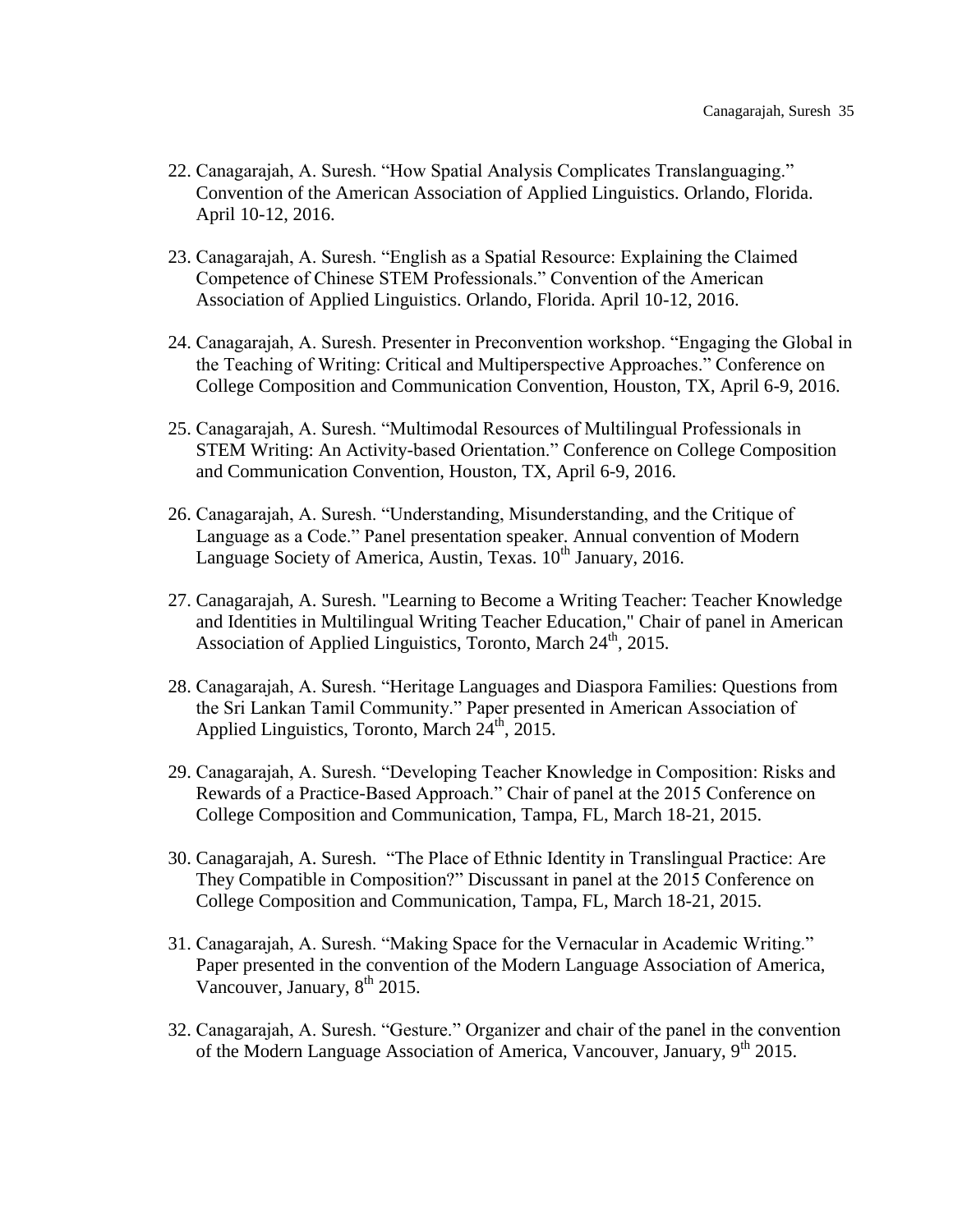22. Canagarajah, A. Suresh. “How Spatial Analysis Complicates Translanguaging.” Convention of the American Association of Applied Linguistics. Orlando, Florida. April 10-12, 2016.

23. Canagarajah, A. Suresh. “English as a Spatial Resource: Explaining the Claimed Competence of Chinese STEM Professionals.” Convention of the American Association of Applied Linguistics. Orlando, Florida. April 10-12, 2016.

24. Canagarajah, A. Suresh. Presenter in Preconvention workshop. “Engaging the Global in the Teaching of Writing: Critical and Multiperspective Approaches.” Conference on College Composition and Communication Convention, Houston, TX, April 6-9, 2016.

25. Canagarajah, A. Suresh. “Multimodal Resources of Multilingual Professionals in STEM Writing: An Activity-based Orientation.” Conference on College Composition and Communication Convention, Houston, TX, April 6-9, 2016.

26. Canagarajah, A. Suresh. “Understanding, Misunderstanding, and the Critique of Language as a Code.” Panel presentation speaker. Annual convention of Modern Language Society of America, Austin, Texas. 10th January, 2016.

27. Canagarajah, A. Suresh. "Learning to Become a Writing Teacher: Teacher Knowledge and Identities in Multilingual Writing Teacher Education," Chair of panel in American Association of Applied Linguistics, Toronto, March 24th, 2015.

28. Canagarajah, A. Suresh. “Heritage Languages and Diaspora Families: Questions from the Sri Lankan Tamil Community.” Paper presented in American Association of Applied Linguistics, Toronto, March 24th, 2015.

29. Canagarajah, A. Suresh. “Developing Teacher Knowledge in Composition: Risks and Rewards of a Practice-Based Approach.” Chair of panel at the 2015 Conference on College Composition and Communication, Tampa, FL, March 18-21, 2015.

30. Canagarajah, A. Suresh. “The Place of Ethnic Identity in Translingual Practice: Are They Compatible in Composition?” Discussant in panel at the 2015 Conference on College Composition and Communication, Tampa, FL, March 18-21, 2015.

31. Canagarajah, A. Suresh. “Making Space for the Vernacular in Academic Writing.” Paper presented in the convention of the Modern Language Association of America, Vancouver, January, 8th 2015.

32. Canagarajah, A. Suresh. “Gesture.” Organizer and chair of the panel in the convention of the Modern Language Association of America, Vancouver, January, 9th 2015.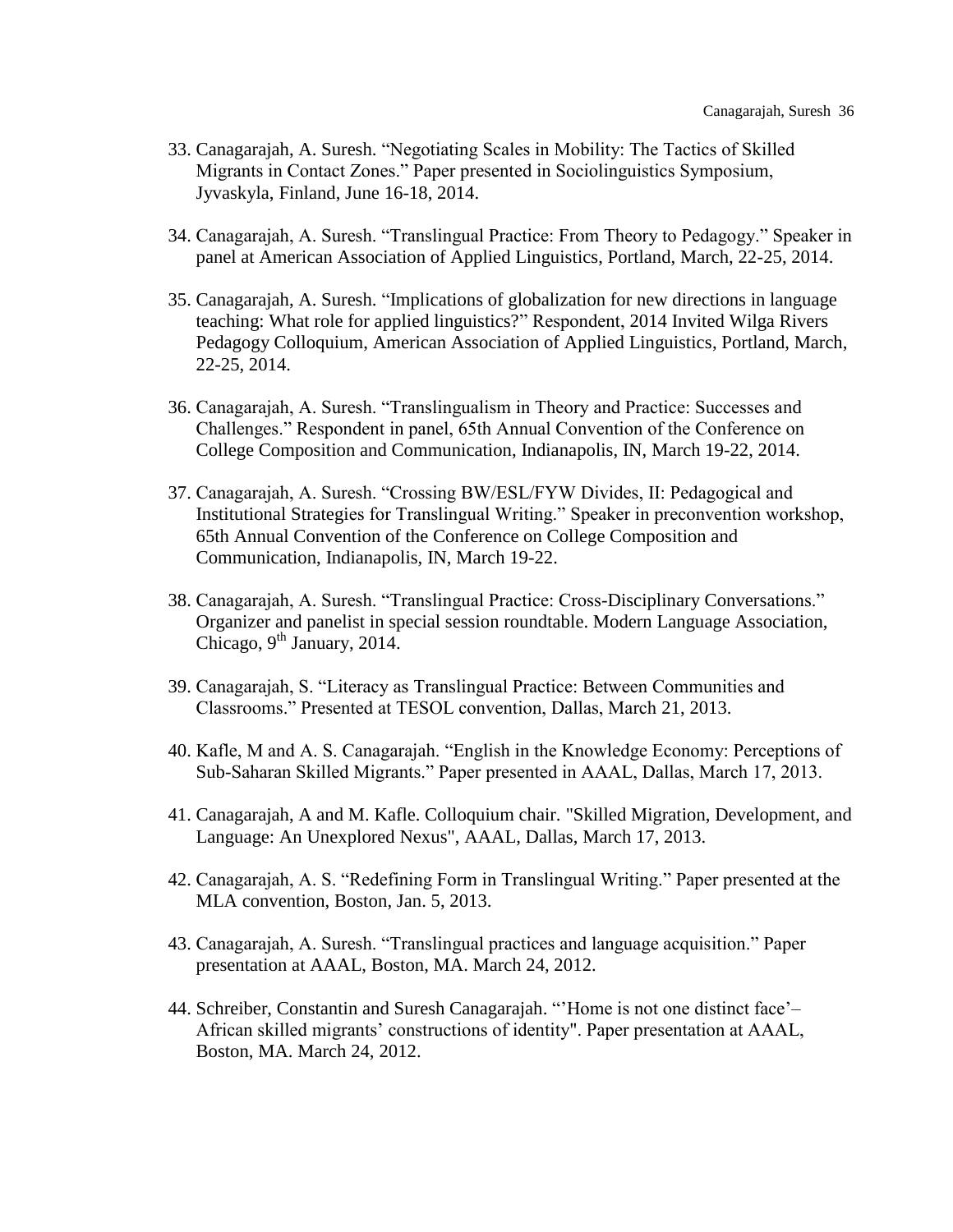33. Canagarajah, A. Suresh. "Negotiating Scales in Mobility: The Tactics of Skilled Migrants in Contact Zones." Paper presented in Sociolinguistics Symposium, Jyvaskyla, Finland, June 16-18, 2014.

34. Canagarajah, A. Suresh. "Translingual Practice: From Theory to Pedagogy." Speaker in panel at American Association of Applied Linguistics, Portland, March, 22-25, 2014.

35. Canagarajah, A. Suresh. "Implications of globalization for new directions in language teaching: What role for applied linguistics?" Respondent, 2014 Invited Wilga Rivers Pedagogy Colloquium, American Association of Applied Linguistics, Portland, March, 22-25, 2014.

36. Canagarajah, A. Suresh. "Translingualism in Theory and Practice: Successes and Challenges." Respondent in panel, 65th Annual Convention of the Conference on College Composition and Communication, Indianapolis, IN, March 19-22, 2014.

37. Canagarajah, A. Suresh. "Crossing BW/ESL/FYW Divides, II: Pedagogical and Institutional Strategies for Translingual Writing." Speaker in preconvention workshop, 65th Annual Convention of the Conference on College Composition and Communication, Indianapolis, IN, March 19-22.

38. Canagarajah, A. Suresh. "Translingual Practice: Cross-Disciplinary Conversations." Organizer and panelist in special session roundtable. Modern Language Association, Chicago, 9th January, 2014.

39. Canagarajah, S. "Literacy as Translingual Practice: Between Communities and Classrooms." Presented at TESOL convention, Dallas, March 21, 2013.

40. Kafle, M and A. S. Canagarajah. "English in the Knowledge Economy: Perceptions of Sub-Saharan Skilled Migrants." Paper presented in AAAL, Dallas, March 17, 2013.

41. Canagarajah, A and M. Kafle. Colloquium chair. "Skilled Migration, Development, and Language: An Unexplored Nexus", AAAL, Dallas, March 17, 2013.

42. Canagarajah, A. S. "Redefining Form in Translingual Writing." Paper presented at the MLA convention, Boston, Jan. 5, 2013.

43. Canagarajah, A. Suresh. "Translingual practices and language acquisition." Paper presentation at AAAL, Boston, MA. March 24, 2012.

44. Schreiber, Constantin and Suresh Canagarajah. "'Home is not one distinct face'– African skilled migrants' constructions of identity". Paper presentation at AAAL, Boston, MA. March 24, 2012.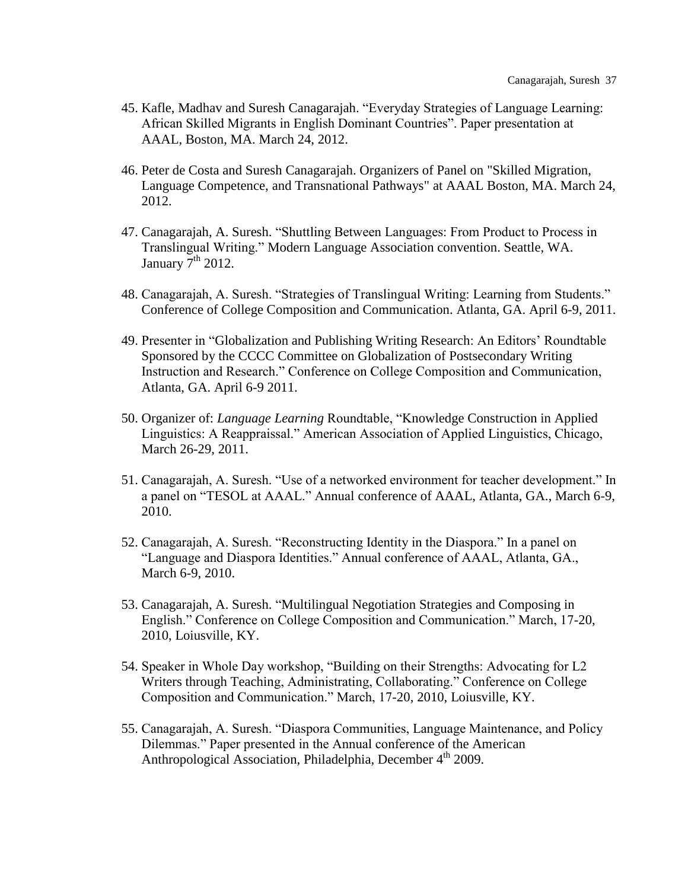45. Kafle, Madhav and Suresh Canagarajah. "Everyday Strategies of Language Learning: African Skilled Migrants in English Dominant Countries". Paper presentation at AAAL, Boston, MA. March 24, 2012.

46. Peter de Costa and Suresh Canagarajah. Organizers of Panel on "Skilled Migration, Language Competence, and Transnational Pathways" at AAAL Boston, MA. March 24, 2012.

47. Canagarajah, A. Suresh. "Shuttling Between Languages: From Product to Process in Translingual Writing." Modern Language Association convention. Seattle, WA. January 7th 2012.

48. Canagarajah, A. Suresh. "Strategies of Translingual Writing: Learning from Students." Conference of College Composition and Communication. Atlanta, GA. April 6-9, 2011.

49. Presenter in "Globalization and Publishing Writing Research: An Editors' Roundtable Sponsored by the CCCC Committee on Globalization of Postsecondary Writing Instruction and Research." Conference on College Composition and Communication, Atlanta, GA. April 6-9 2011.

50. Organizer of: *Language Learning* Roundtable, "Knowledge Construction in Applied Linguistics: A Reappraissal." American Association of Applied Linguistics, Chicago, March 26-29, 2011.

51. Canagarajah, A. Suresh. "Use of a networked environment for teacher development." In a panel on "TESOL at AAAL." Annual conference of AAAL, Atlanta, GA., March 6-9, 2010.

52. Canagarajah, A. Suresh. "Reconstructing Identity in the Diaspora." In a panel on "Language and Diaspora Identities." Annual conference of AAAL, Atlanta, GA., March 6-9, 2010.

53. Canagarajah, A. Suresh. "Multilingual Negotiation Strategies and Composing in English." Conference on College Composition and Communication." March, 17-20, 2010, Loiusville, KY.

54. Speaker in Whole Day workshop, "Building on their Strengths: Advocating for L2 Writers through Teaching, Administrating, Collaborating." Conference on College Composition and Communication." March, 17-20, 2010, Loiusville, KY.

55. Canagarajah, A. Suresh. "Diaspora Communities, Language Maintenance, and Policy Dilemmas." Paper presented in the Annual conference of the American Anthropological Association, Philadelphia, December 4th 2009.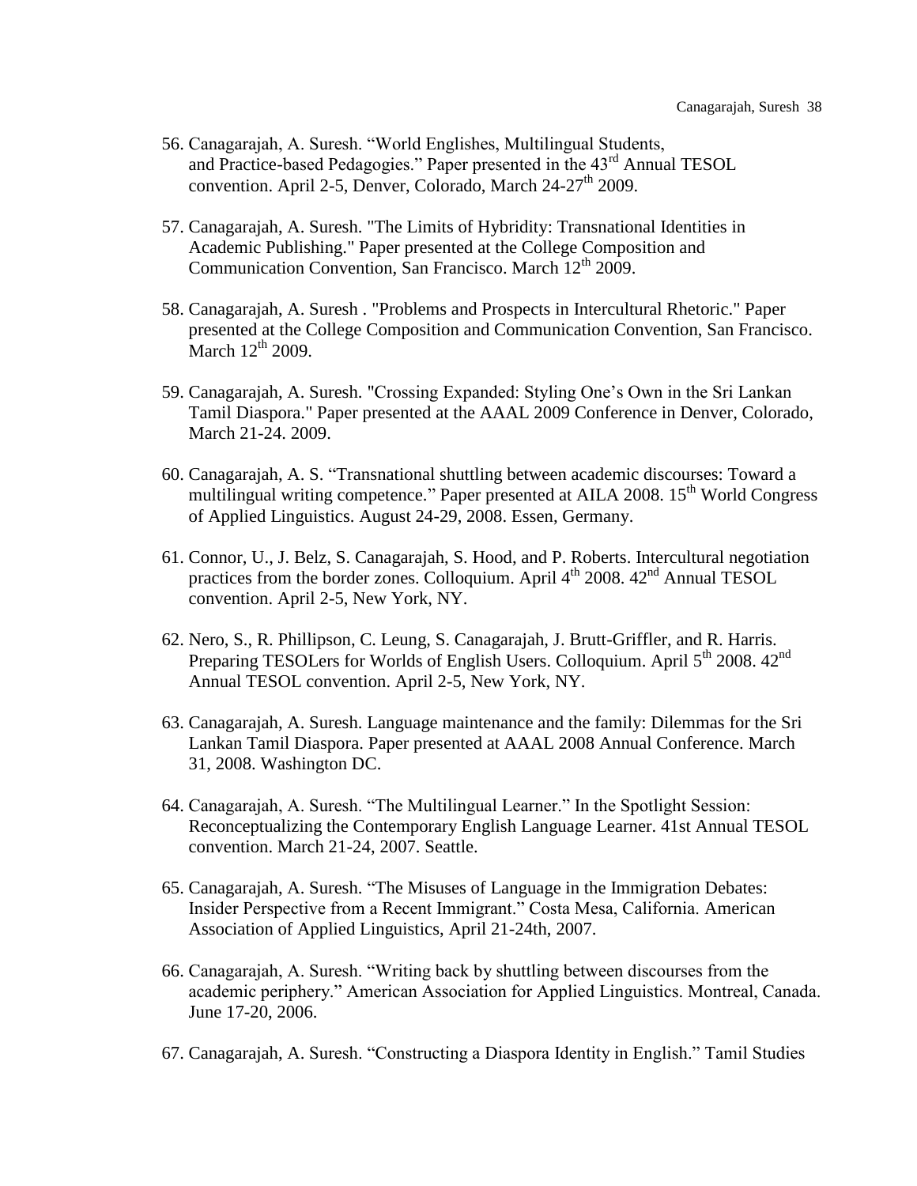56. Canagarajah, A. Suresh. "World Englishes, Multilingual Students, and Practice-based Pedagogies." Paper presented in the 43rd Annual TESOL convention. April 2-5, Denver, Colorado, March 24-27th 2009.

57. Canagarajah, A. Suresh. "The Limits of Hybridity: Transnational Identities in Academic Publishing." Paper presented at the College Composition and Communication Convention, San Francisco. March 12th 2009.

58. Canagarajah, A. Suresh . "Problems and Prospects in Intercultural Rhetoric." Paper presented at the College Composition and Communication Convention, San Francisco. March 12th 2009.

59. Canagarajah, A. Suresh. "Crossing Expanded: Styling One's Own in the Sri Lankan Tamil Diaspora." Paper presented at the AAAL 2009 Conference in Denver, Colorado, March 21-24. 2009.

60. Canagarajah, A. S. "Transnational shuttling between academic discourses: Toward a multilingual writing competence." Paper presented at AILA 2008. 15th World Congress of Applied Linguistics. August 24-29, 2008. Essen, Germany.

61. Connor, U., J. Belz, S. Canagarajah, S. Hood, and P. Roberts. Intercultural negotiation practices from the border zones. Colloquium. April 4th 2008. 42nd Annual TESOL convention. April 2-5, New York, NY.

62. Nero, S., R. Phillipson, C. Leung, S. Canagarajah, J. Brutt-Griffler, and R. Harris. Preparing TESOLers for Worlds of English Users. Colloquium. April 5th 2008. 42nd Annual TESOL convention. April 2-5, New York, NY.

63. Canagarajah, A. Suresh. Language maintenance and the family: Dilemmas for the Sri Lankan Tamil Diaspora. Paper presented at AAAL 2008 Annual Conference. March 31, 2008. Washington DC.

64. Canagarajah, A. Suresh. "The Multilingual Learner." In the Spotlight Session: Reconceptualizing the Contemporary English Language Learner. 41st Annual TESOL convention. March 21-24, 2007. Seattle.

65. Canagarajah, A. Suresh. "The Misuses of Language in the Immigration Debates: Insider Perspective from a Recent Immigrant." Costa Mesa, California. American Association of Applied Linguistics, April 21-24th, 2007.

66. Canagarajah, A. Suresh. "Writing back by shuttling between discourses from the academic periphery." American Association for Applied Linguistics. Montreal, Canada. June 17-20, 2006.

67. Canagarajah, A. Suresh. "Constructing a Diaspora Identity in English." Tamil Studies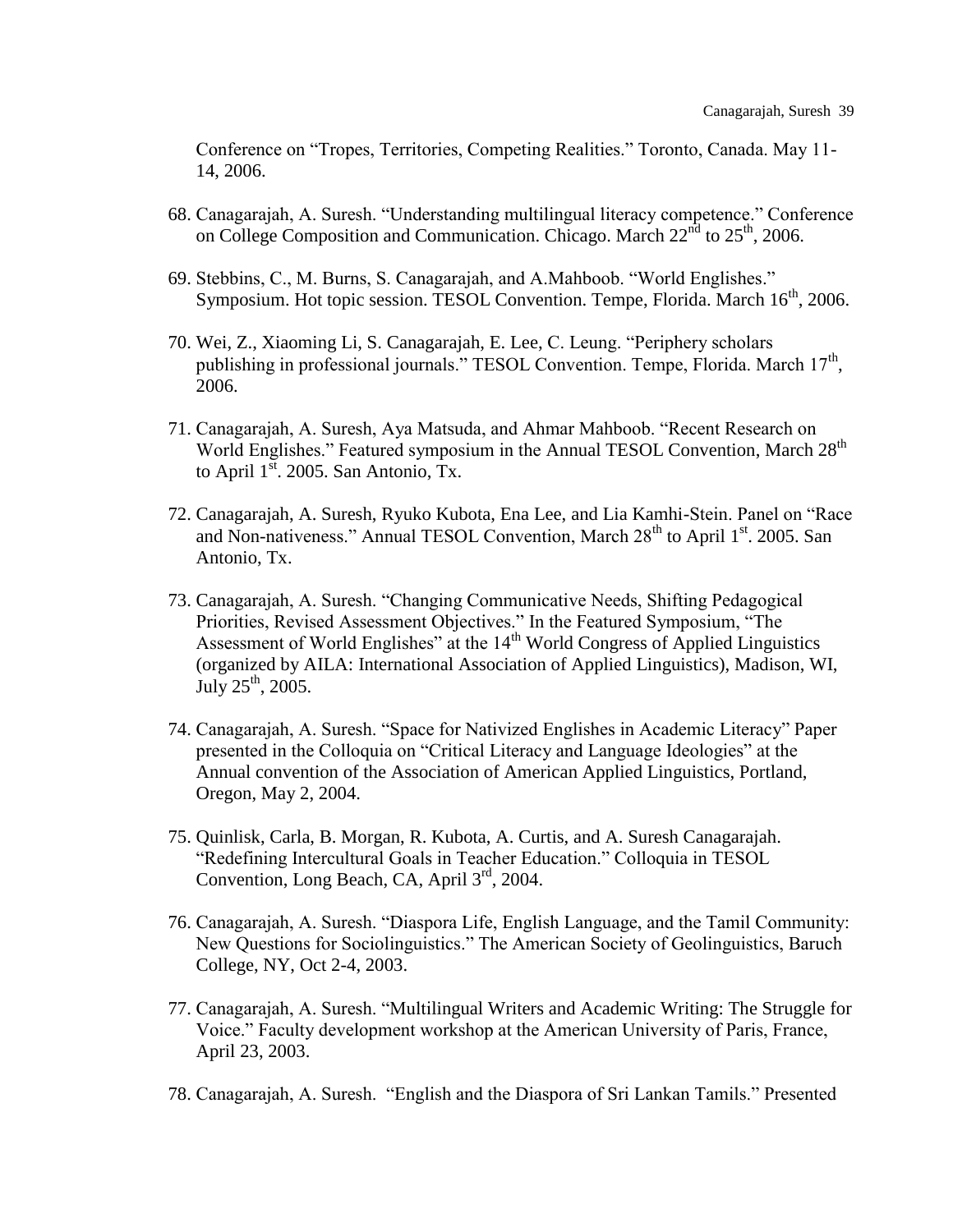Conference on "Tropes, Territories, Competing Realities." Toronto, Canada. May 11-14, 2006.

68. Canagarajah, A. Suresh. "Understanding multilingual literacy competence." Conference on College Composition and Communication. Chicago. March 22nd to 25th, 2006.

69. Stebbins, C., M. Burns, S. Canagarajah, and A.Mahboob. "World Englishes." Symposium. Hot topic session. TESOL Convention. Tempe, Florida. March 16th, 2006.

70. Wei, Z., Xiaoming Li, S. Canagarajah, E. Lee, C. Leung. "Periphery scholars publishing in professional journals." TESOL Convention. Tempe, Florida. March 17th, 2006.

71. Canagarajah, A. Suresh, Aya Matsuda, and Ahmar Mahboob. "Recent Research on World Englishes." Featured symposium in the Annual TESOL Convention, March 28th to April 1st. 2005. San Antonio, Tx.

72. Canagarajah, A. Suresh, Ryuko Kubota, Ena Lee, and Lia Kamhi-Stein. Panel on "Race and Non-nativeness." Annual TESOL Convention, March 28th to April 1st. 2005. San Antonio, Tx.

73. Canagarajah, A. Suresh. "Changing Communicative Needs, Shifting Pedagogical Priorities, Revised Assessment Objectives." In the Featured Symposium, "The Assessment of World Englishes" at the 14th World Congress of Applied Linguistics (organized by AILA: International Association of Applied Linguistics), Madison, WI, July 25th, 2005.

74. Canagarajah, A. Suresh. "Space for Nativized Englishes in Academic Literacy" Paper presented in the Colloquia on "Critical Literacy and Language Ideologies" at the Annual convention of the Association of American Applied Linguistics, Portland, Oregon, May 2, 2004.

75. Quinlisk, Carla, B. Morgan, R. Kubota, A. Curtis, and A. Suresh Canagarajah. "Redefining Intercultural Goals in Teacher Education." Colloquia in TESOL Convention, Long Beach, CA, April 3rd, 2004.

76. Canagarajah, A. Suresh. "Diaspora Life, English Language, and the Tamil Community: New Questions for Sociolinguistics." The American Society of Geolinguistics, Baruch College, NY, Oct 2-4, 2003.

77. Canagarajah, A. Suresh. "Multilingual Writers and Academic Writing: The Struggle for Voice." Faculty development workshop at the American University of Paris, France, April 23, 2003.

78. Canagarajah, A. Suresh. "English and the Diaspora of Sri Lankan Tamils." Presented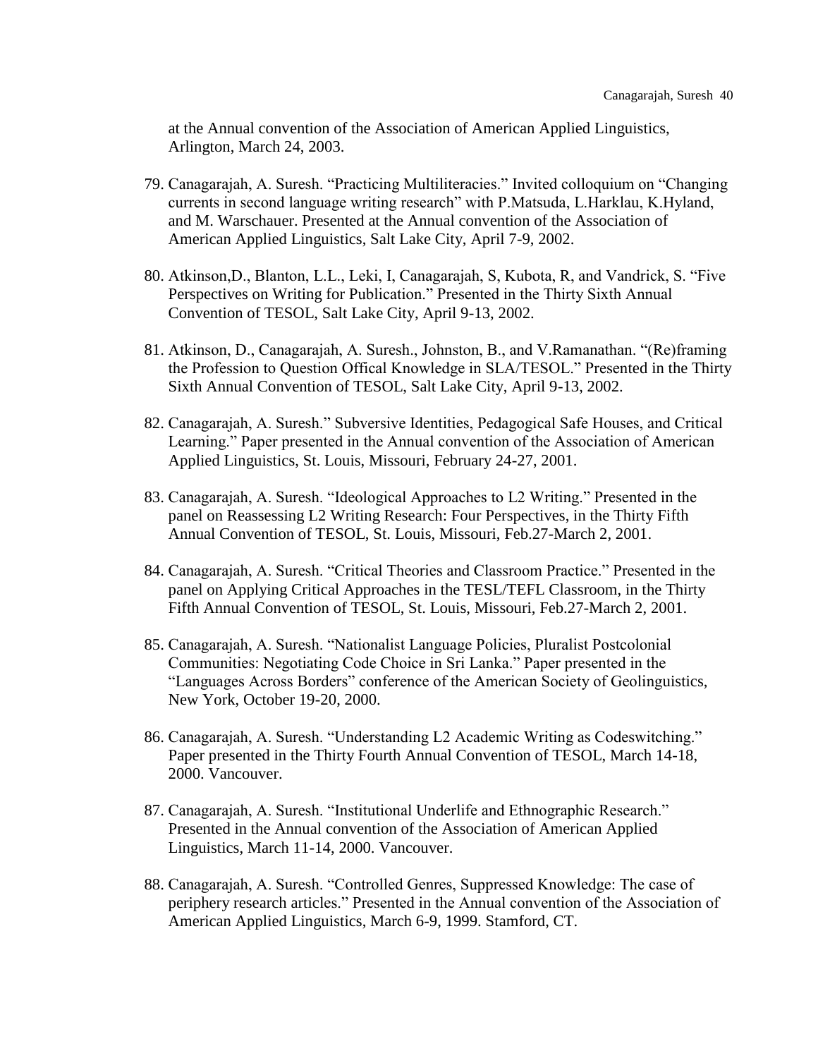at the Annual convention of the Association of American Applied Linguistics, Arlington, March 24, 2003.

79. Canagarajah, A. Suresh. "Practicing Multiliteracies." Invited colloquium on "Changing currents in second language writing research" with P.Matsuda, L.Harklau, K.Hyland, and M. Warschauer. Presented at the Annual convention of the Association of American Applied Linguistics, Salt Lake City, April 7-9, 2002.

80. Atkinson,D., Blanton, L.L., Leki, I, Canagarajah, S, Kubota, R, and Vandrick, S. "Five Perspectives on Writing for Publication." Presented in the Thirty Sixth Annual Convention of TESOL, Salt Lake City, April 9-13, 2002.

81. Atkinson, D., Canagarajah, A. Suresh., Johnston, B., and V.Ramanathan. "(Re)framing the Profession to Question Offical Knowledge in SLA/TESOL." Presented in the Thirty Sixth Annual Convention of TESOL, Salt Lake City, April 9-13, 2002.

82. Canagarajah, A. Suresh." Subversive Identities, Pedagogical Safe Houses, and Critical Learning." Paper presented in the Annual convention of the Association of American Applied Linguistics, St. Louis, Missouri, February 24-27, 2001.

83. Canagarajah, A. Suresh. "Ideological Approaches to L2 Writing." Presented in the panel on Reassessing L2 Writing Research: Four Perspectives, in the Thirty Fifth Annual Convention of TESOL, St. Louis, Missouri, Feb.27-March 2, 2001.

84. Canagarajah, A. Suresh. "Critical Theories and Classroom Practice." Presented in the panel on Applying Critical Approaches in the TESL/TEFL Classroom, in the Thirty Fifth Annual Convention of TESOL, St. Louis, Missouri, Feb.27-March 2, 2001.

85. Canagarajah, A. Suresh. "Nationalist Language Policies, Pluralist Postcolonial Communities: Negotiating Code Choice in Sri Lanka." Paper presented in the "Languages Across Borders" conference of the American Society of Geolinguistics, New York, October 19-20, 2000.

86. Canagarajah, A. Suresh. "Understanding L2 Academic Writing as Codeswitching." Paper presented in the Thirty Fourth Annual Convention of TESOL, March 14-18, 2000. Vancouver.

87. Canagarajah, A. Suresh. "Institutional Underlife and Ethnographic Research." Presented in the Annual convention of the Association of American Applied Linguistics, March 11-14, 2000. Vancouver.

88. Canagarajah, A. Suresh. "Controlled Genres, Suppressed Knowledge: The case of periphery research articles." Presented in the Annual convention of the Association of American Applied Linguistics, March 6-9, 1999. Stamford, CT.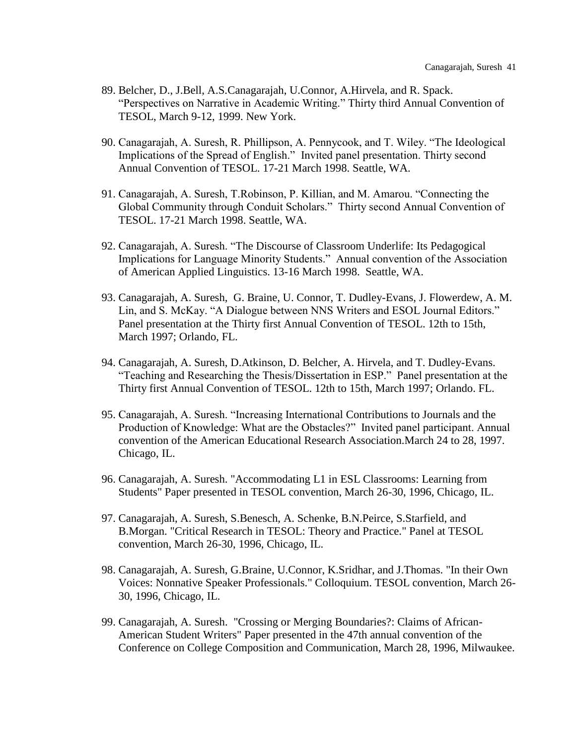89. Belcher, D., J.Bell, A.S.Canagarajah, U.Connor, A.Hirvela, and R. Spack. "Perspectives on Narrative in Academic Writing." Thirty third Annual Convention of TESOL, March 9-12, 1999. New York.

90. Canagarajah, A. Suresh, R. Phillipson, A. Pennycook, and T. Wiley. "The Ideological Implications of the Spread of English." Invited panel presentation. Thirty second Annual Convention of TESOL. 17-21 March 1998. Seattle, WA.

91. Canagarajah, A. Suresh, T.Robinson, P. Killian, and M. Amarou. "Connecting the Global Community through Conduit Scholars." Thirty second Annual Convention of TESOL. 17-21 March 1998. Seattle, WA.

92. Canagarajah, A. Suresh. "The Discourse of Classroom Underlife: Its Pedagogical Implications for Language Minority Students." Annual convention of the Association of American Applied Linguistics. 13-16 March 1998. Seattle, WA.

93. Canagarajah, A. Suresh, G. Braine, U. Connor, T. Dudley-Evans, J. Flowerdew, A. M. Lin, and S. McKay. "A Dialogue between NNS Writers and ESOL Journal Editors." Panel presentation at the Thirty first Annual Convention of TESOL. 12th to 15th, March 1997; Orlando, FL.

94. Canagarajah, A. Suresh, D.Atkinson, D. Belcher, A. Hirvela, and T. Dudley-Evans. "Teaching and Researching the Thesis/Dissertation in ESP." Panel presentation at the Thirty first Annual Convention of TESOL. 12th to 15th, March 1997; Orlando. FL.

95. Canagarajah, A. Suresh. "Increasing International Contributions to Journals and the Production of Knowledge: What are the Obstacles?" Invited panel participant. Annual convention of the American Educational Research Association.March 24 to 28, 1997. Chicago, IL.

96. Canagarajah, A. Suresh. "Accommodating L1 in ESL Classrooms: Learning from Students" Paper presented in TESOL convention, March 26-30, 1996, Chicago, IL.

97. Canagarajah, A. Suresh, S.Benesch, A. Schenke, B.N.Peirce, S.Starfield, and B.Morgan. "Critical Research in TESOL: Theory and Practice." Panel at TESOL convention, March 26-30, 1996, Chicago, IL.

98. Canagarajah, A. Suresh, G.Braine, U.Connor, K.Sridhar, and J.Thomas. "In their Own Voices: Nonnative Speaker Professionals." Colloquium. TESOL convention, March 26-30, 1996, Chicago, IL.

99. Canagarajah, A. Suresh. "Crossing or Merging Boundaries?: Claims of African-American Student Writers" Paper presented in the 47th annual convention of the Conference on College Composition and Communication, March 28, 1996, Milwaukee.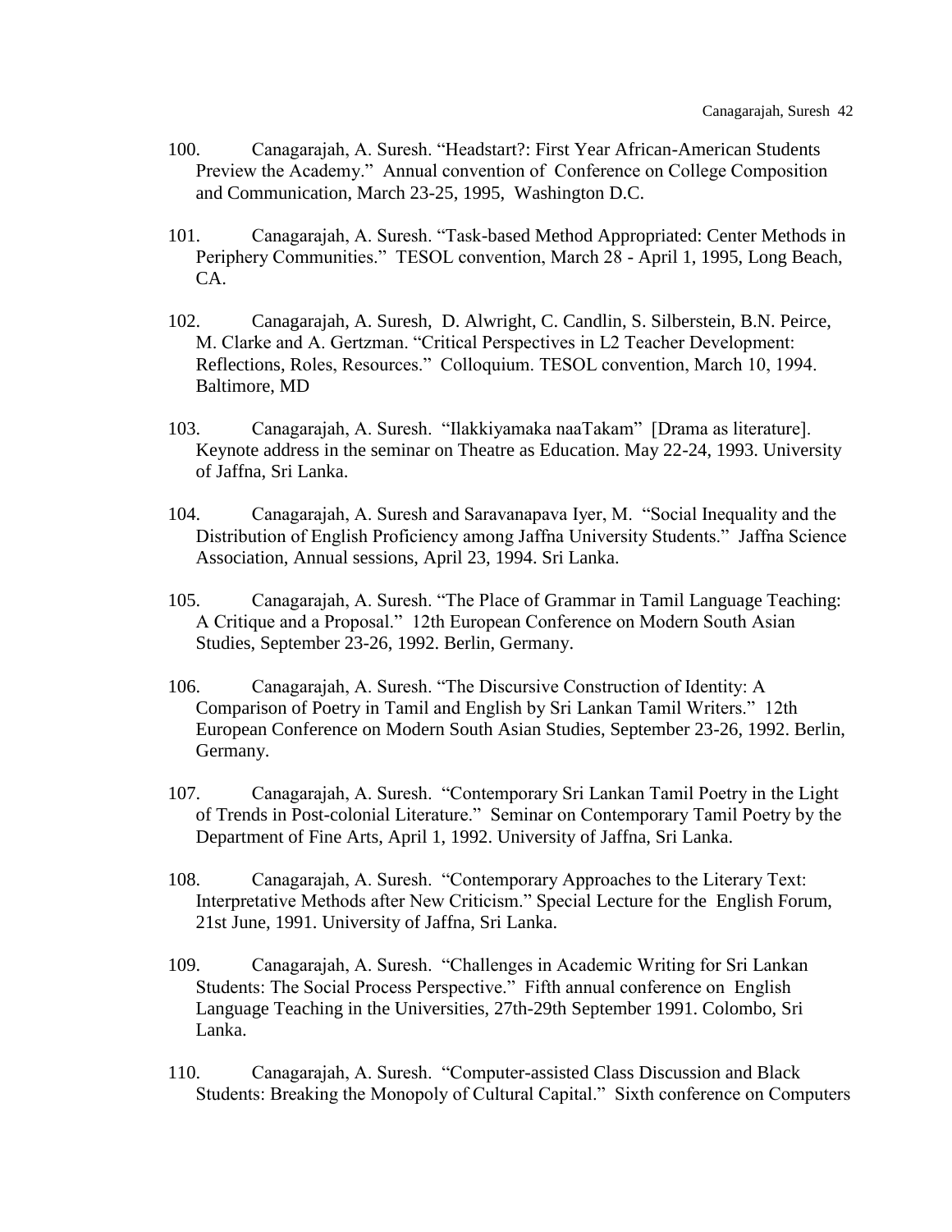100. Canagarajah, A. Suresh. "Headstart?: First Year African-American Students Preview the Academy." Annual convention of Conference on College Composition and Communication, March 23-25, 1995, Washington D.C.

101. Canagarajah, A. Suresh. "Task-based Method Appropriated: Center Methods in Periphery Communities." TESOL convention, March 28 - April 1, 1995, Long Beach, CA.

102. Canagarajah, A. Suresh, D. Alwright, C. Candlin, S. Silberstein, B.N. Peirce, M. Clarke and A. Gertzman. "Critical Perspectives in L2 Teacher Development: Reflections, Roles, Resources." Colloquium. TESOL convention, March 10, 1994. Baltimore, MD

103. Canagarajah, A. Suresh. "Ilakkiyamaka naaTakam" [Drama as literature]. Keynote address in the seminar on Theatre as Education. May 22-24, 1993. University of Jaffna, Sri Lanka.

104. Canagarajah, A. Suresh and Saravanapava Iyer, M. "Social Inequality and the Distribution of English Proficiency among Jaffna University Students." Jaffna Science Association, Annual sessions, April 23, 1994. Sri Lanka.

105. Canagarajah, A. Suresh. "The Place of Grammar in Tamil Language Teaching: A Critique and a Proposal." 12th European Conference on Modern South Asian Studies, September 23-26, 1992. Berlin, Germany.

106. Canagarajah, A. Suresh. "The Discursive Construction of Identity: A Comparison of Poetry in Tamil and English by Sri Lankan Tamil Writers." 12th European Conference on Modern South Asian Studies, September 23-26, 1992. Berlin, Germany.

107. Canagarajah, A. Suresh. "Contemporary Sri Lankan Tamil Poetry in the Light of Trends in Post-colonial Literature." Seminar on Contemporary Tamil Poetry by the Department of Fine Arts, April 1, 1992. University of Jaffna, Sri Lanka.

108. Canagarajah, A. Suresh. "Contemporary Approaches to the Literary Text: Interpretative Methods after New Criticism." Special Lecture for the English Forum, 21st June, 1991. University of Jaffna, Sri Lanka.

109. Canagarajah, A. Suresh. "Challenges in Academic Writing for Sri Lankan Students: The Social Process Perspective." Fifth annual conference on English Language Teaching in the Universities, 27th-29th September 1991. Colombo, Sri Lanka.

110. Canagarajah, A. Suresh. "Computer-assisted Class Discussion and Black Students: Breaking the Monopoly of Cultural Capital." Sixth conference on Computers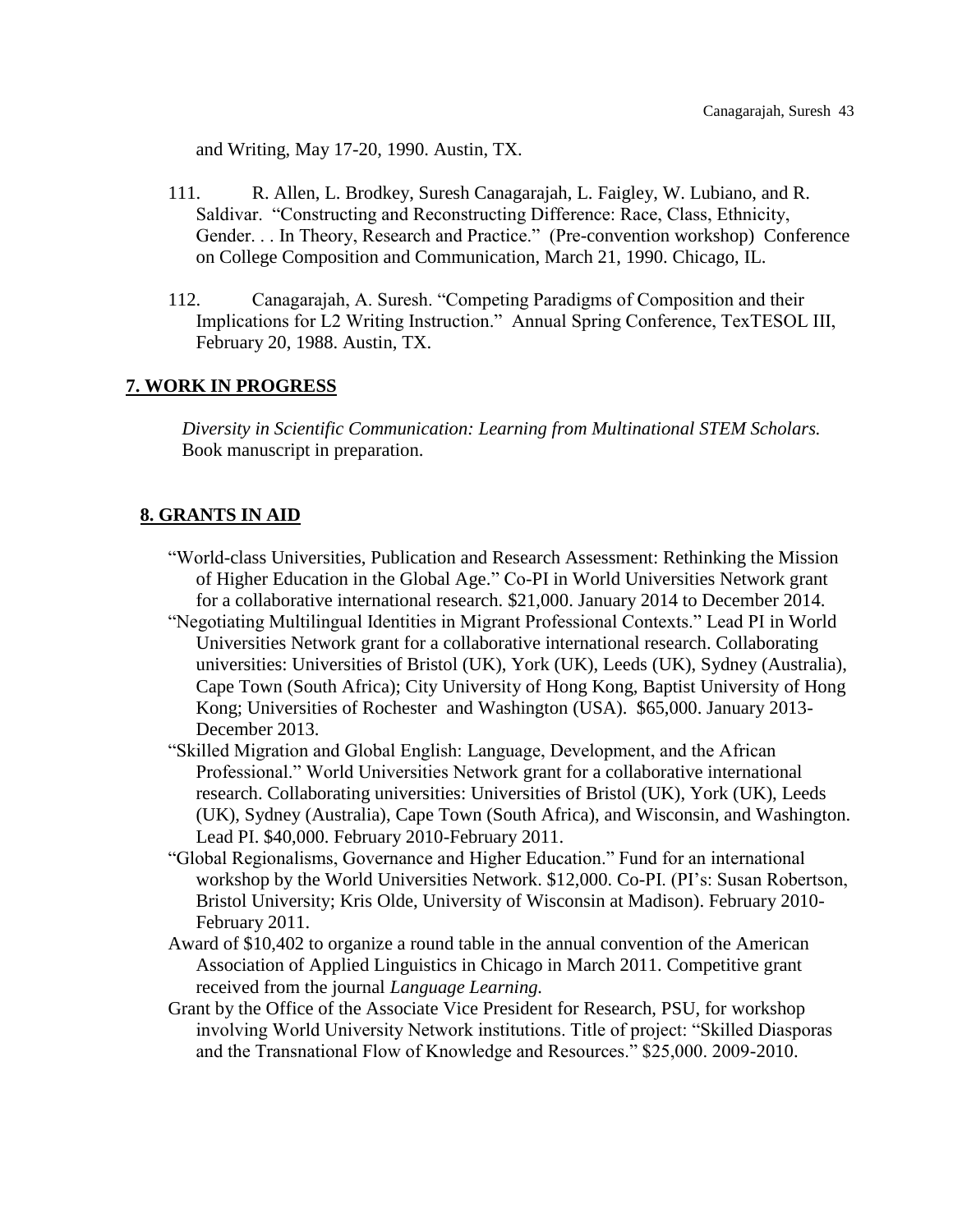and Writing, May 17-20, 1990. Austin, TX.

111. R. Allen, L. Brodkey, Suresh Canagarajah, L. Faigley, W. Lubiano, and R. Saldivar. "Constructing and Reconstructing Difference: Race, Class, Ethnicity, Gender. . . In Theory, Research and Practice." (Pre-convention workshop) Conference on College Composition and Communication, March 21, 1990. Chicago, IL.

112. Canagarajah, A. Suresh. "Competing Paradigms of Composition and their Implications for L2 Writing Instruction." Annual Spring Conference, TexTESOL III, February 20, 1988. Austin, TX.

## 7. WORK IN PROGRESS

*Diversity in Scientific Communication: Learning from Multinational STEM Scholars.* Book manuscript in preparation.

## 8. GRANTS IN AID

"World-class Universities, Publication and Research Assessment: Rethinking the Mission of Higher Education in the Global Age." Co-PI in World Universities Network grant for a collaborative international research. $21,000. January 2014 to December 2014.

"Negotiating Multilingual Identities in Migrant Professional Contexts." Lead PI in World Universities Network grant for a collaborative international research. Collaborating universities: Universities of Bristol (UK), York (UK), Leeds (UK), Sydney (Australia), Cape Town (South Africa); City University of Hong Kong, Baptist University of Hong Kong; Universities of Rochester and Washington (USA). $65,000. January 2013-December 2013.

"Skilled Migration and Global English: Language, Development, and the African Professional." World Universities Network grant for a collaborative international research. Collaborating universities: Universities of Bristol (UK), York (UK), Leeds (UK), Sydney (Australia), Cape Town (South Africa), and Wisconsin, and Washington. Lead PI. $40,000. February 2010-February 2011.

"Global Regionalisms, Governance and Higher Education." Fund for an international workshop by the World Universities Network. $12,000. Co-PI. (PI's: Susan Robertson, Bristol University; Kris Olde, University of Wisconsin at Madison). February 2010-February 2011.

Award of $10,402 to organize a round table in the annual convention of the American Association of Applied Linguistics in Chicago in March 2011. Competitive grant received from the journal *Language Learning.*

Grant by the Office of the Associate Vice President for Research, PSU, for workshop involving World University Network institutions. Title of project: "Skilled Diasporas and the Transnational Flow of Knowledge and Resources." $25,000. 2009-2010.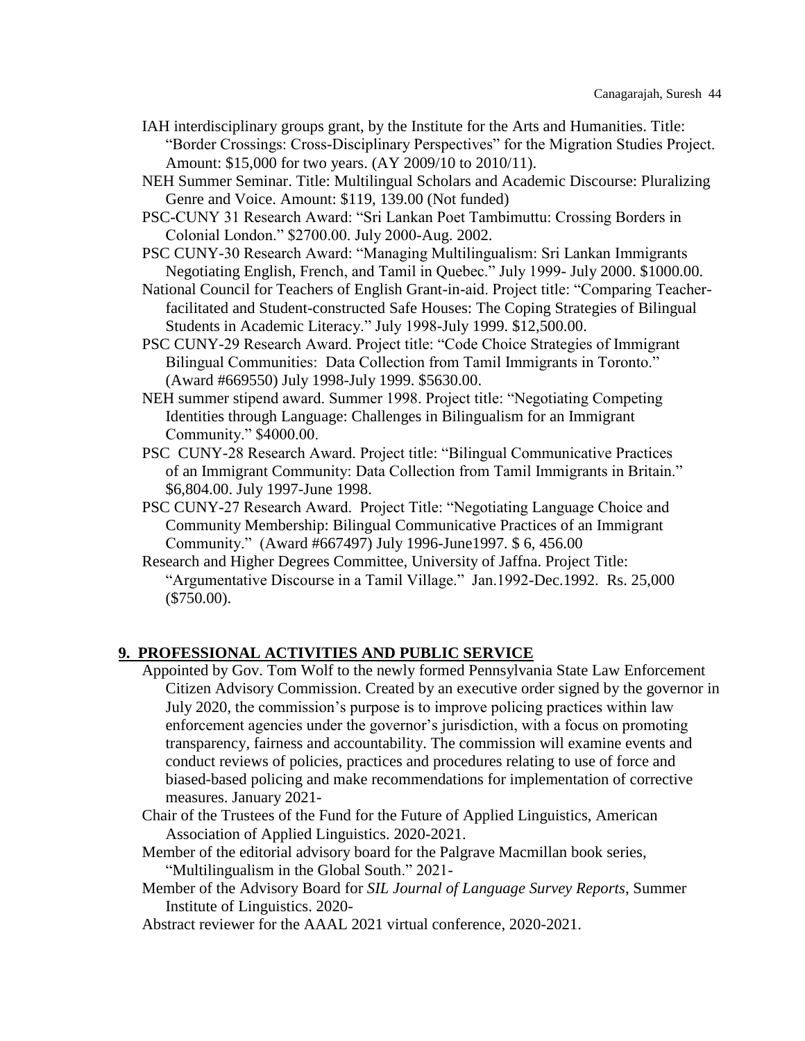IAH interdisciplinary groups grant, by the Institute for the Arts and Humanities. Title: "Border Crossings: Cross-Disciplinary Perspectives" for the Migration Studies Project. Amount: $15,000 for two years. (AY 2009/10 to 2010/11).

NEH Summer Seminar. Title: Multilingual Scholars and Academic Discourse: Pluralizing Genre and Voice. Amount: $119, 139.00 (Not funded)

PSC-CUNY 31 Research Award: "Sri Lankan Poet Tambimuttu: Crossing Borders in Colonial London." $2700.00. July 2000-Aug. 2002.

PSC CUNY-30 Research Award: "Managing Multilingualism: Sri Lankan Immigrants Negotiating English, French, and Tamil in Quebec." July 1999- July 2000. $1000.00.

National Council for Teachers of English Grant-in-aid. Project title: "Comparing Teacher-facilitated and Student-constructed Safe Houses: The Coping Strategies of Bilingual Students in Academic Literacy." July 1998-July 1999. $12,500.00.

PSC CUNY-29 Research Award. Project title: "Code Choice Strategies of Immigrant Bilingual Communities: Data Collection from Tamil Immigrants in Toronto." (Award #669550) July 1998-July 1999. $5630.00.

NEH summer stipend award. Summer 1998. Project title: "Negotiating Competing Identities through Language: Challenges in Bilingualism for an Immigrant Community." $4000.00.

PSC CUNY-28 Research Award. Project title: "Bilingual Communicative Practices of an Immigrant Community: Data Collection from Tamil Immigrants in Britain." $6,804.00. July 1997-June 1998.

PSC CUNY-27 Research Award. Project Title: "Negotiating Language Choice and Community Membership: Bilingual Communicative Practices of an Immigrant Community." (Award #667497) July 1996-June1997. $ 6, 456.00

Research and Higher Degrees Committee, University of Jaffna. Project Title: "Argumentative Discourse in a Tamil Village." Jan.1992-Dec.1992. Rs. 25,000 ($750.00).

## 9. PROFESSIONAL ACTIVITIES AND PUBLIC SERVICE

Appointed by Gov. Tom Wolf to the newly formed Pennsylvania State Law Enforcement Citizen Advisory Commission. Created by an executive order signed by the governor in July 2020, the commission's purpose is to improve policing practices within law enforcement agencies under the governor's jurisdiction, with a focus on promoting transparency, fairness and accountability. The commission will examine events and conduct reviews of policies, practices and procedures relating to use of force and biased-based policing and make recommendations for implementation of corrective measures. January 2021-

Chair of the Trustees of the Fund for the Future of Applied Linguistics, American Association of Applied Linguistics. 2020-2021.

Member of the editorial advisory board for the Palgrave Macmillan book series, "Multilingualism in the Global South." 2021-

Member of the Advisory Board for *SIL Journal of Language Survey Reports*, Summer Institute of Linguistics. 2020-

Abstract reviewer for the AAAL 2021 virtual conference, 2020-2021.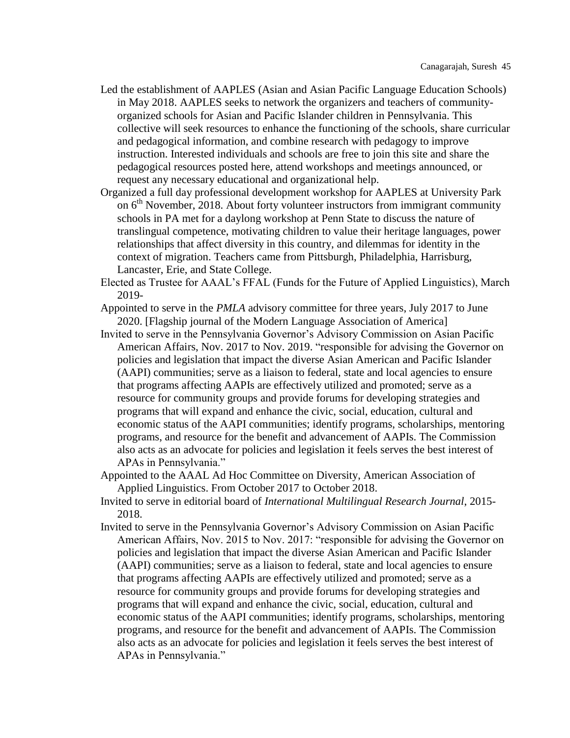Led the establishment of AAPLES (Asian and Asian Pacific Language Education Schools) in May 2018. AAPLES seeks to network the organizers and teachers of community-organized schools for Asian and Pacific Islander children in Pennsylvania. This collective will seek resources to enhance the functioning of the schools, share curricular and pedagogical information, and combine research with pedagogy to improve instruction. Interested individuals and schools are free to join this site and share the pedagogical resources posted here, attend workshops and meetings announced, or request any necessary educational and organizational help.

Organized a full day professional development workshop for AAPLES at University Park on 6th November, 2018. About forty volunteer instructors from immigrant community schools in PA met for a daylong workshop at Penn State to discuss the nature of translingual competence, motivating children to value their heritage languages, power relationships that affect diversity in this country, and dilemmas for identity in the context of migration. Teachers came from Pittsburgh, Philadelphia, Harrisburg, Lancaster, Erie, and State College.

Elected as Trustee for AAAL's FFAL (Funds for the Future of Applied Linguistics), March 2019-

Appointed to serve in the *PMLA* advisory committee for three years, July 2017 to June 2020. [Flagship journal of the Modern Language Association of America]

Invited to serve in the Pennsylvania Governor's Advisory Commission on Asian Pacific American Affairs, Nov. 2017 to Nov. 2019. "responsible for advising the Governor on policies and legislation that impact the diverse Asian American and Pacific Islander (AAPI) communities; serve as a liaison to federal, state and local agencies to ensure that programs affecting AAPIs are effectively utilized and promoted; serve as a resource for community groups and provide forums for developing strategies and programs that will expand and enhance the civic, social, education, cultural and economic status of the AAPI communities; identify programs, scholarships, mentoring programs, and resource for the benefit and advancement of AAPIs. The Commission also acts as an advocate for policies and legislation it feels serves the best interest of APAs in Pennsylvania."

Appointed to the AAAL Ad Hoc Committee on Diversity, American Association of Applied Linguistics. From October 2017 to October 2018.

Invited to serve in editorial board of *International Multilingual Research Journal*, 2015-2018.

Invited to serve in the Pennsylvania Governor's Advisory Commission on Asian Pacific American Affairs, Nov. 2015 to Nov. 2017: "responsible for advising the Governor on policies and legislation that impact the diverse Asian American and Pacific Islander (AAPI) communities; serve as a liaison to federal, state and local agencies to ensure that programs affecting AAPIs are effectively utilized and promoted; serve as a resource for community groups and provide forums for developing strategies and programs that will expand and enhance the civic, social, education, cultural and economic status of the AAPI communities; identify programs, scholarships, mentoring programs, and resource for the benefit and advancement of AAPIs. The Commission also acts as an advocate for policies and legislation it feels serves the best interest of APAs in Pennsylvania."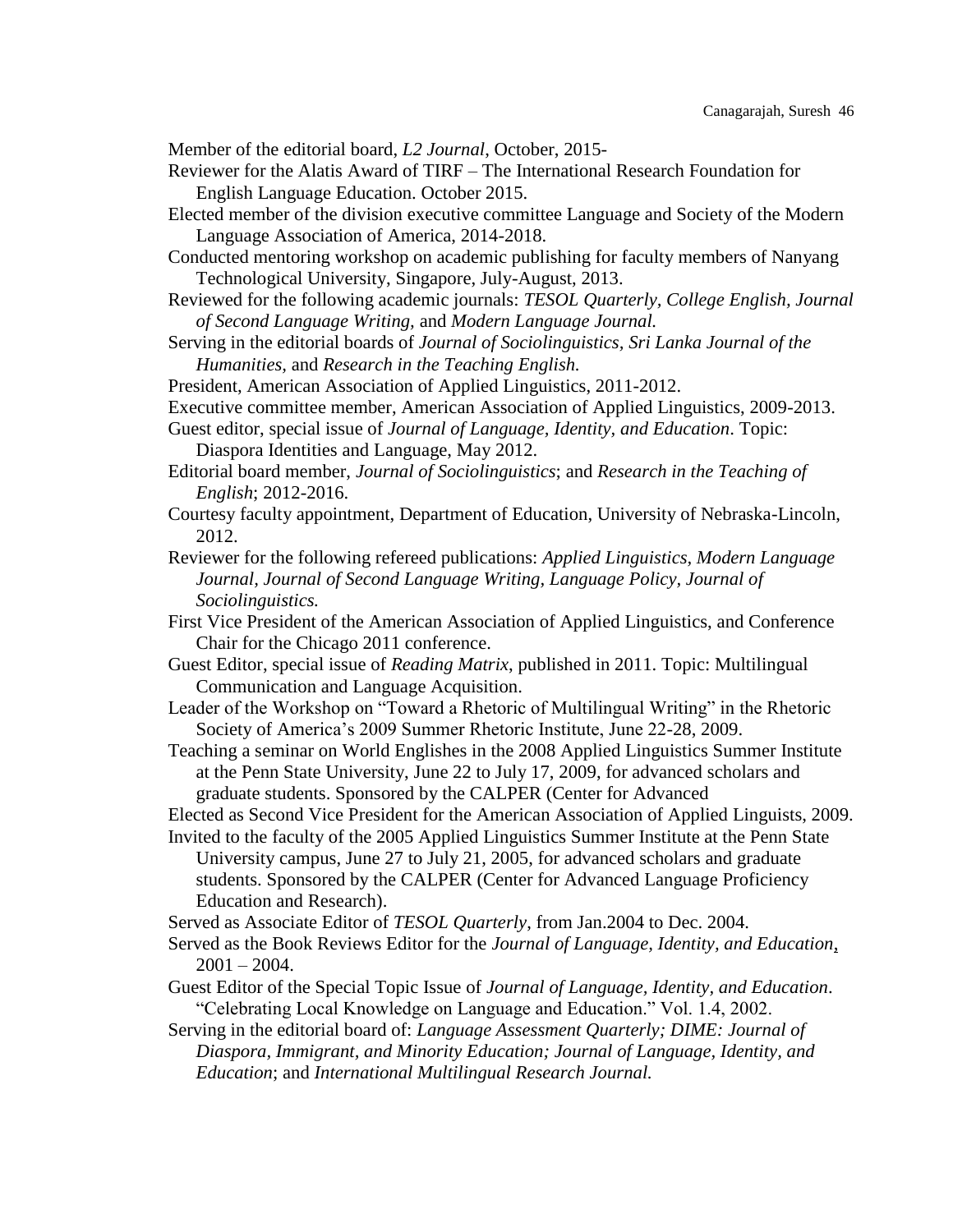Member of the editorial board, *L2 Journal*, October, 2015-

Reviewer for the Alatis Award of TIRF – The International Research Foundation for English Language Education. October 2015.

Elected member of the division executive committee Language and Society of the Modern Language Association of America, 2014-2018.

Conducted mentoring workshop on academic publishing for faculty members of Nanyang Technological University, Singapore, July-August, 2013.

Reviewed for the following academic journals: *TESOL Quarterly, College English, Journal of Second Language Writing*, and *Modern Language Journal.*

Serving in the editorial boards of *Journal of Sociolinguistics, Sri Lanka Journal of the Humanities,* and *Research in the Teaching English.*

President, American Association of Applied Linguistics, 2011-2012.

Executive committee member, American Association of Applied Linguistics, 2009-2013.

Guest editor, special issue of *Journal of Language, Identity, and Education*. Topic: Diaspora Identities and Language, May 2012.

Editorial board member, *Journal of Sociolinguistics*; and *Research in the Teaching of English*; 2012-2016.

Courtesy faculty appointment, Department of Education, University of Nebraska-Lincoln, 2012.

Reviewer for the following refereed publications: *Applied Linguistics, Modern Language Journal, Journal of Second Language Writing, Language Policy, Journal of Sociolinguistics.*

First Vice President of the American Association of Applied Linguistics, and Conference Chair for the Chicago 2011 conference.

Guest Editor, special issue of *Reading Matrix*, published in 2011. Topic: Multilingual Communication and Language Acquisition.

Leader of the Workshop on "Toward a Rhetoric of Multilingual Writing" in the Rhetoric Society of America's 2009 Summer Rhetoric Institute, June 22-28, 2009.

Teaching a seminar on World Englishes in the 2008 Applied Linguistics Summer Institute at the Penn State University, June 22 to July 17, 2009, for advanced scholars and graduate students. Sponsored by the CALPER (Center for Advanced

Elected as Second Vice President for the American Association of Applied Linguists, 2009.

Invited to the faculty of the 2005 Applied Linguistics Summer Institute at the Penn State University campus, June 27 to July 21, 2005, for advanced scholars and graduate students. Sponsored by the CALPER (Center for Advanced Language Proficiency Education and Research).

Served as Associate Editor of *TESOL Quarterly*, from Jan.2004 to Dec. 2004.

Served as the Book Reviews Editor for the *Journal of Language, Identity, and Education*, 2001 – 2004.

Guest Editor of the Special Topic Issue of *Journal of Language, Identity, and Education*. "Celebrating Local Knowledge on Language and Education." Vol. 1.4, 2002.

Serving in the editorial board of: *Language Assessment Quarterly; DIME: Journal of Diaspora, Immigrant, and Minority Education; Journal of Language, Identity, and Education*; and *International Multilingual Research Journal.*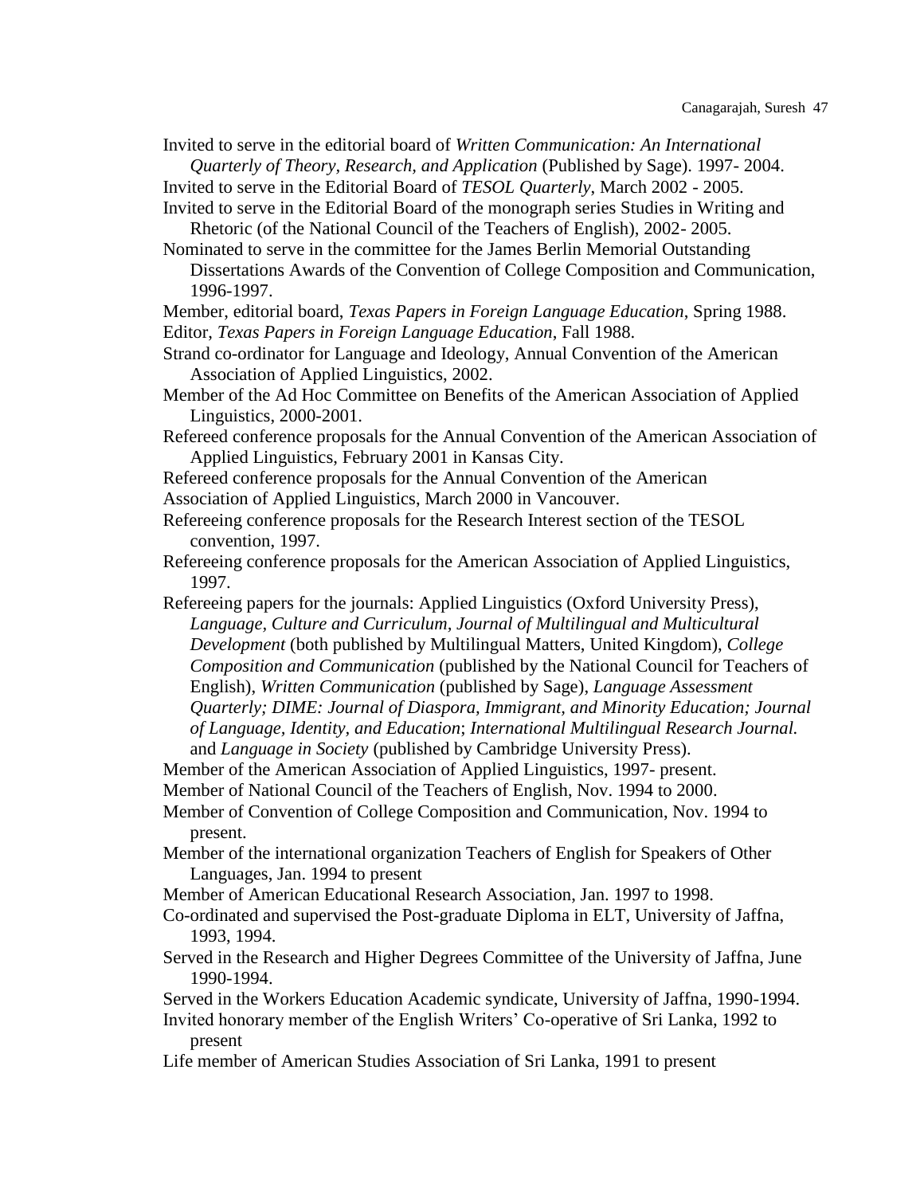Invited to serve in the editorial board of *Written Communication: An International Quarterly of Theory, Research, and Application* (Published by Sage). 1997- 2004.

Invited to serve in the Editorial Board of *TESOL Quarterly*, March 2002 - 2005.

Invited to serve in the Editorial Board of the monograph series Studies in Writing and Rhetoric (of the National Council of the Teachers of English), 2002- 2005.

Nominated to serve in the committee for the James Berlin Memorial Outstanding Dissertations Awards of the Convention of College Composition and Communication, 1996-1997.

Member, editorial board, *Texas Papers in Foreign Language Education*, Spring 1988.

Editor, *Texas Papers in Foreign Language Education*, Fall 1988.

Strand co-ordinator for Language and Ideology, Annual Convention of the American Association of Applied Linguistics, 2002.

Member of the Ad Hoc Committee on Benefits of the American Association of Applied Linguistics, 2000-2001.

Refereed conference proposals for the Annual Convention of the American Association of Applied Linguistics, February 2001 in Kansas City.

Refereed conference proposals for the Annual Convention of the American Association of Applied Linguistics, March 2000 in Vancouver.

Refereeing conference proposals for the Research Interest section of the TESOL convention, 1997.

Refereeing conference proposals for the American Association of Applied Linguistics, 1997.

Refereeing papers for the journals: Applied Linguistics (Oxford University Press), *Language, Culture and Curriculum, Journal of Multilingual and Multicultural Development* (both published by Multilingual Matters, United Kingdom), *College Composition and Communication* (published by the National Council for Teachers of English), *Written Communication* (published by Sage), *Language Assessment Quarterly; DIME: Journal of Diaspora, Immigrant, and Minority Education; Journal of Language, Identity, and Education*; *International Multilingual Research Journal.* and *Language in Society* (published by Cambridge University Press).

Member of the American Association of Applied Linguistics, 1997- present.

Member of National Council of the Teachers of English, Nov. 1994 to 2000.

Member of Convention of College Composition and Communication, Nov. 1994 to present.

Member of the international organization Teachers of English for Speakers of Other Languages, Jan. 1994 to present

Member of American Educational Research Association, Jan. 1997 to 1998.

Co-ordinated and supervised the Post-graduate Diploma in ELT, University of Jaffna, 1993, 1994.

Served in the Research and Higher Degrees Committee of the University of Jaffna, June 1990-1994.

Served in the Workers Education Academic syndicate, University of Jaffna, 1990-1994.

Invited honorary member of the English Writers' Co-operative of Sri Lanka, 1992 to present

Life member of American Studies Association of Sri Lanka, 1991 to present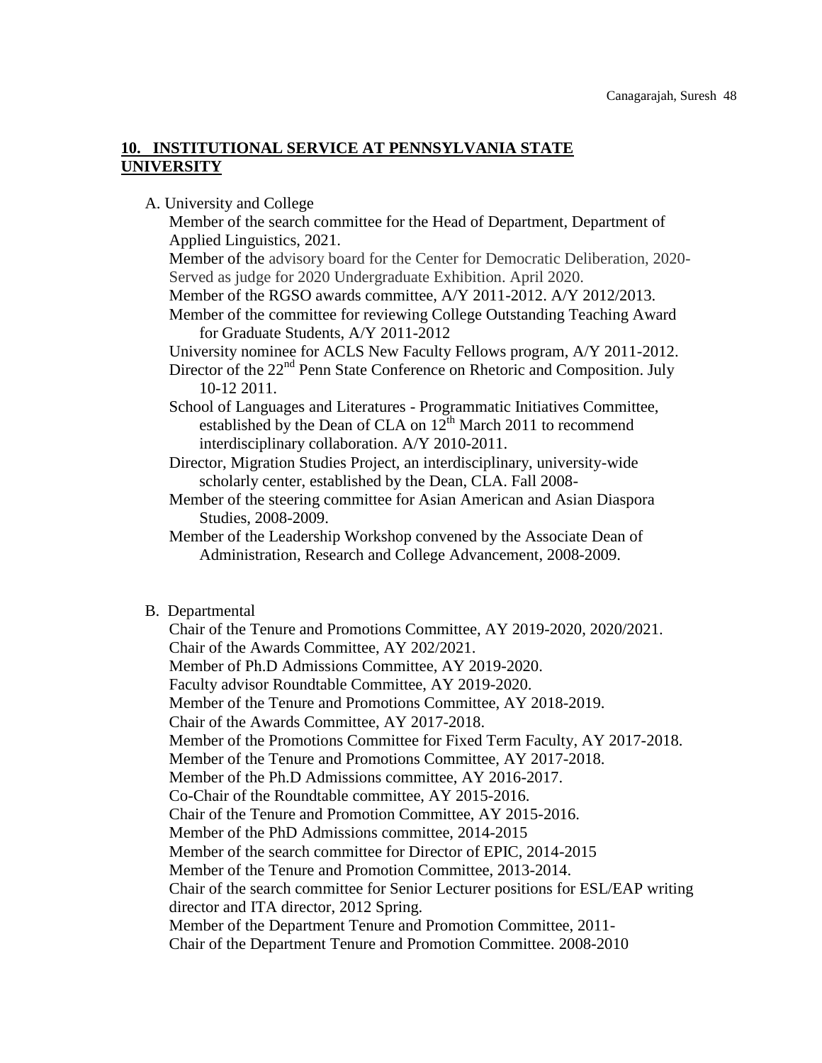## 10. INSTITUTIONAL SERVICE AT PENNSYLVANIA STATE UNIVERSITY

A. University and College

Member of the search committee for the Head of Department, Department of Applied Linguistics, 2021.

Member of the advisory board for the Center for Democratic Deliberation, 2020-

Served as judge for 2020 Undergraduate Exhibition. April 2020.

Member of the RGSO awards committee, A/Y 2011-2012. A/Y 2012/2013.

Member of the committee for reviewing College Outstanding Teaching Award for Graduate Students, A/Y 2011-2012

University nominee for ACLS New Faculty Fellows program, A/Y 2011-2012.

Director of the 22nd Penn State Conference on Rhetoric and Composition. July 10-12 2011.

School of Languages and Literatures - Programmatic Initiatives Committee, established by the Dean of CLA on 12th March 2011 to recommend interdisciplinary collaboration. A/Y 2010-2011.

Director, Migration Studies Project, an interdisciplinary, university-wide scholarly center, established by the Dean, CLA. Fall 2008-

Member of the steering committee for Asian American and Asian Diaspora Studies, 2008-2009.

Member of the Leadership Workshop convened by the Associate Dean of Administration, Research and College Advancement, 2008-2009.

B. Departmental

Chair of the Tenure and Promotions Committee, AY 2019-2020, 2020/2021.

Chair of the Awards Committee, AY 202/2021.

Member of Ph.D Admissions Committee, AY 2019-2020.

Faculty advisor Roundtable Committee, AY 2019-2020.

Member of the Tenure and Promotions Committee, AY 2018-2019.

Chair of the Awards Committee, AY 2017-2018.

Member of the Promotions Committee for Fixed Term Faculty, AY 2017-2018.

Member of the Tenure and Promotions Committee, AY 2017-2018.

Member of the Ph.D Admissions committee, AY 2016-2017.

Co-Chair of the Roundtable committee, AY 2015-2016.

Chair of the Tenure and Promotion Committee, AY 2015-2016.

Member of the PhD Admissions committee, 2014-2015

Member of the search committee for Director of EPIC, 2014-2015

Member of the Tenure and Promotion Committee, 2013-2014.

Chair of the search committee for Senior Lecturer positions for ESL/EAP writing director and ITA director, 2012 Spring.

Member of the Department Tenure and Promotion Committee, 2011-

Chair of the Department Tenure and Promotion Committee. 2008-2010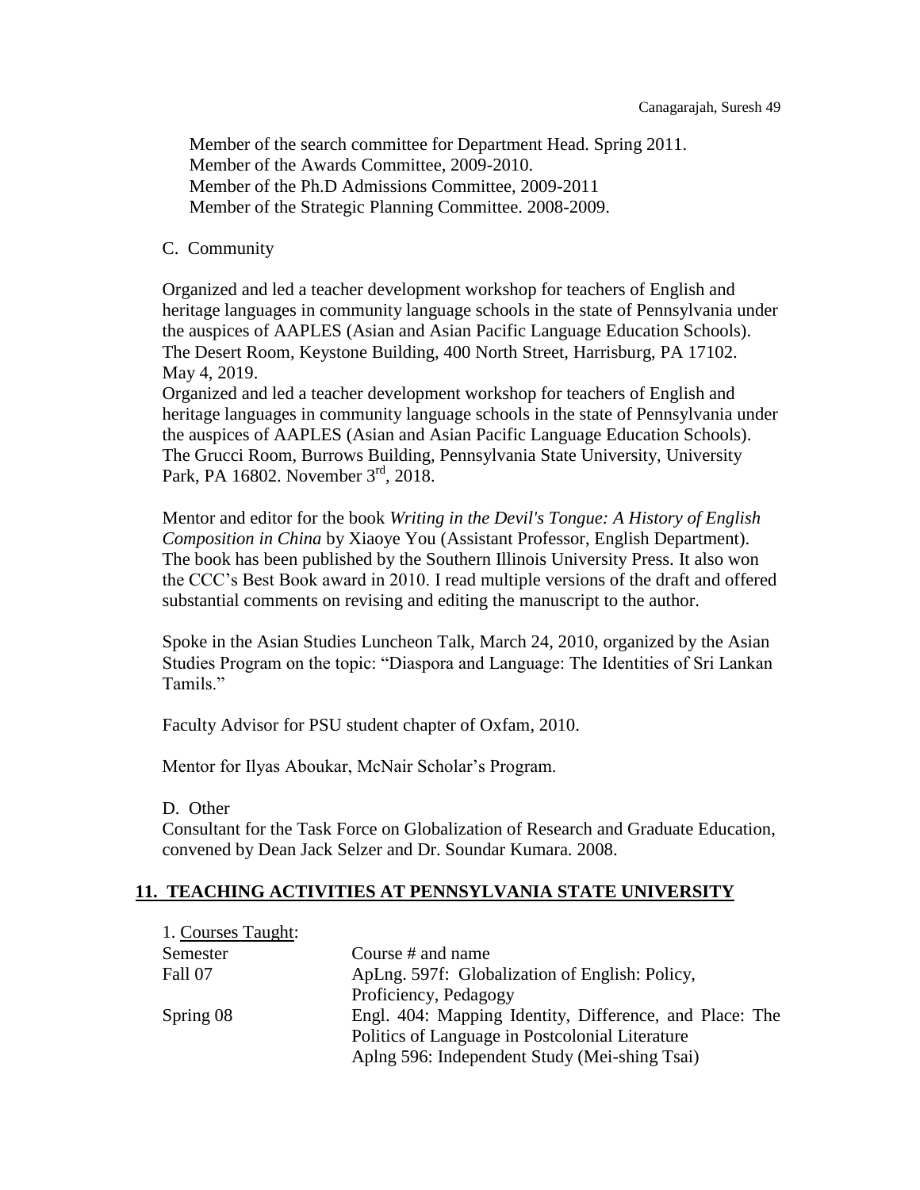Member of the search committee for Department Head. Spring 2011.
Member of the Awards Committee, 2009-2010.
Member of the Ph.D Admissions Committee, 2009-2011
Member of the Strategic Planning Committee. 2008-2009.

C. Community

Organized and led a teacher development workshop for teachers of English and heritage languages in community language schools in the state of Pennsylvania under the auspices of AAPLES (Asian and Asian Pacific Language Education Schools). The Desert Room, Keystone Building, 400 North Street, Harrisburg, PA 17102. May 4, 2019.
Organized and led a teacher development workshop for teachers of English and heritage languages in community language schools in the state of Pennsylvania under the auspices of AAPLES (Asian and Asian Pacific Language Education Schools). The Grucci Room, Burrows Building, Pennsylvania State University, University Park, PA 16802. November 3rd, 2018.

Mentor and editor for the book *Writing in the Devil's Tongue: A History of English Composition in China* by Xiaoye You (Assistant Professor, English Department). The book has been published by the Southern Illinois University Press. It also won the CCC's Best Book award in 2010. I read multiple versions of the draft and offered substantial comments on revising and editing the manuscript to the author.

Spoke in the Asian Studies Luncheon Talk, March 24, 2010, organized by the Asian Studies Program on the topic: "Diaspora and Language: The Identities of Sri Lankan Tamils."

Faculty Advisor for PSU student chapter of Oxfam, 2010.

Mentor for Ilyas Aboukar, McNair Scholar's Program.

D. Other
Consultant for the Task Force on Globalization of Research and Graduate Education, convened by Dean Jack Selzer and Dr. Soundar Kumara. 2008.

## 11. TEACHING ACTIVITIES AT PENNSYLVANIA STATE UNIVERSITY

1. Courses Taught:

| Semester | Course # and name |
|---|---|
| Fall 07 | ApLng. 597f: Globalization of English: Policy, Proficiency, Pedagogy |
| Spring 08 | Engl. 404: Mapping Identity, Difference, and Place: The Politics of Language in Postcolonial Literature |
| | Aplng 596: Independent Study (Mei-shing Tsai) |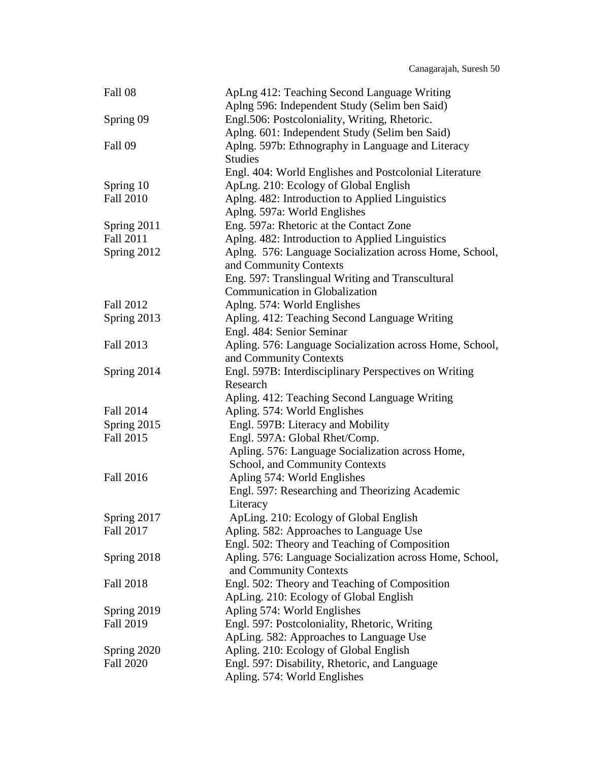| | |
|---|---|
| Fall 08 | ApLng 412: Teaching Second Language Writing |
| | Aplng 596: Independent Study (Selim ben Said) |
| Spring 09 | Engl.506: Postcoloniality, Writing, Rhetoric. |
| | Aplng. 601: Independent Study (Selim ben Said) |
| Fall 09 | Aplng. 597b: Ethnography in Language and Literacy Studies |
| | Engl. 404: World Englishes and Postcolonial Literature |
| Spring 10 | ApLng. 210: Ecology of Global English |
| Fall 2010 | Aplng. 482: Introduction to Applied Linguistics |
| | Aplng. 597a: World Englishes |
| Spring 2011 | Eng. 597a: Rhetoric at the Contact Zone |
| Fall 2011 | Aplng. 482: Introduction to Applied Linguistics |
| Spring 2012 | Aplng. 576: Language Socialization across Home, School, and Community Contexts |
| | Eng. 597: Translingual Writing and Transcultural Communication in Globalization |
| Fall 2012 | Aplng. 574: World Englishes |
| Spring 2013 | Apling. 412: Teaching Second Language Writing |
| | Engl. 484: Senior Seminar |
| Fall 2013 | Apling. 576: Language Socialization across Home, School, and Community Contexts |
| Spring 2014 | Engl. 597B: Interdisciplinary Perspectives on Writing Research |
| | Apling. 412: Teaching Second Language Writing |
| Fall 2014 | Apling. 574: World Englishes |
| Spring 2015 | Engl. 597B: Literacy and Mobility |
| Fall 2015 | Engl. 597A: Global Rhet/Comp. |
| | Apling. 576: Language Socialization across Home, School, and Community Contexts |
| Fall 2016 | Apling 574: World Englishes |
| | Engl. 597: Researching and Theorizing Academic Literacy |
| Spring 2017 | ApLing. 210: Ecology of Global English |
| Fall 2017 | Apling. 582: Approaches to Language Use |
| | Engl. 502: Theory and Teaching of Composition |
| Spring 2018 | Apling. 576: Language Socialization across Home, School, and Community Contexts |
| Fall 2018 | Engl. 502: Theory and Teaching of Composition |
| | ApLing. 210: Ecology of Global English |
| Spring 2019 | Apling 574: World Englishes |
| Fall 2019 | Engl. 597: Postcoloniality, Rhetoric, Writing |
| | ApLing. 582: Approaches to Language Use |
| Spring 2020 | Apling. 210: Ecology of Global English |
| Fall 2020 | Engl. 597: Disability, Rhetoric, and Language |
| | Apling. 574: World Englishes |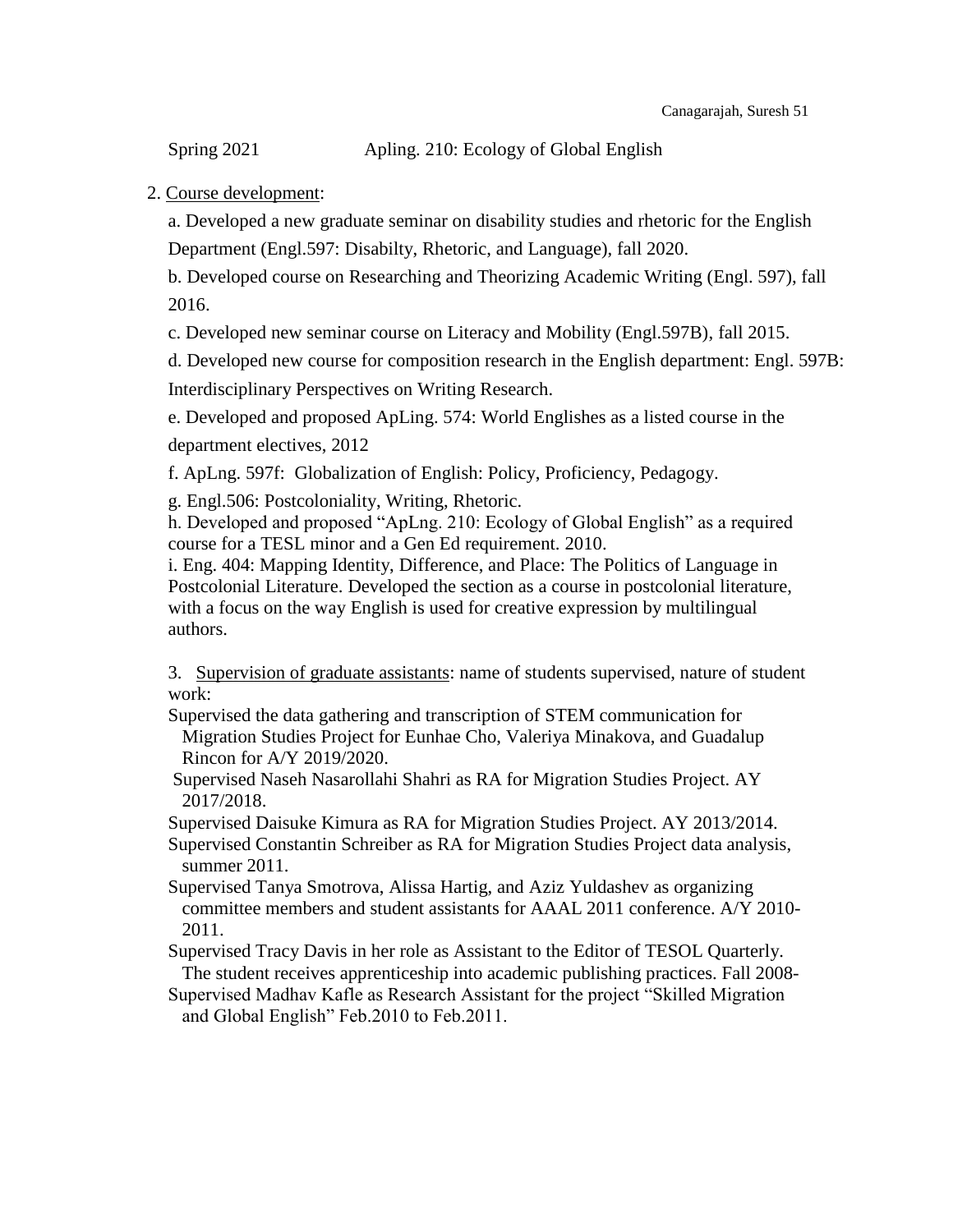Spring 2021 Apling. 210: Ecology of Global English

2. Course development:

a. Developed a new graduate seminar on disability studies and rhetoric for the English Department (Engl.597: Disabilty, Rhetoric, and Language), fall 2020.

b. Developed course on Researching and Theorizing Academic Writing (Engl. 597), fall 2016.

c. Developed new seminar course on Literacy and Mobility (Engl.597B), fall 2015.

d. Developed new course for composition research in the English department: Engl. 597B: Interdisciplinary Perspectives on Writing Research.

e. Developed and proposed ApLing. 574: World Englishes as a listed course in the department electives, 2012

f. ApLng. 597f: Globalization of English: Policy, Proficiency, Pedagogy.

g. Engl.506: Postcoloniality, Writing, Rhetoric.

h. Developed and proposed "ApLng. 210: Ecology of Global English" as a required course for a TESL minor and a Gen Ed requirement. 2010.

i. Eng. 404: Mapping Identity, Difference, and Place: The Politics of Language in Postcolonial Literature. Developed the section as a course in postcolonial literature, with a focus on the way English is used for creative expression by multilingual authors.

3. Supervision of graduate assistants: name of students supervised, nature of student work:

Supervised the data gathering and transcription of STEM communication for Migration Studies Project for Eunhae Cho, Valeriya Minakova, and Guadalup Rincon for A/Y 2019/2020.

Supervised Naseh Nasarollahi Shahri as RA for Migration Studies Project. AY 2017/2018.

Supervised Daisuke Kimura as RA for Migration Studies Project. AY 2013/2014.

Supervised Constantin Schreiber as RA for Migration Studies Project data analysis, summer 2011.

Supervised Tanya Smotrova, Alissa Hartig, and Aziz Yuldashev as organizing committee members and student assistants for AAAL 2011 conference. A/Y 2010-2011.

Supervised Tracy Davis in her role as Assistant to the Editor of TESOL Quarterly. The student receives apprenticeship into academic publishing practices. Fall 2008-

Supervised Madhav Kafle as Research Assistant for the project "Skilled Migration and Global English" Feb.2010 to Feb.2011.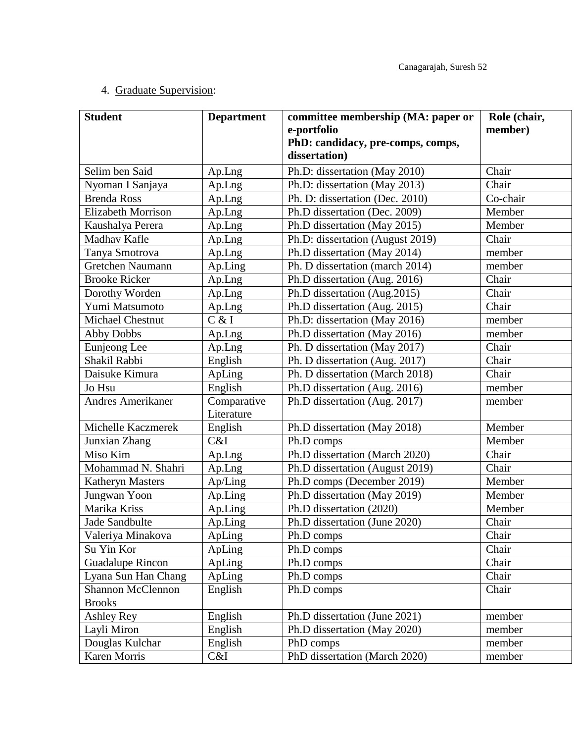4. Graduate Supervision:

| Student | Department | committee membership (MA: paper or e-portfolio PhD: candidacy, pre-comps, comps, dissertation) | Role (chair, member) |
| --- | --- | --- | --- |
| Selim ben Said | Ap.Lng | Ph.D: dissertation (May 2010) | Chair |
| Nyoman I Sanjaya | Ap.Lng | Ph.D: dissertation (May 2013) | Chair |
| Brenda Ross | Ap.Lng | Ph. D: dissertation (Dec. 2010) | Co-chair |
| Elizabeth Morrison | Ap.Lng | Ph.D dissertation (Dec. 2009) | Member |
| Kaushalya Perera | Ap.Lng | Ph.D dissertation (May 2015) | Member |
| Madhav Kafle | Ap.Lng | Ph.D: dissertation (August 2019) | Chair |
| Tanya Smotrova | Ap.Lng | Ph.D dissertation (May 2014) | member |
| Gretchen Naumann | Ap.Ling | Ph. D dissertation (march 2014) | member |
| Brooke Ricker | Ap.Lng | Ph.D dissertation (Aug. 2016) | Chair |
| Dorothy Worden | Ap.Lng | Ph.D dissertation (Aug.2015) | Chair |
| Yumi Matsumoto | Ap.Lng | Ph.D dissertation (Aug. 2015) | Chair |
| Michael Chestnut | C & I | Ph.D: dissertation (May 2016) | member |
| Abby Dobbs | Ap.Lng | Ph.D dissertation (May 2016) | member |
| Eunjeong Lee | Ap.Lng | Ph. D dissertation (May 2017) | Chair |
| Shakil Rabbi | English | Ph. D dissertation (Aug. 2017) | Chair |
| Daisuke Kimura | ApLing | Ph. D dissertation (March 2018) | Chair |
| Jo Hsu | English | Ph.D dissertation (Aug. 2016) | member |
| Andres Amerikaner | Comparative Literature | Ph.D dissertation (Aug. 2017) | member |
| Michelle Kaczmerek | English | Ph.D dissertation (May 2018) | Member |
| Junxian Zhang | C&I | Ph.D comps | Member |
| Miso Kim | Ap.Lng | Ph.D dissertation (March 2020) | Chair |
| Mohammad N. Shahri | Ap.Lng | Ph.D dissertation (August 2019) | Chair |
| Katheryn Masters | Ap/Ling | Ph.D comps (December 2019) | Member |
| Jungwan Yoon | Ap.Ling | Ph.D dissertation (May 2019) | Member |
| Marika Kriss | Ap.Ling | Ph.D dissertation (2020) | Member |
| Jade Sandbulte | Ap.Ling | Ph.D dissertation (June 2020) | Chair |
| Valeriya Minakova | ApLing | Ph.D comps | Chair |
| Su Yin Kor | ApLing | Ph.D comps | Chair |
| Guadalupe Rincon | ApLing | Ph.D comps | Chair |
| Lyana Sun Han Chang | ApLing | Ph.D comps | Chair |
| Shannon McClennon Brooks | English | Ph.D comps | Chair |
| Ashley Rey | English | Ph.D dissertation (June 2021) | member |
| Layli Miron | English | Ph.D dissertation (May 2020) | member |
| Douglas Kulchar | English | PhD comps | member |
| Karen Morris | C&I | PhD dissertation (March 2020) | member |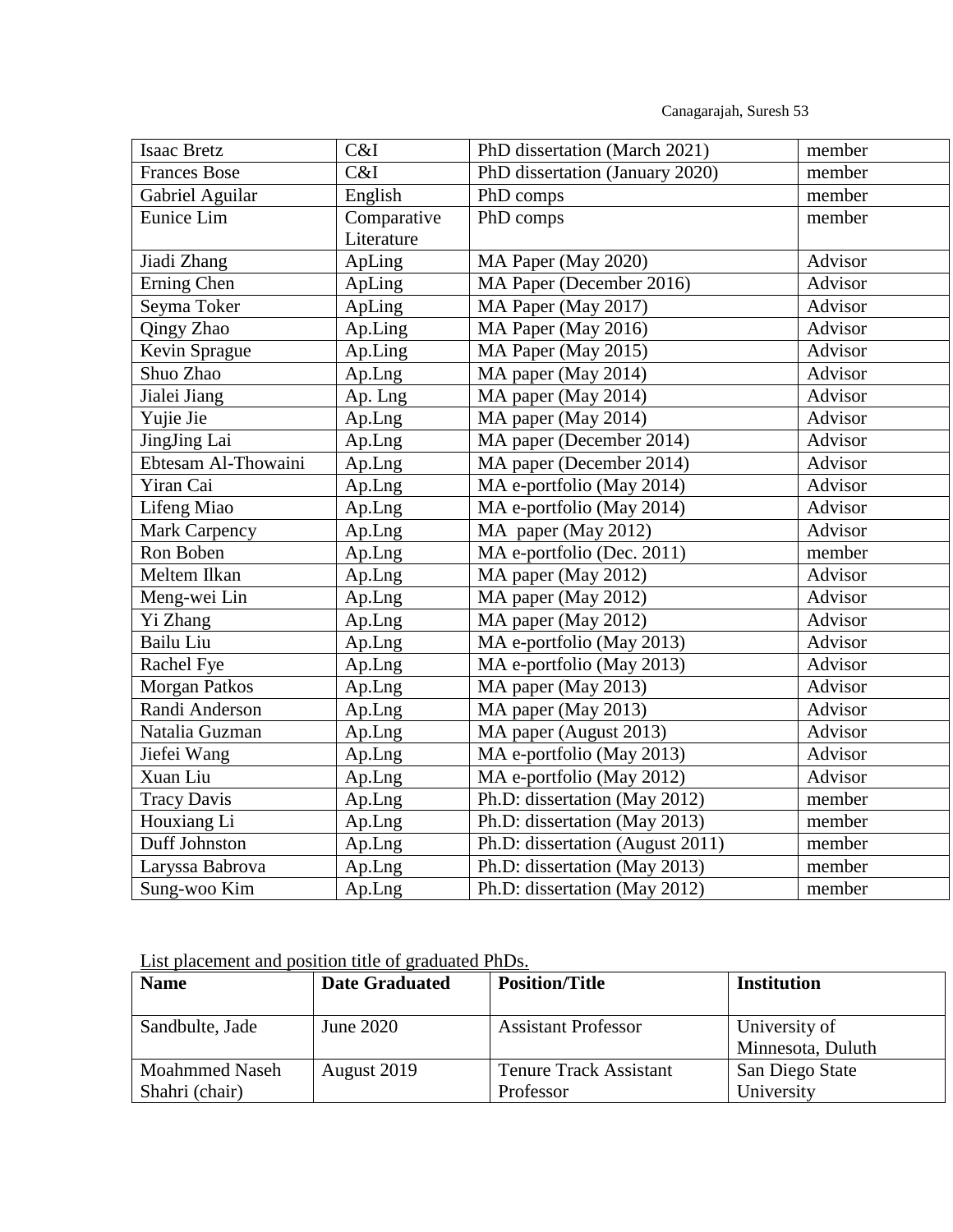| Isaac Bretz | C&I | PhD dissertation (March 2021) | member |
|---|---|---|---|
| Frances Bose | C&I | PhD dissertation (January 2020) | member |
| Gabriel Aguilar | English | PhD comps | member |
| Eunice Lim | Comparative Literature | PhD comps | member |
| Jiadi Zhang | ApLing | MA Paper (May 2020) | Advisor |
| Erning Chen | ApLing | MA Paper (December 2016) | Advisor |
| Seyma Toker | ApLing | MA Paper (May 2017) | Advisor |
| Qingy Zhao | Ap.Ling | MA Paper (May 2016) | Advisor |
| Kevin Sprague | Ap.Ling | MA Paper (May 2015) | Advisor |
| Shuo Zhao | Ap.Lng | MA paper (May 2014) | Advisor |
| Jialei Jiang | Ap. Lng | MA paper (May 2014) | Advisor |
| Yujie Jie | Ap.Lng | MA paper (May 2014) | Advisor |
| JingJing Lai | Ap.Lng | MA paper (December 2014) | Advisor |
| Ebtesam Al-Thowaini | Ap.Lng | MA paper (December 2014) | Advisor |
| Yiran Cai | Ap.Lng | MA e-portfolio (May 2014) | Advisor |
| Lifeng Miao | Ap.Lng | MA e-portfolio (May 2014) | Advisor |
| Mark Carpency | Ap.Lng | MA paper (May 2012) | Advisor |
| Ron Boben | Ap.Lng | MA e-portfolio (Dec. 2011) | member |
| Meltem Ilkan | Ap.Lng | MA paper (May 2012) | Advisor |
| Meng-wei Lin | Ap.Lng | MA paper (May 2012) | Advisor |
| Yi Zhang | Ap.Lng | MA paper (May 2012) | Advisor |
| Bailu Liu | Ap.Lng | MA e-portfolio (May 2013) | Advisor |
| Rachel Fye | Ap.Lng | MA e-portfolio (May 2013) | Advisor |
| Morgan Patkos | Ap.Lng | MA paper (May 2013) | Advisor |
| Randi Anderson | Ap.Lng | MA paper (May 2013) | Advisor |
| Natalia Guzman | Ap.Lng | MA paper (August 2013) | Advisor |
| Jiefei Wang | Ap.Lng | MA e-portfolio (May 2013) | Advisor |
| Xuan Liu | Ap.Lng | MA e-portfolio (May 2012) | Advisor |
| Tracy Davis | Ap.Lng | Ph.D: dissertation (May 2012) | member |
| Houxiang Li | Ap.Lng | Ph.D: dissertation (May 2013) | member |
| Duff Johnston | Ap.Lng | Ph.D: dissertation (August 2011) | member |
| Laryssa Babrova | Ap.Lng | Ph.D: dissertation (May 2013) | member |
| Sung-woo Kim | Ap.Lng | Ph.D: dissertation (May 2012) | member |

List placement and position title of graduated PhDs.

| **Name** | **Date Graduated** | **Position/Title** | **Institution** |
|---|---|---|---|
| Sandbulte, Jade | June 2020 | Assistant Professor | University of Minnesota, Duluth |
| Moahmmed Naseh Shahri (chair) | August 2019 | Tenure Track Assistant Professor | San Diego State University |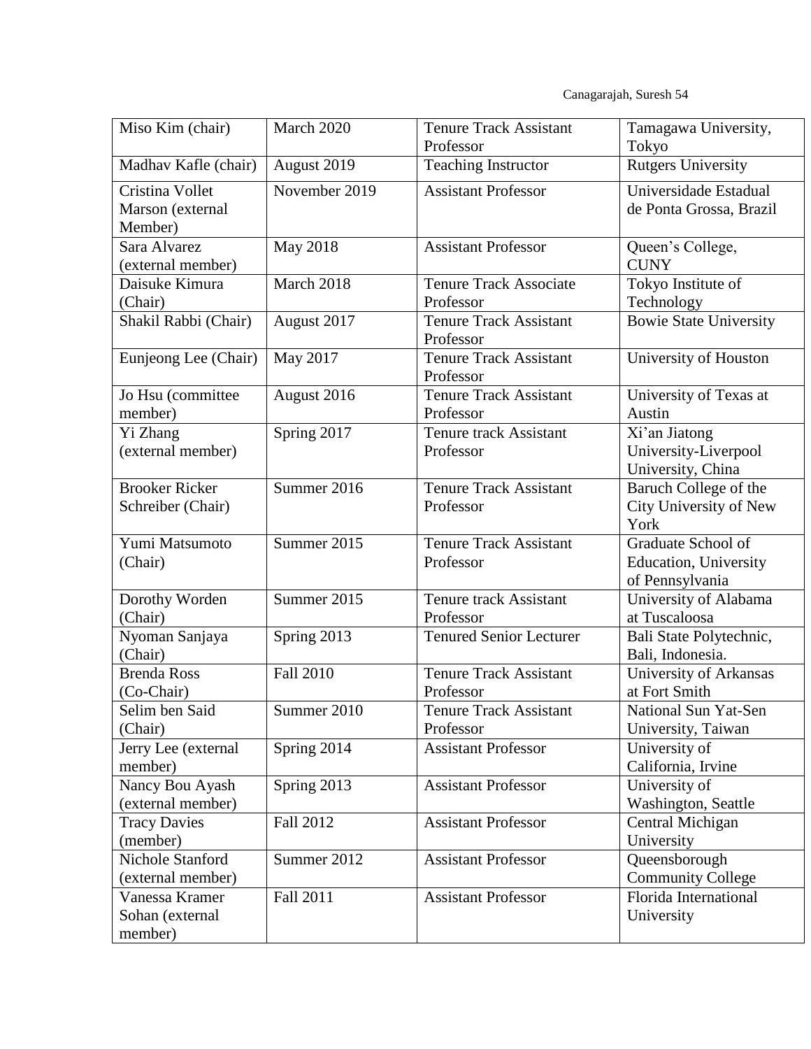| Miso Kim (chair) | March 2020 | Tenure Track Assistant Professor | Tamagawa University, Tokyo |
|---|---|---|---|
| Madhav Kafle (chair) | August 2019 | Teaching Instructor | Rutgers University |
| Cristina Vollet Marson (external Member) | November 2019 | Assistant Professor | Universidade Estadual de Ponta Grossa, Brazil |
| Sara Alvarez (external member) | May 2018 | Assistant Professor | Queen's College, CUNY |
| Daisuke Kimura (Chair) | March 2018 | Tenure Track Associate Professor | Tokyo Institute of Technology |
| Shakil Rabbi (Chair) | August 2017 | Tenure Track Assistant Professor | Bowie State University |
| Eunjeong Lee (Chair) | May 2017 | Tenure Track Assistant Professor | University of Houston |
| Jo Hsu (committee member) | August 2016 | Tenure Track Assistant Professor | University of Texas at Austin |
| Yi Zhang (external member) | Spring 2017 | Tenure track Assistant Professor | Xi'an Jiatong University-Liverpool University, China |
| Brooker Ricker Schreiber (Chair) | Summer 2016 | Tenure Track Assistant Professor | Baruch College of the City University of New York |
| Yumi Matsumoto (Chair) | Summer 2015 | Tenure Track Assistant Professor | Graduate School of Education, University of Pennsylvania |
| Dorothy Worden (Chair) | Summer 2015 | Tenure track Assistant Professor | University of Alabama at Tuscaloosa |
| Nyoman Sanjaya (Chair) | Spring 2013 | Tenured Senior Lecturer | Bali State Polytechnic, Bali, Indonesia. |
| Brenda Ross (Co-Chair) | Fall 2010 | Tenure Track Assistant Professor | University of Arkansas at Fort Smith |
| Selim ben Said (Chair) | Summer 2010 | Tenure Track Assistant Professor | National Sun Yat-Sen University, Taiwan |
| Jerry Lee (external member) | Spring 2014 | Assistant Professor | University of California, Irvine |
| Nancy Bou Ayash (external member) | Spring 2013 | Assistant Professor | University of Washington, Seattle |
| Tracy Davies (member) | Fall 2012 | Assistant Professor | Central Michigan University |
| Nichole Stanford (external member) | Summer 2012 | Assistant Professor | Queensborough Community College |
| Vanessa Kramer Sohan (external member) | Fall 2011 | Assistant Professor | Florida International University |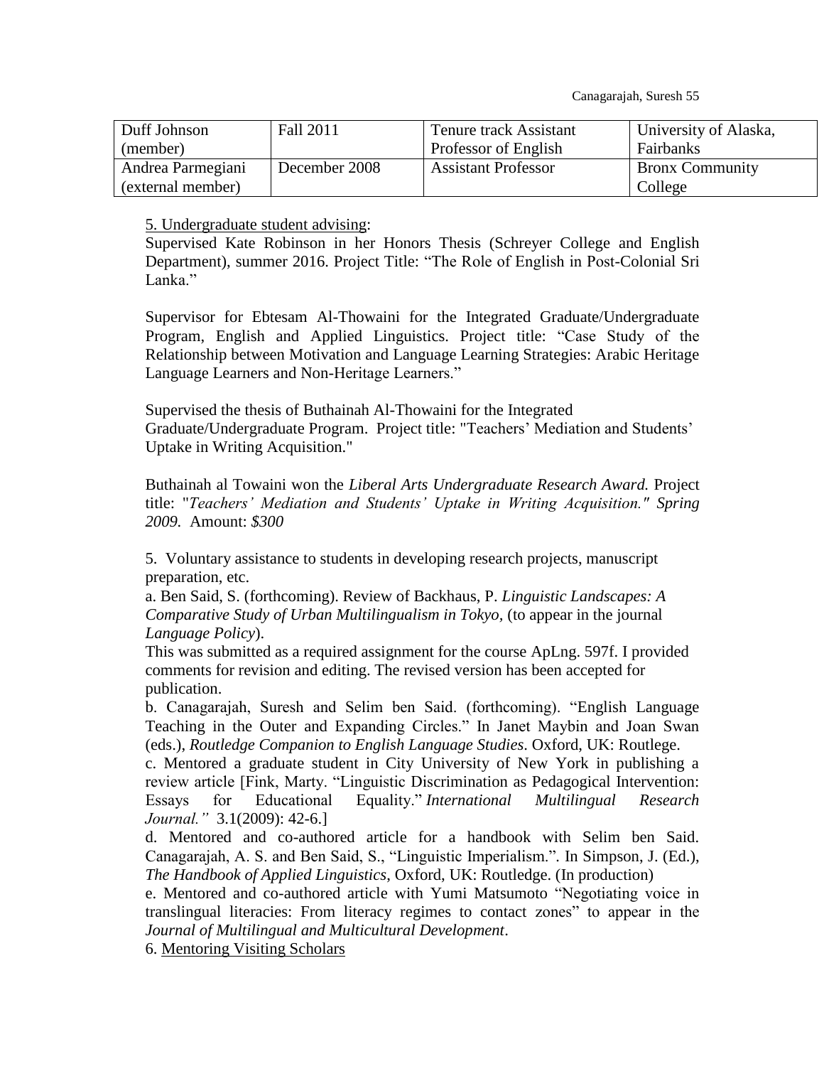| Duff Johnson (member) | Fall 2011 | Tenure track Assistant Professor of English | University of Alaska, Fairbanks |
|---|---|---|---|
| Andrea Parmegiani (external member) | December 2008 | Assistant Professor | Bronx Community College |

5. Undergraduate student advising:

Supervised Kate Robinson in her Honors Thesis (Schreyer College and English Department), summer 2016. Project Title: "The Role of English in Post-Colonial Sri Lanka."

Supervisor for Ebtesam Al-Thowaini for the Integrated Graduate/Undergraduate Program, English and Applied Linguistics. Project title: "Case Study of the Relationship between Motivation and Language Learning Strategies: Arabic Heritage Language Learners and Non-Heritage Learners."

Supervised the thesis of Buthainah Al-Thowaini for the Integrated Graduate/Undergraduate Program. Project title: "Teachers' Mediation and Students' Uptake in Writing Acquisition."

Buthainah al Towaini won the *Liberal Arts Undergraduate Research Award.* Project title: "*Teachers' Mediation and Students' Uptake in Writing Acquisition." Spring 2009.* Amount: *$300*

5. Voluntary assistance to students in developing research projects, manuscript preparation, etc.

a. Ben Said, S. (forthcoming). Review of Backhaus, P. *Linguistic Landscapes: A Comparative Study of Urban Multilingualism in Tokyo*, (to appear in the journal *Language Policy*).
This was submitted as a required assignment for the course ApLng. 597f. I provided comments for revision and editing. The revised version has been accepted for publication.

b. Canagarajah, Suresh and Selim ben Said. (forthcoming). "English Language Teaching in the Outer and Expanding Circles." In Janet Maybin and Joan Swan (eds.), *Routledge Companion to English Language Studies*. Oxford, UK: Routlege.

c. Mentored a graduate student in City University of New York in publishing a review article [Fink, Marty. "Linguistic Discrimination as Pedagogical Intervention: Essays for Educational Equality." *International Multilingual Research Journal."* 3.1(2009): 42-6.]

d. Mentored and co-authored article for a handbook with Selim ben Said. Canagarajah, A. S. and Ben Said, S., "Linguistic Imperialism.". In Simpson, J. (Ed.), *The Handbook of Applied Linguistics*, Oxford, UK: Routledge. (In production)

e. Mentored and co-authored article with Yumi Matsumoto "Negotiating voice in translingual literacies: From literacy regimes to contact zones" to appear in the *Journal of Multilingual and Multicultural Development*.

6. Mentoring Visiting Scholars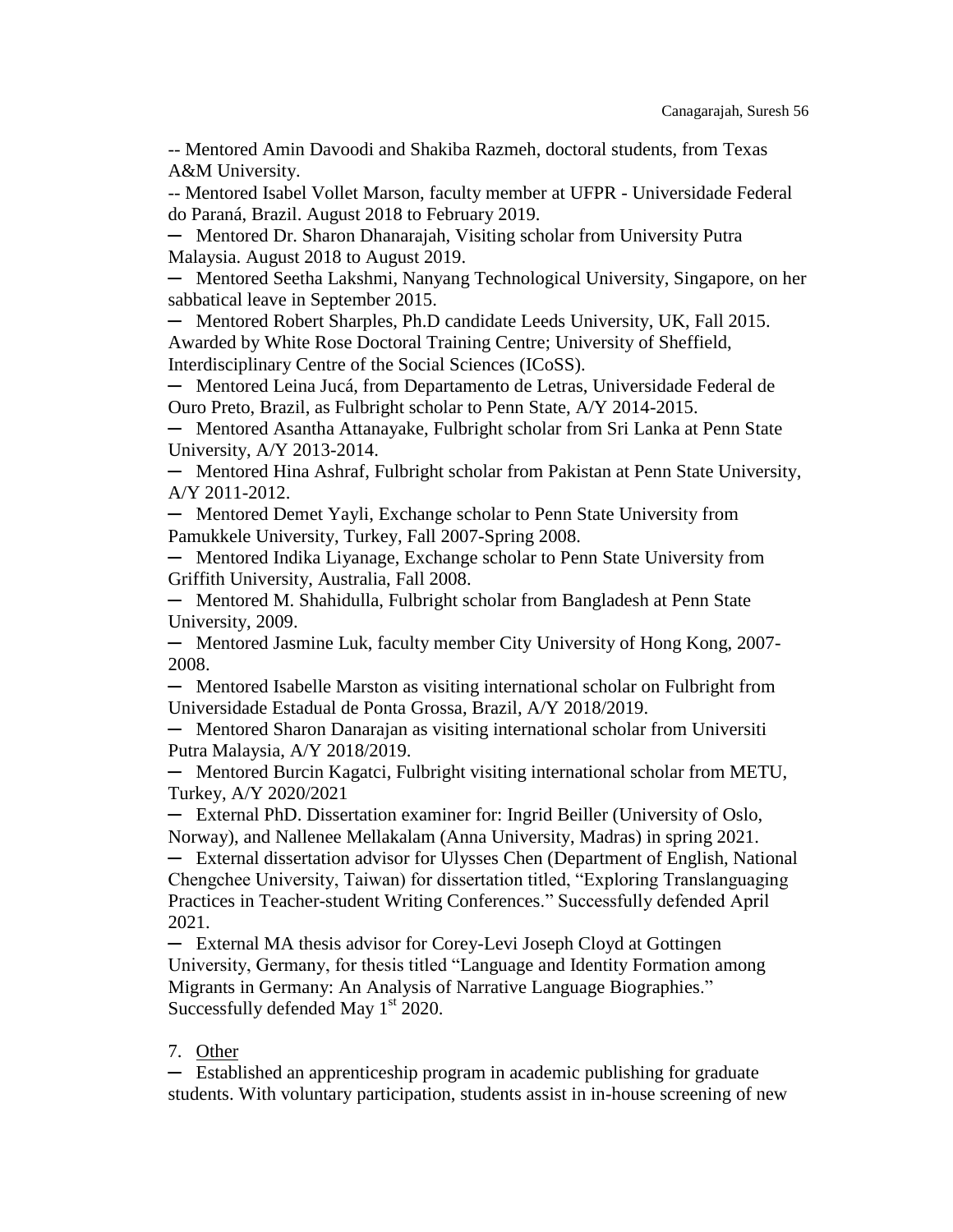-- Mentored Amin Davoodi and Shakiba Razmeh, doctoral students, from Texas A&M University.

-- Mentored Isabel Vollet Marson, faculty member at UFPR - Universidade Federal do Paraná, Brazil. August 2018 to February 2019.

─ Mentored Dr. Sharon Dhanarajah, Visiting scholar from University Putra Malaysia. August 2018 to August 2019.

─ Mentored Seetha Lakshmi, Nanyang Technological University, Singapore, on her sabbatical leave in September 2015.

─ Mentored Robert Sharples, Ph.D candidate Leeds University, UK, Fall 2015. Awarded by White Rose Doctoral Training Centre; University of Sheffield, Interdisciplinary Centre of the Social Sciences (ICoSS).

─ Mentored Leina Jucá, from Departamento de Letras, Universidade Federal de Ouro Preto, Brazil, as Fulbright scholar to Penn State, A/Y 2014-2015.

─ Mentored Asantha Attanayake, Fulbright scholar from Sri Lanka at Penn State University, A/Y 2013-2014.

─ Mentored Hina Ashraf, Fulbright scholar from Pakistan at Penn State University, A/Y 2011-2012.

─ Mentored Demet Yayli, Exchange scholar to Penn State University from Pamukkele University, Turkey, Fall 2007-Spring 2008.

─ Mentored Indika Liyanage, Exchange scholar to Penn State University from Griffith University, Australia, Fall 2008.

─ Mentored M. Shahidulla, Fulbright scholar from Bangladesh at Penn State University, 2009.

─ Mentored Jasmine Luk, faculty member City University of Hong Kong, 2007-2008.

─ Mentored Isabelle Marston as visiting international scholar on Fulbright from Universidade Estadual de Ponta Grossa, Brazil, A/Y 2018/2019.

─ Mentored Sharon Danarajan as visiting international scholar from Universiti Putra Malaysia, A/Y 2018/2019.

─ Mentored Burcin Kagatci, Fulbright visiting international scholar from METU, Turkey, A/Y 2020/2021

─ External PhD. Dissertation examiner for: Ingrid Beiller (University of Oslo, Norway), and Nallenee Mellakalam (Anna University, Madras) in spring 2021.

─ External dissertation advisor for Ulysses Chen (Department of English, National Chengchee University, Taiwan) for dissertation titled, "Exploring Translanguaging Practices in Teacher-student Writing Conferences." Successfully defended April 2021.

─ External MA thesis advisor for Corey-Levi Joseph Cloyd at Gottingen University, Germany, for thesis titled "Language and Identity Formation among Migrants in Germany: An Analysis of Narrative Language Biographies." Successfully defended May 1st 2020.

7. Other

─ Established an apprenticeship program in academic publishing for graduate students. With voluntary participation, students assist in in-house screening of new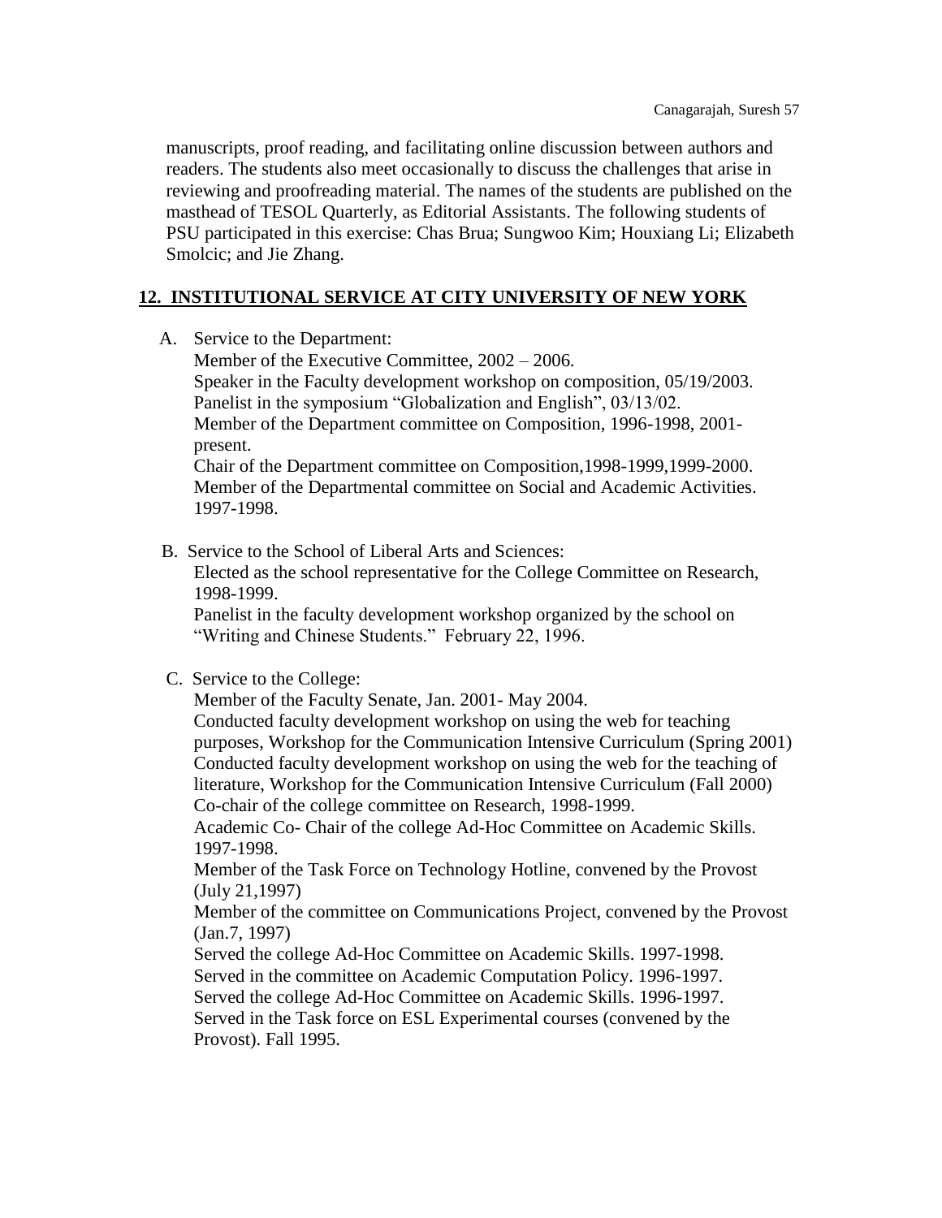manuscripts, proof reading, and facilitating online discussion between authors and readers. The students also meet occasionally to discuss the challenges that arise in reviewing and proofreading material. The names of the students are published on the masthead of TESOL Quarterly, as Editorial Assistants. The following students of PSU participated in this exercise: Chas Brua; Sungwoo Kim; Houxiang Li; Elizabeth Smolcic; and Jie Zhang.

## 12. INSTITUTIONAL SERVICE AT CITY UNIVERSITY OF NEW YORK

A. Service to the Department:
   Member of the Executive Committee, 2002 – 2006.
   Speaker in the Faculty development workshop on composition, 05/19/2003.
   Panelist in the symposium "Globalization and English", 03/13/02.
   Member of the Department committee on Composition, 1996-1998, 2001-present.
   Chair of the Department committee on Composition,1998-1999,1999-2000.
   Member of the Departmental committee on Social and Academic Activities. 1997-1998.

B. Service to the School of Liberal Arts and Sciences:
   Elected as the school representative for the College Committee on Research, 1998-1999.
   Panelist in the faculty development workshop organized by the school on "Writing and Chinese Students." February 22, 1996.

C. Service to the College:
   Member of the Faculty Senate, Jan. 2001- May 2004.
   Conducted faculty development workshop on using the web for teaching purposes, Workshop for the Communication Intensive Curriculum (Spring 2001)
   Conducted faculty development workshop on using the web for the teaching of literature, Workshop for the Communication Intensive Curriculum (Fall 2000)
   Co-chair of the college committee on Research, 1998-1999.
   Academic Co- Chair of the college Ad-Hoc Committee on Academic Skills. 1997-1998.
   Member of the Task Force on Technology Hotline, convened by the Provost (July 21,1997)
   Member of the committee on Communications Project, convened by the Provost (Jan.7, 1997)
   Served the college Ad-Hoc Committee on Academic Skills. 1997-1998.
   Served in the committee on Academic Computation Policy. 1996-1997.
   Served the college Ad-Hoc Committee on Academic Skills. 1996-1997.
   Served in the Task force on ESL Experimental courses (convened by the Provost). Fall 1995.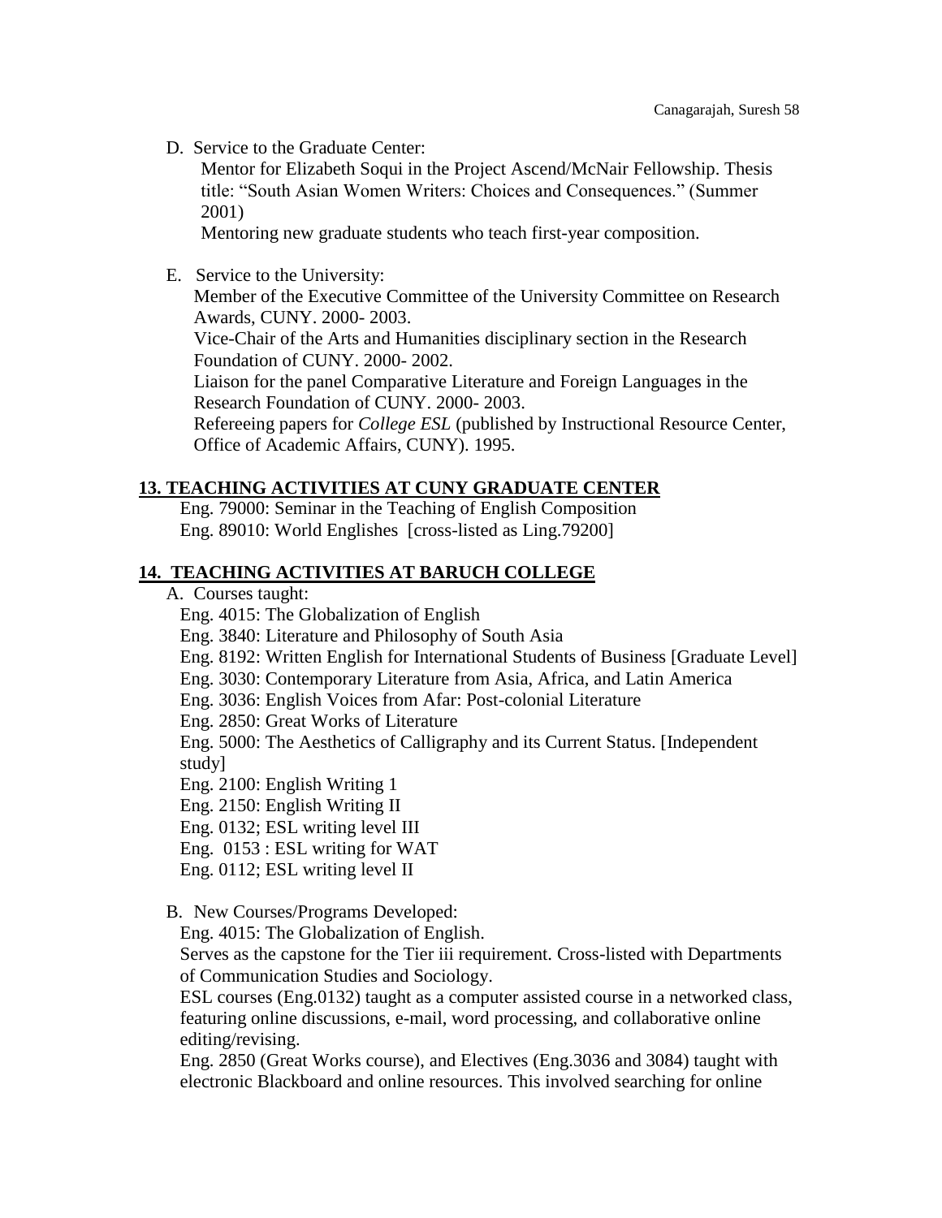D. Service to the Graduate Center:

Mentor for Elizabeth Soqui in the Project Ascend/McNair Fellowship. Thesis title: "South Asian Women Writers: Choices and Consequences." (Summer 2001)

Mentoring new graduate students who teach first-year composition.

E. Service to the University:

Member of the Executive Committee of the University Committee on Research Awards, CUNY. 2000- 2003.

Vice-Chair of the Arts and Humanities disciplinary section in the Research Foundation of CUNY. 2000- 2002.

Liaison for the panel Comparative Literature and Foreign Languages in the Research Foundation of CUNY. 2000- 2003.

Refereeing papers for *College ESL* (published by Instructional Resource Center, Office of Academic Affairs, CUNY). 1995.

## 13. TEACHING ACTIVITIES AT CUNY GRADUATE CENTER

Eng. 79000: Seminar in the Teaching of English Composition

Eng. 89010: World Englishes [cross-listed as Ling.79200]

## 14. TEACHING ACTIVITIES AT BARUCH COLLEGE

A. Courses taught:

Eng. 4015: The Globalization of English

Eng. 3840: Literature and Philosophy of South Asia

Eng. 8192: Written English for International Students of Business [Graduate Level]

Eng. 3030: Contemporary Literature from Asia, Africa, and Latin America

Eng. 3036: English Voices from Afar: Post-colonial Literature

Eng. 2850: Great Works of Literature

Eng. 5000: The Aesthetics of Calligraphy and its Current Status. [Independent study]

Eng. 2100: English Writing 1

Eng. 2150: English Writing II

Eng. 0132; ESL writing level III

Eng. 0153 : ESL writing for WAT

Eng. 0112; ESL writing level II

B. New Courses/Programs Developed:

Eng. 4015: The Globalization of English.

Serves as the capstone for the Tier iii requirement. Cross-listed with Departments of Communication Studies and Sociology.

ESL courses (Eng.0132) taught as a computer assisted course in a networked class, featuring online discussions, e-mail, word processing, and collaborative online editing/revising.

Eng. 2850 (Great Works course), and Electives (Eng.3036 and 3084) taught with electronic Blackboard and online resources. This involved searching for online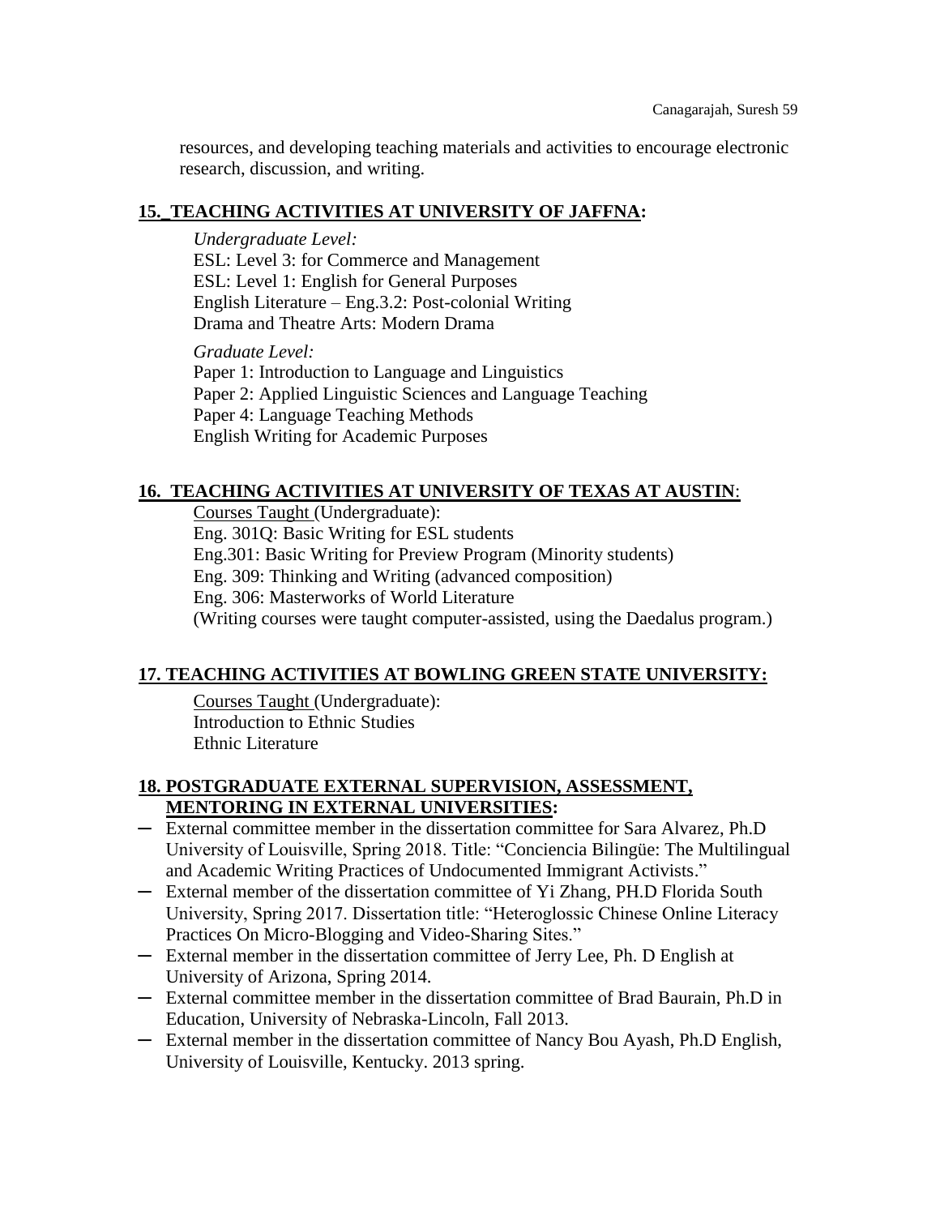resources, and developing teaching materials and activities to encourage electronic research, discussion, and writing.

## 15. TEACHING ACTIVITIES AT UNIVERSITY OF JAFFNA:

*Undergraduate Level:*
ESL: Level 3: for Commerce and Management
ESL: Level 1: English for General Purposes
English Literature – Eng.3.2: Post-colonial Writing
Drama and Theatre Arts: Modern Drama

*Graduate Level:*
Paper 1: Introduction to Language and Linguistics
Paper 2: Applied Linguistic Sciences and Language Teaching
Paper 4: Language Teaching Methods
English Writing for Academic Purposes

## 16. TEACHING ACTIVITIES AT UNIVERSITY OF TEXAS AT AUSTIN:

Courses Taught (Undergraduate):
Eng. 301Q: Basic Writing for ESL students
Eng.301: Basic Writing for Preview Program (Minority students)
Eng. 309: Thinking and Writing (advanced composition)
Eng. 306: Masterworks of World Literature
(Writing courses were taught computer-assisted, using the Daedalus program.)

## 17. TEACHING ACTIVITIES AT BOWLING GREEN STATE UNIVERSITY:

Courses Taught (Undergraduate):
Introduction to Ethnic Studies
Ethnic Literature

## 18. POSTGRADUATE EXTERNAL SUPERVISION, ASSESSMENT, MENTORING IN EXTERNAL UNIVERSITIES:

- External committee member in the dissertation committee for Sara Alvarez, Ph.D University of Louisville, Spring 2018. Title: "Conciencia Bilingüe: The Multilingual and Academic Writing Practices of Undocumented Immigrant Activists."
- External member of the dissertation committee of Yi Zhang, PH.D Florida South University, Spring 2017. Dissertation title: "Heteroglossic Chinese Online Literacy Practices On Micro-Blogging and Video-Sharing Sites."
- External member in the dissertation committee of Jerry Lee, Ph. D English at University of Arizona, Spring 2014.
- External committee member in the dissertation committee of Brad Baurain, Ph.D in Education, University of Nebraska-Lincoln, Fall 2013.
- External member in the dissertation committee of Nancy Bou Ayash, Ph.D English, University of Louisville, Kentucky. 2013 spring.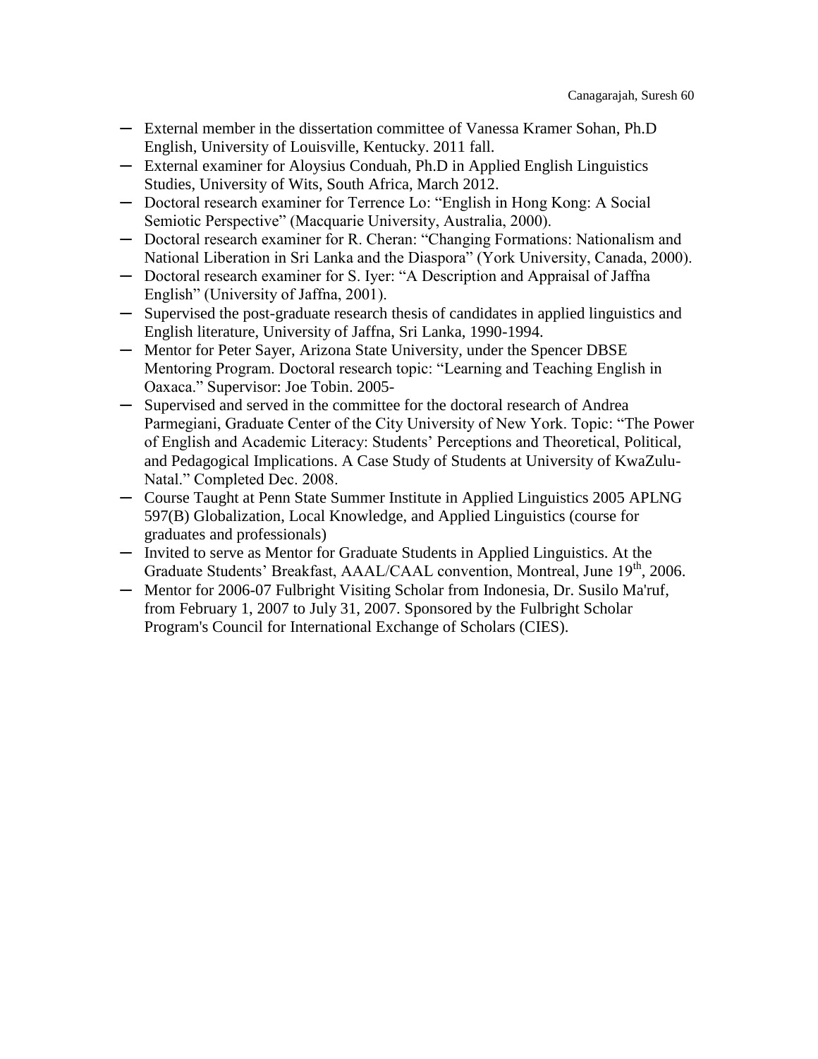- External member in the dissertation committee of Vanessa Kramer Sohan, Ph.D English, University of Louisville, Kentucky. 2011 fall.
- External examiner for Aloysius Conduah, Ph.D in Applied English Linguistics Studies, University of Wits, South Africa, March 2012.
- Doctoral research examiner for Terrence Lo: "English in Hong Kong: A Social Semiotic Perspective" (Macquarie University, Australia, 2000).
- Doctoral research examiner for R. Cheran: "Changing Formations: Nationalism and National Liberation in Sri Lanka and the Diaspora" (York University, Canada, 2000).
- Doctoral research examiner for S. Iyer: "A Description and Appraisal of Jaffna English" (University of Jaffna, 2001).
- Supervised the post-graduate research thesis of candidates in applied linguistics and English literature, University of Jaffna, Sri Lanka, 1990-1994.
- Mentor for Peter Sayer, Arizona State University, under the Spencer DBSE Mentoring Program. Doctoral research topic: "Learning and Teaching English in Oaxaca." Supervisor: Joe Tobin. 2005-
- Supervised and served in the committee for the doctoral research of Andrea Parmegiani, Graduate Center of the City University of New York. Topic: "The Power of English and Academic Literacy: Students' Perceptions and Theoretical, Political, and Pedagogical Implications. A Case Study of Students at University of KwaZulu-Natal." Completed Dec. 2008.
- Course Taught at Penn State Summer Institute in Applied Linguistics 2005 APLNG 597(B) Globalization, Local Knowledge, and Applied Linguistics (course for graduates and professionals)
- Invited to serve as Mentor for Graduate Students in Applied Linguistics. At the Graduate Students' Breakfast, AAAL/CAAL convention, Montreal, June 19th, 2006.
- Mentor for 2006-07 Fulbright Visiting Scholar from Indonesia, Dr. Susilo Ma'ruf, from February 1, 2007 to July 31, 2007. Sponsored by the Fulbright Scholar Program's Council for International Exchange of Scholars (CIES).